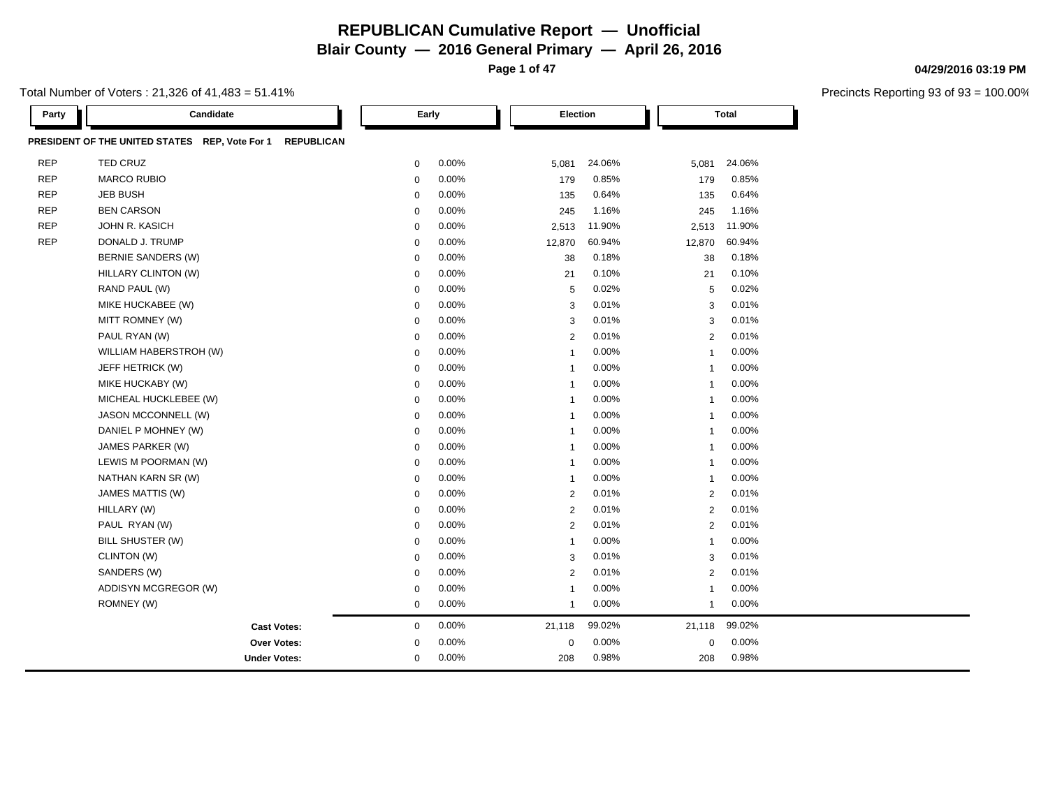# REPUBLICAN Cumulative Report — Unofficial

**Blair County — 2016 General Primary — April 26, 2016**

**04/29/2016 03:19 PM**

Total Number of Voters : 21,326 of 41,483 = 51.41%

Precincts Reporting 93 of 93 = 100.00%

| Party | Candidate | Early | | Election | | Total | |
|---|---|---|---|---|---|---|---|
| **PRESIDENT OF THE UNITED STATES REP, Vote For 1 REPUBLICAN** | | | | | | | |
| REP | TED CRUZ | 0 | 0.00% | 5,081 | 24.06% | 5,081 | 24.06% |
| REP | MARCO RUBIO | 0 | 0.00% | 179 | 0.85% | 179 | 0.85% |
| REP | JEB BUSH | 0 | 0.00% | 135 | 0.64% | 135 | 0.64% |
| REP | BEN CARSON | 0 | 0.00% | 245 | 1.16% | 245 | 1.16% |
| REP | JOHN R. KASICH | 0 | 0.00% | 2,513 | 11.90% | 2,513 | 11.90% |
| REP | DONALD J. TRUMP | 0 | 0.00% | 12,870 | 60.94% | 12,870 | 60.94% |
| | BERNIE SANDERS (W) | 0 | 0.00% | 38 | 0.18% | 38 | 0.18% |
| | HILLARY CLINTON (W) | 0 | 0.00% | 21 | 0.10% | 21 | 0.10% |
| | RAND PAUL (W) | 0 | 0.00% | 5 | 0.02% | 5 | 0.02% |
| | MIKE HUCKABEE (W) | 0 | 0.00% | 3 | 0.01% | 3 | 0.01% |
| | MITT ROMNEY (W) | 0 | 0.00% | 3 | 0.01% | 3 | 0.01% |
| | PAUL RYAN (W) | 0 | 0.00% | 2 | 0.01% | 2 | 0.01% |
| | WILLIAM HABERSTROH (W) | 0 | 0.00% | 1 | 0.00% | 1 | 0.00% |
| | JEFF HETRICK (W) | 0 | 0.00% | 1 | 0.00% | 1 | 0.00% |
| | MIKE HUCKABY (W) | 0 | 0.00% | 1 | 0.00% | 1 | 0.00% |
| | MICHEAL HUCKLEBEE (W) | 0 | 0.00% | 1 | 0.00% | 1 | 0.00% |
| | JASON MCCONNELL (W) | 0 | 0.00% | 1 | 0.00% | 1 | 0.00% |
| | DANIEL P MOHNEY (W) | 0 | 0.00% | 1 | 0.00% | 1 | 0.00% |
| | JAMES PARKER (W) | 0 | 0.00% | 1 | 0.00% | 1 | 0.00% |
| | LEWIS M POORMAN (W) | 0 | 0.00% | 1 | 0.00% | 1 | 0.00% |
| | NATHAN KARN SR (W) | 0 | 0.00% | 1 | 0.00% | 1 | 0.00% |
| | JAMES MATTIS (W) | 0 | 0.00% | 2 | 0.01% | 2 | 0.01% |
| | HILLARY (W) | 0 | 0.00% | 2 | 0.01% | 2 | 0.01% |
| | PAUL RYAN (W) | 0 | 0.00% | 2 | 0.01% | 2 | 0.01% |
| | BILL SHUSTER (W) | 0 | 0.00% | 1 | 0.00% | 1 | 0.00% |
| | CLINTON (W) | 0 | 0.00% | 3 | 0.01% | 3 | 0.01% |
| | SANDERS (W) | 0 | 0.00% | 2 | 0.01% | 2 | 0.01% |
| | ADDISYN MCGREGOR (W) | 0 | 0.00% | 1 | 0.00% | 1 | 0.00% |
| | ROMNEY (W) | 0 | 0.00% | 1 | 0.00% | 1 | 0.00% |
| | **Cast Votes:** | 0 | 0.00% | 21,118 | 99.02% | 21,118 | 99.02% |
| | **Over Votes:** | 0 | 0.00% | 0 | 0.00% | 0 | 0.00% |
| | **Under Votes:** | 0 | 0.00% | 208 | 0.98% | 208 | 0.98% |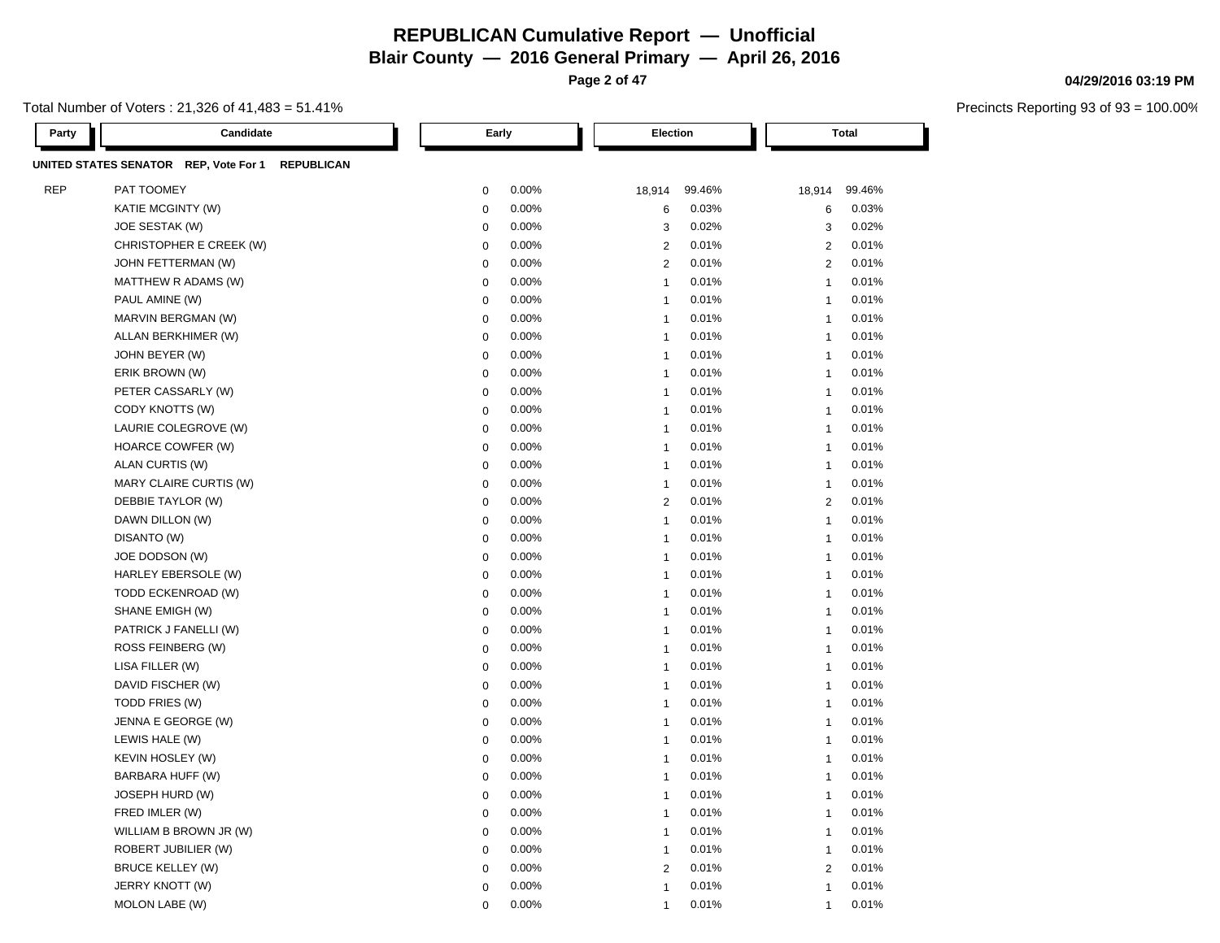# REPUBLICAN Cumulative Report — Unofficial

## Blair County — 2016 General Primary — April 26, 2016

04/29/2016 03:19 PM

Total Number of Voters : 21,326 of 41,483 = 51.41%

Precincts Reporting 93 of 93 = 100.00%

**UNITED STATES SENATOR REP, Vote For 1 REPUBLICAN**

| Party | Candidate | Early | | Election | | Total | |
|---|---|---|---|---|---|---|---|
| REP | PAT TOOMEY | 0 | 0.00% | 18,914 | 99.46% | 18,914 | 99.46% |
| | KATIE MCGINTY (W) | 0 | 0.00% | 6 | 0.03% | 6 | 0.03% |
| | JOE SESTAK (W) | 0 | 0.00% | 3 | 0.02% | 3 | 0.02% |
| | CHRISTOPHER E CREEK (W) | 0 | 0.00% | 2 | 0.01% | 2 | 0.01% |
| | JOHN FETTERMAN (W) | 0 | 0.00% | 2 | 0.01% | 2 | 0.01% |
| | MATTHEW R ADAMS (W) | 0 | 0.00% | 1 | 0.01% | 1 | 0.01% |
| | PAUL AMINE (W) | 0 | 0.00% | 1 | 0.01% | 1 | 0.01% |
| | MARVIN BERGMAN (W) | 0 | 0.00% | 1 | 0.01% | 1 | 0.01% |
| | ALLAN BERKHIMER (W) | 0 | 0.00% | 1 | 0.01% | 1 | 0.01% |
| | JOHN BEYER (W) | 0 | 0.00% | 1 | 0.01% | 1 | 0.01% |
| | ERIK BROWN (W) | 0 | 0.00% | 1 | 0.01% | 1 | 0.01% |
| | PETER CASSARLY (W) | 0 | 0.00% | 1 | 0.01% | 1 | 0.01% |
| | CODY KNOTTS (W) | 0 | 0.00% | 1 | 0.01% | 1 | 0.01% |
| | LAURIE COLEGROVE (W) | 0 | 0.00% | 1 | 0.01% | 1 | 0.01% |
| | HOARCE COWFER (W) | 0 | 0.00% | 1 | 0.01% | 1 | 0.01% |
| | ALAN CURTIS (W) | 0 | 0.00% | 1 | 0.01% | 1 | 0.01% |
| | MARY CLAIRE CURTIS (W) | 0 | 0.00% | 1 | 0.01% | 1 | 0.01% |
| | DEBBIE TAYLOR (W) | 0 | 0.00% | 2 | 0.01% | 2 | 0.01% |
| | DAWN DILLON (W) | 0 | 0.00% | 1 | 0.01% | 1 | 0.01% |
| | DISANTO (W) | 0 | 0.00% | 1 | 0.01% | 1 | 0.01% |
| | JOE DODSON (W) | 0 | 0.00% | 1 | 0.01% | 1 | 0.01% |
| | HARLEY EBERSOLE (W) | 0 | 0.00% | 1 | 0.01% | 1 | 0.01% |
| | TODD ECKENROAD (W) | 0 | 0.00% | 1 | 0.01% | 1 | 0.01% |
| | SHANE EMIGH (W) | 0 | 0.00% | 1 | 0.01% | 1 | 0.01% |
| | PATRICK J FANELLI (W) | 0 | 0.00% | 1 | 0.01% | 1 | 0.01% |
| | ROSS FEINBERG (W) | 0 | 0.00% | 1 | 0.01% | 1 | 0.01% |
| | LISA FILLER (W) | 0 | 0.00% | 1 | 0.01% | 1 | 0.01% |
| | DAVID FISCHER (W) | 0 | 0.00% | 1 | 0.01% | 1 | 0.01% |
| | TODD FRIES (W) | 0 | 0.00% | 1 | 0.01% | 1 | 0.01% |
| | JENNA E GEORGE (W) | 0 | 0.00% | 1 | 0.01% | 1 | 0.01% |
| | LEWIS HALE (W) | 0 | 0.00% | 1 | 0.01% | 1 | 0.01% |
| | KEVIN HOSLEY (W) | 0 | 0.00% | 1 | 0.01% | 1 | 0.01% |
| | BARBARA HUFF (W) | 0 | 0.00% | 1 | 0.01% | 1 | 0.01% |
| | JOSEPH HURD (W) | 0 | 0.00% | 1 | 0.01% | 1 | 0.01% |
| | FRED IMLER (W) | 0 | 0.00% | 1 | 0.01% | 1 | 0.01% |
| | WILLIAM B BROWN JR (W) | 0 | 0.00% | 1 | 0.01% | 1 | 0.01% |
| | ROBERT JUBILIER (W) | 0 | 0.00% | 1 | 0.01% | 1 | 0.01% |
| | BRUCE KELLEY (W) | 0 | 0.00% | 2 | 0.01% | 2 | 0.01% |
| | JERRY KNOTT (W) | 0 | 0.00% | 1 | 0.01% | 1 | 0.01% |
| | MOLON LABE (W) | 0 | 0.00% | 1 | 0.01% | 1 | 0.01% |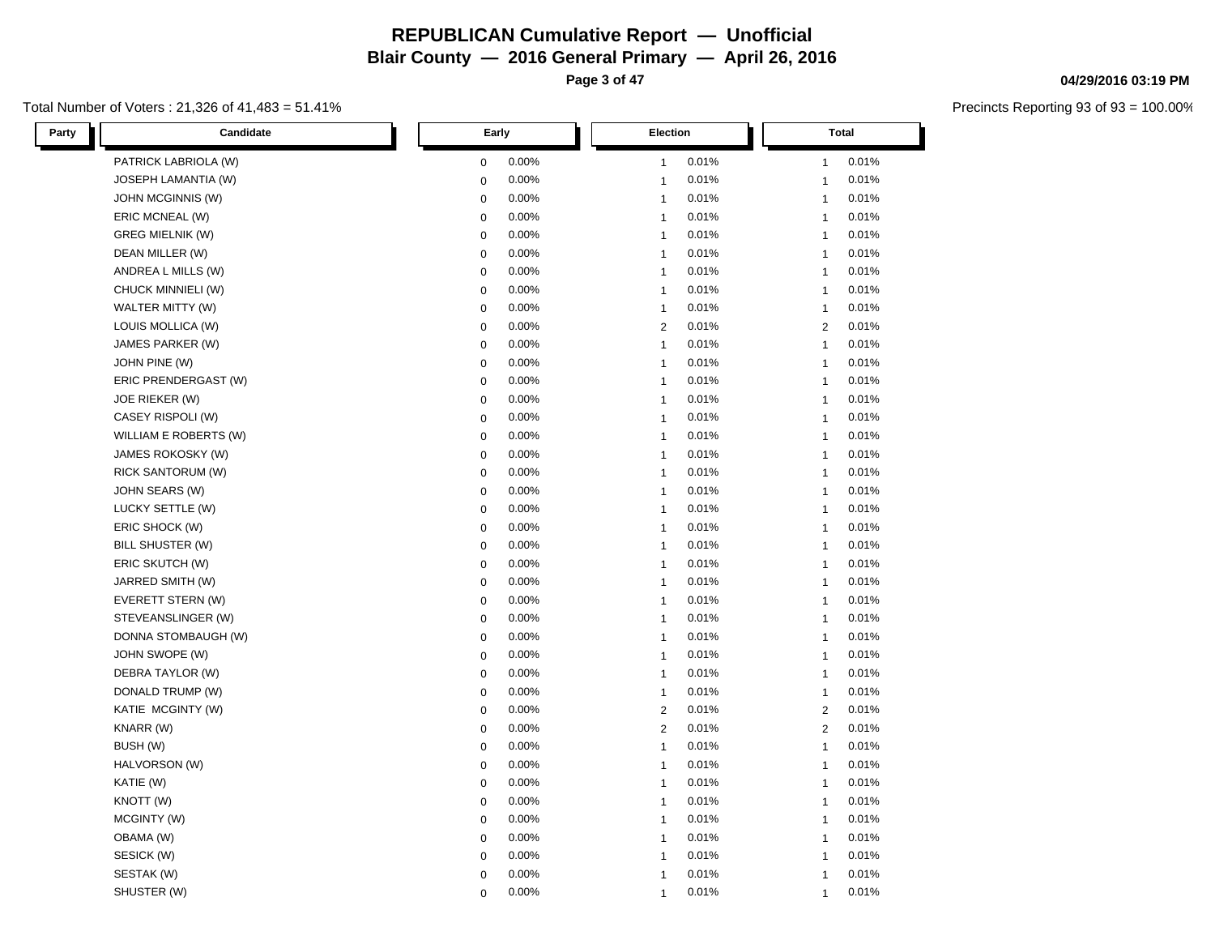# REPUBLICAN Cumulative Report — Unofficial

## Blair County — 2016 General Primary — April 26, 2016

04/29/2016 03:19 PM

Total Number of Voters : 21,326 of 41,483 = 51.41%

Precincts Reporting 93 of 93 = 100.00%

| Party | Candidate | Early | | Election | | Total | |
|---|---|---|---|---|---|---|---|
| | PATRICK LABRIOLA (W) | 0 | 0.00% | 1 | 0.01% | 1 | 0.01% |
| | JOSEPH LAMANTIA (W) | 0 | 0.00% | 1 | 0.01% | 1 | 0.01% |
| | JOHN MCGINNIS (W) | 0 | 0.00% | 1 | 0.01% | 1 | 0.01% |
| | ERIC MCNEAL (W) | 0 | 0.00% | 1 | 0.01% | 1 | 0.01% |
| | GREG MIELNIK (W) | 0 | 0.00% | 1 | 0.01% | 1 | 0.01% |
| | DEAN MILLER (W) | 0 | 0.00% | 1 | 0.01% | 1 | 0.01% |
| | ANDREA L MILLS (W) | 0 | 0.00% | 1 | 0.01% | 1 | 0.01% |
| | CHUCK MINNIELI (W) | 0 | 0.00% | 1 | 0.01% | 1 | 0.01% |
| | WALTER MITTY (W) | 0 | 0.00% | 1 | 0.01% | 1 | 0.01% |
| | LOUIS MOLLICA (W) | 0 | 0.00% | 2 | 0.01% | 2 | 0.01% |
| | JAMES PARKER (W) | 0 | 0.00% | 1 | 0.01% | 1 | 0.01% |
| | JOHN PINE (W) | 0 | 0.00% | 1 | 0.01% | 1 | 0.01% |
| | ERIC PRENDERGAST (W) | 0 | 0.00% | 1 | 0.01% | 1 | 0.01% |
| | JOE RIEKER (W) | 0 | 0.00% | 1 | 0.01% | 1 | 0.01% |
| | CASEY RISPOLI (W) | 0 | 0.00% | 1 | 0.01% | 1 | 0.01% |
| | WILLIAM E ROBERTS (W) | 0 | 0.00% | 1 | 0.01% | 1 | 0.01% |
| | JAMES ROKOSKY (W) | 0 | 0.00% | 1 | 0.01% | 1 | 0.01% |
| | RICK SANTORUM (W) | 0 | 0.00% | 1 | 0.01% | 1 | 0.01% |
| | JOHN SEARS (W) | 0 | 0.00% | 1 | 0.01% | 1 | 0.01% |
| | LUCKY SETTLE (W) | 0 | 0.00% | 1 | 0.01% | 1 | 0.01% |
| | ERIC SHOCK (W) | 0 | 0.00% | 1 | 0.01% | 1 | 0.01% |
| | BILL SHUSTER (W) | 0 | 0.00% | 1 | 0.01% | 1 | 0.01% |
| | ERIC SKUTCH (W) | 0 | 0.00% | 1 | 0.01% | 1 | 0.01% |
| | JARRED SMITH (W) | 0 | 0.00% | 1 | 0.01% | 1 | 0.01% |
| | EVERETT STERN (W) | 0 | 0.00% | 1 | 0.01% | 1 | 0.01% |
| | STEVEANSLINGER (W) | 0 | 0.00% | 1 | 0.01% | 1 | 0.01% |
| | DONNA STOMBAUGH (W) | 0 | 0.00% | 1 | 0.01% | 1 | 0.01% |
| | JOHN SWOPE (W) | 0 | 0.00% | 1 | 0.01% | 1 | 0.01% |
| | DEBRA TAYLOR (W) | 0 | 0.00% | 1 | 0.01% | 1 | 0.01% |
| | DONALD TRUMP (W) | 0 | 0.00% | 1 | 0.01% | 1 | 0.01% |
| | KATIE MCGINTY (W) | 0 | 0.00% | 2 | 0.01% | 2 | 0.01% |
| | KNARR (W) | 0 | 0.00% | 2 | 0.01% | 2 | 0.01% |
| | BUSH (W) | 0 | 0.00% | 1 | 0.01% | 1 | 0.01% |
| | HALVORSON (W) | 0 | 0.00% | 1 | 0.01% | 1 | 0.01% |
| | KATIE (W) | 0 | 0.00% | 1 | 0.01% | 1 | 0.01% |
| | KNOTT (W) | 0 | 0.00% | 1 | 0.01% | 1 | 0.01% |
| | MCGINTY (W) | 0 | 0.00% | 1 | 0.01% | 1 | 0.01% |
| | OBAMA (W) | 0 | 0.00% | 1 | 0.01% | 1 | 0.01% |
| | SESICK (W) | 0 | 0.00% | 1 | 0.01% | 1 | 0.01% |
| | SESTAK (W) | 0 | 0.00% | 1 | 0.01% | 1 | 0.01% |
| | SHUSTER (W) | 0 | 0.00% | 1 | 0.01% | 1 | 0.01% |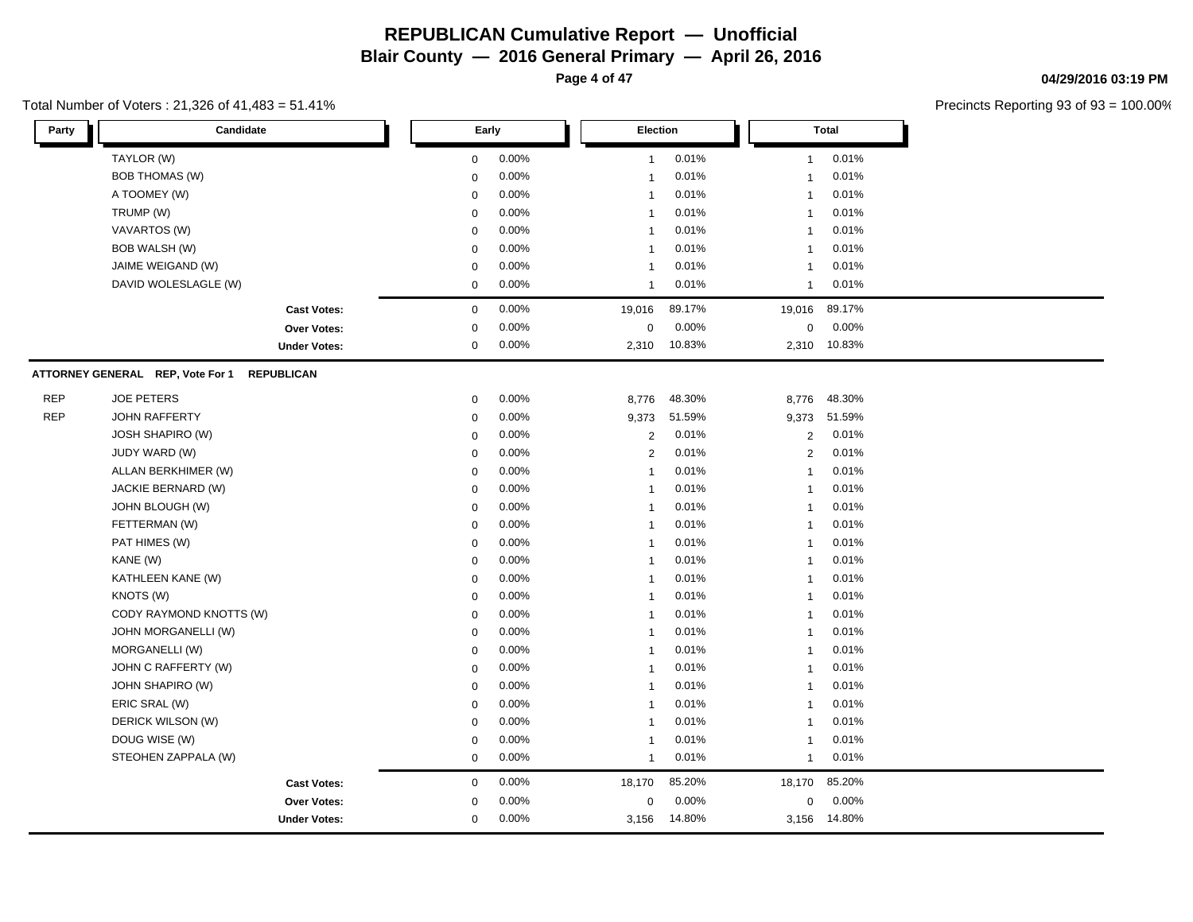# REPUBLICAN Cumulative Report — Unofficial

## Blair County — 2016 General Primary — April 26, 2016

04/29/2016 03:19 PM

Total Number of Voters : 21,326 of 41,483 = 51.41%

Precincts Reporting 93 of 93 = 100.00%

| Party | Candidate | Early | | Election | | Total | |
|---|---|---|---|---|---|---|---|
| | TAYLOR (W) | 0 | 0.00% | 1 | 0.01% | 1 | 0.01% |
| | BOB THOMAS (W) | 0 | 0.00% | 1 | 0.01% | 1 | 0.01% |
| | A TOOMEY (W) | 0 | 0.00% | 1 | 0.01% | 1 | 0.01% |
| | TRUMP (W) | 0 | 0.00% | 1 | 0.01% | 1 | 0.01% |
| | VAVARTOS (W) | 0 | 0.00% | 1 | 0.01% | 1 | 0.01% |
| | BOB WALSH (W) | 0 | 0.00% | 1 | 0.01% | 1 | 0.01% |
| | JAIME WEIGAND (W) | 0 | 0.00% | 1 | 0.01% | 1 | 0.01% |
| | DAVID WOLESLAGLE (W) | 0 | 0.00% | 1 | 0.01% | 1 | 0.01% |
| | **Cast Votes:** | 0 | 0.00% | 19,016 | 89.17% | 19,016 | 89.17% |
| | **Over Votes:** | 0 | 0.00% | 0 | 0.00% | 0 | 0.00% |
| | **Under Votes:** | 0 | 0.00% | 2,310 | 10.83% | 2,310 | 10.83% |

**ATTORNEY GENERAL REP, Vote For 1 REPUBLICAN**

| Party | Candidate | Early | | Election | | Total | |
|---|---|---|---|---|---|---|---|
| REP | JOE PETERS | 0 | 0.00% | 8,776 | 48.30% | 8,776 | 48.30% |
| REP | JOHN RAFFERTY | 0 | 0.00% | 9,373 | 51.59% | 9,373 | 51.59% |
| | JOSH SHAPIRO (W) | 0 | 0.00% | 2 | 0.01% | 2 | 0.01% |
| | JUDY WARD (W) | 0 | 0.00% | 2 | 0.01% | 2 | 0.01% |
| | ALLAN BERKHIMER (W) | 0 | 0.00% | 1 | 0.01% | 1 | 0.01% |
| | JACKIE BERNARD (W) | 0 | 0.00% | 1 | 0.01% | 1 | 0.01% |
| | JOHN BLOUGH (W) | 0 | 0.00% | 1 | 0.01% | 1 | 0.01% |
| | FETTERMAN (W) | 0 | 0.00% | 1 | 0.01% | 1 | 0.01% |
| | PAT HIMES (W) | 0 | 0.00% | 1 | 0.01% | 1 | 0.01% |
| | KANE (W) | 0 | 0.00% | 1 | 0.01% | 1 | 0.01% |
| | KATHLEEN KANE (W) | 0 | 0.00% | 1 | 0.01% | 1 | 0.01% |
| | KNOTS (W) | 0 | 0.00% | 1 | 0.01% | 1 | 0.01% |
| | CODY RAYMOND KNOTTS (W) | 0 | 0.00% | 1 | 0.01% | 1 | 0.01% |
| | JOHN MORGANELLI (W) | 0 | 0.00% | 1 | 0.01% | 1 | 0.01% |
| | MORGANELLI (W) | 0 | 0.00% | 1 | 0.01% | 1 | 0.01% |
| | JOHN C RAFFERTY (W) | 0 | 0.00% | 1 | 0.01% | 1 | 0.01% |
| | JOHN SHAPIRO (W) | 0 | 0.00% | 1 | 0.01% | 1 | 0.01% |
| | ERIC SRAL (W) | 0 | 0.00% | 1 | 0.01% | 1 | 0.01% |
| | DERICK WILSON (W) | 0 | 0.00% | 1 | 0.01% | 1 | 0.01% |
| | DOUG WISE (W) | 0 | 0.00% | 1 | 0.01% | 1 | 0.01% |
| | STEOHEN ZAPPALA (W) | 0 | 0.00% | 1 | 0.01% | 1 | 0.01% |
| | **Cast Votes:** | 0 | 0.00% | 18,170 | 85.20% | 18,170 | 85.20% |
| | **Over Votes:** | 0 | 0.00% | 0 | 0.00% | 0 | 0.00% |
| | **Under Votes:** | 0 | 0.00% | 3,156 | 14.80% | 3,156 | 14.80% |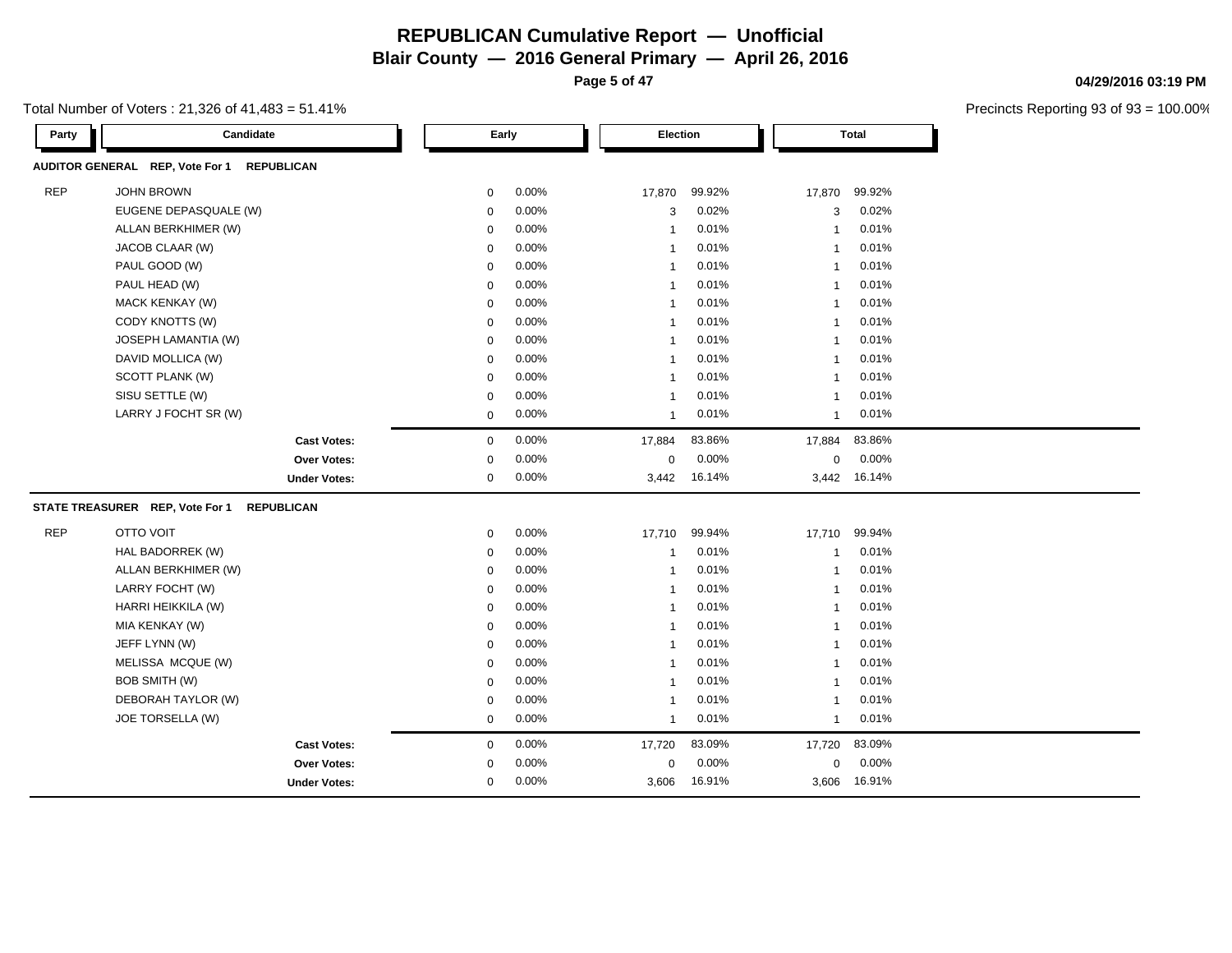# REPUBLICAN Cumulative Report — Unofficial

## Blair County — 2016 General Primary — April 26, 2016

04/29/2016 03:19 PM

Total Number of Voters : 21,326 of 41,483 = 51.41%

Precincts Reporting 93 of 93 = 100.00%

| Party | Candidate | Early | | Election | | Total | |
|---|---|---|---|---|---|---|---|
| **AUDITOR GENERAL REP, Vote For 1 REPUBLICAN** | | | | | | | |
| REP | JOHN BROWN | 0 | 0.00% | 17,870 | 99.92% | 17,870 | 99.92% |
| | EUGENE DEPASQUALE (W) | 0 | 0.00% | 3 | 0.02% | 3 | 0.02% |
| | ALLAN BERKHIMER (W) | 0 | 0.00% | 1 | 0.01% | 1 | 0.01% |
| | JACOB CLAAR (W) | 0 | 0.00% | 1 | 0.01% | 1 | 0.01% |
| | PAUL GOOD (W) | 0 | 0.00% | 1 | 0.01% | 1 | 0.01% |
| | PAUL HEAD (W) | 0 | 0.00% | 1 | 0.01% | 1 | 0.01% |
| | MACK KENKAY (W) | 0 | 0.00% | 1 | 0.01% | 1 | 0.01% |
| | CODY KNOTTS (W) | 0 | 0.00% | 1 | 0.01% | 1 | 0.01% |
| | JOSEPH LAMANTIA (W) | 0 | 0.00% | 1 | 0.01% | 1 | 0.01% |
| | DAVID MOLLICA (W) | 0 | 0.00% | 1 | 0.01% | 1 | 0.01% |
| | SCOTT PLANK (W) | 0 | 0.00% | 1 | 0.01% | 1 | 0.01% |
| | SISU SETTLE (W) | 0 | 0.00% | 1 | 0.01% | 1 | 0.01% |
| | LARRY J FOCHT SR (W) | 0 | 0.00% | 1 | 0.01% | 1 | 0.01% |
| | **Cast Votes:** | 0 | 0.00% | 17,884 | 83.86% | 17,884 | 83.86% |
| | **Over Votes:** | 0 | 0.00% | 0 | 0.00% | 0 | 0.00% |
| | **Under Votes:** | 0 | 0.00% | 3,442 | 16.14% | 3,442 | 16.14% |
| **STATE TREASURER REP, Vote For 1 REPUBLICAN** | | | | | | | |
| REP | OTTO VOIT | 0 | 0.00% | 17,710 | 99.94% | 17,710 | 99.94% |
| | HAL BADORREK (W) | 0 | 0.00% | 1 | 0.01% | 1 | 0.01% |
| | ALLAN BERKHIMER (W) | 0 | 0.00% | 1 | 0.01% | 1 | 0.01% |
| | LARRY FOCHT (W) | 0 | 0.00% | 1 | 0.01% | 1 | 0.01% |
| | HARRI HEIKKILA (W) | 0 | 0.00% | 1 | 0.01% | 1 | 0.01% |
| | MIA KENKAY (W) | 0 | 0.00% | 1 | 0.01% | 1 | 0.01% |
| | JEFF LYNN (W) | 0 | 0.00% | 1 | 0.01% | 1 | 0.01% |
| | MELISSA MCQUE (W) | 0 | 0.00% | 1 | 0.01% | 1 | 0.01% |
| | BOB SMITH (W) | 0 | 0.00% | 1 | 0.01% | 1 | 0.01% |
| | DEBORAH TAYLOR (W) | 0 | 0.00% | 1 | 0.01% | 1 | 0.01% |
| | JOE TORSELLA (W) | 0 | 0.00% | 1 | 0.01% | 1 | 0.01% |
| | **Cast Votes:** | 0 | 0.00% | 17,720 | 83.09% | 17,720 | 83.09% |
| | **Over Votes:** | 0 | 0.00% | 0 | 0.00% | 0 | 0.00% |
| | **Under Votes:** | 0 | 0.00% | 3,606 | 16.91% | 3,606 | 16.91% |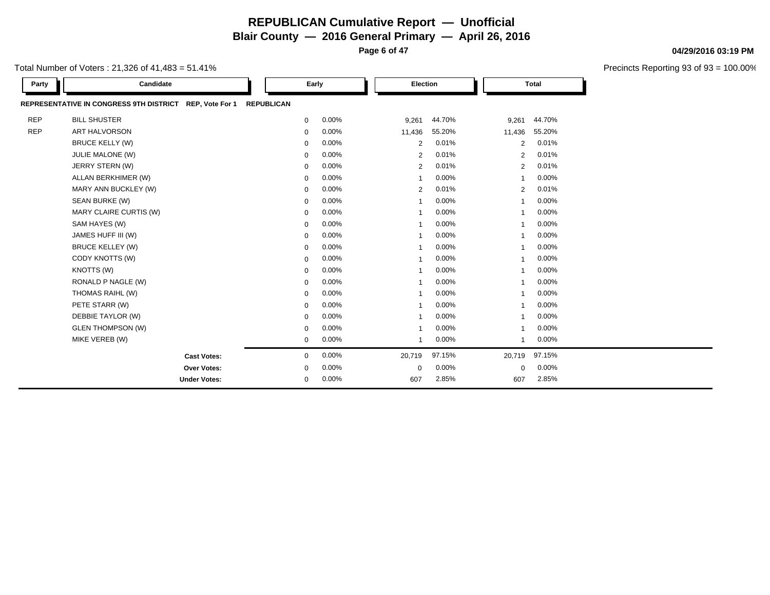# REPUBLICAN Cumulative Report — Unofficial

## Blair County — 2016 General Primary — April 26, 2016

04/29/2016 03:19 PM

Total Number of Voters : 21,326 of 41,483 = 51.41%

Precincts Reporting 93 of 93 = 100.00%

| Party | Candidate | Early | | Election | | Total | |
|---|---|---|---|---|---|---|---|
| **REPRESENTATIVE IN CONGRESS 9TH DISTRICT** | **REP, Vote For 1** | **REPUBLICAN** | | | | | |
| REP | BILL SHUSTER | 0 | 0.00% | 9,261 | 44.70% | 9,261 | 44.70% |
| REP | ART HALVORSON | 0 | 0.00% | 11,436 | 55.20% | 11,436 | 55.20% |
| | BRUCE KELLY (W) | 0 | 0.00% | 2 | 0.01% | 2 | 0.01% |
| | JULIE MALONE (W) | 0 | 0.00% | 2 | 0.01% | 2 | 0.01% |
| | JERRY STERN (W) | 0 | 0.00% | 2 | 0.01% | 2 | 0.01% |
| | ALLAN BERKHIMER (W) | 0 | 0.00% | 1 | 0.00% | 1 | 0.00% |
| | MARY ANN BUCKLEY (W) | 0 | 0.00% | 2 | 0.01% | 2 | 0.01% |
| | SEAN BURKE (W) | 0 | 0.00% | 1 | 0.00% | 1 | 0.00% |
| | MARY CLAIRE CURTIS (W) | 0 | 0.00% | 1 | 0.00% | 1 | 0.00% |
| | SAM HAYES (W) | 0 | 0.00% | 1 | 0.00% | 1 | 0.00% |
| | JAMES HUFF III (W) | 0 | 0.00% | 1 | 0.00% | 1 | 0.00% |
| | BRUCE KELLEY (W) | 0 | 0.00% | 1 | 0.00% | 1 | 0.00% |
| | CODY KNOTTS (W) | 0 | 0.00% | 1 | 0.00% | 1 | 0.00% |
| | KNOTTS (W) | 0 | 0.00% | 1 | 0.00% | 1 | 0.00% |
| | RONALD P NAGLE (W) | 0 | 0.00% | 1 | 0.00% | 1 | 0.00% |
| | THOMAS RAIHL (W) | 0 | 0.00% | 1 | 0.00% | 1 | 0.00% |
| | PETE STARR (W) | 0 | 0.00% | 1 | 0.00% | 1 | 0.00% |
| | DEBBIE TAYLOR (W) | 0 | 0.00% | 1 | 0.00% | 1 | 0.00% |
| | GLEN THOMPSON (W) | 0 | 0.00% | 1 | 0.00% | 1 | 0.00% |
| | MIKE VEREB (W) | 0 | 0.00% | 1 | 0.00% | 1 | 0.00% |
| | **Cast Votes:** | 0 | 0.00% | 20,719 | 97.15% | 20,719 | 97.15% |
| | **Over Votes:** | 0 | 0.00% | 0 | 0.00% | 0 | 0.00% |
| | **Under Votes:** | 0 | 0.00% | 607 | 2.85% | 607 | 2.85% |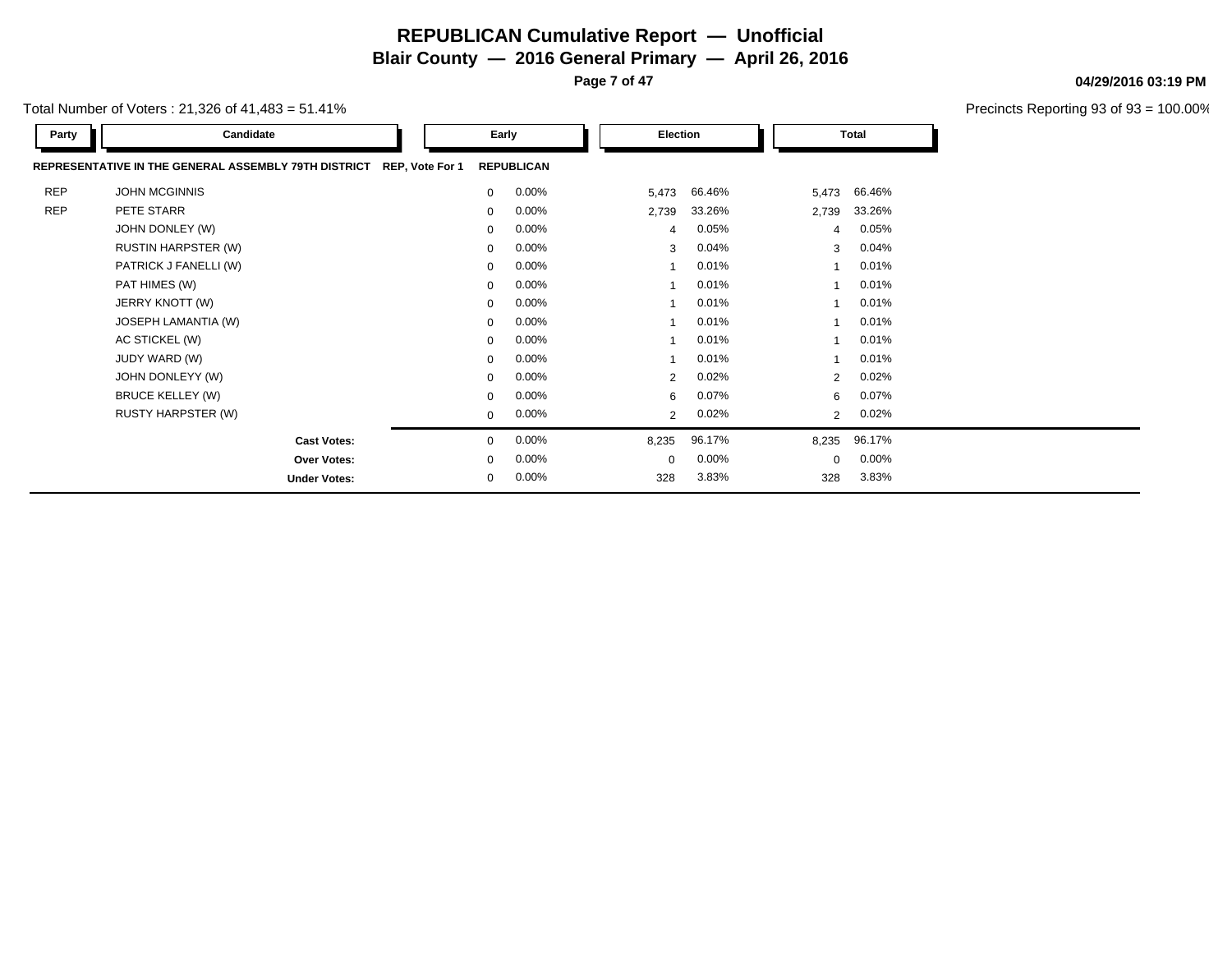# REPUBLICAN Cumulative Report — Unofficial

## Blair County — 2016 General Primary — April 26, 2016

04/29/2016 03:19 PM

Total Number of Voters : 21,326 of 41,483 = 51.41%

Precincts Reporting 93 of 93 = 100.00%

| Party | Candidate | Early | | Election | | Total | |
|---|---|---|---|---|---|---|---|
| **REPRESENTATIVE IN THE GENERAL ASSEMBLY 79TH DISTRICT** | **REP, Vote For 1** | **REPUBLICAN** | | | | | |
| REP | JOHN MCGINNIS | 0 | 0.00% | 5,473 | 66.46% | 5,473 | 66.46% |
| REP | PETE STARR | 0 | 0.00% | 2,739 | 33.26% | 2,739 | 33.26% |
| | JOHN DONLEY (W) | 0 | 0.00% | 4 | 0.05% | 4 | 0.05% |
| | RUSTIN HARPSTER (W) | 0 | 0.00% | 3 | 0.04% | 3 | 0.04% |
| | PATRICK J FANELLI (W) | 0 | 0.00% | 1 | 0.01% | 1 | 0.01% |
| | PAT HIMES (W) | 0 | 0.00% | 1 | 0.01% | 1 | 0.01% |
| | JERRY KNOTT (W) | 0 | 0.00% | 1 | 0.01% | 1 | 0.01% |
| | JOSEPH LAMANTIA (W) | 0 | 0.00% | 1 | 0.01% | 1 | 0.01% |
| | AC STICKEL (W) | 0 | 0.00% | 1 | 0.01% | 1 | 0.01% |
| | JUDY WARD (W) | 0 | 0.00% | 1 | 0.01% | 1 | 0.01% |
| | JOHN DONLEYY (W) | 0 | 0.00% | 2 | 0.02% | 2 | 0.02% |
| | BRUCE KELLEY (W) | 0 | 0.00% | 6 | 0.07% | 6 | 0.07% |
| | RUSTY HARPSTER (W) | 0 | 0.00% | 2 | 0.02% | 2 | 0.02% |
| | **Cast Votes:** | 0 | 0.00% | 8,235 | 96.17% | 8,235 | 96.17% |
| | **Over Votes:** | 0 | 0.00% | 0 | 0.00% | 0 | 0.00% |
| | **Under Votes:** | 0 | 0.00% | 328 | 3.83% | 328 | 3.83% |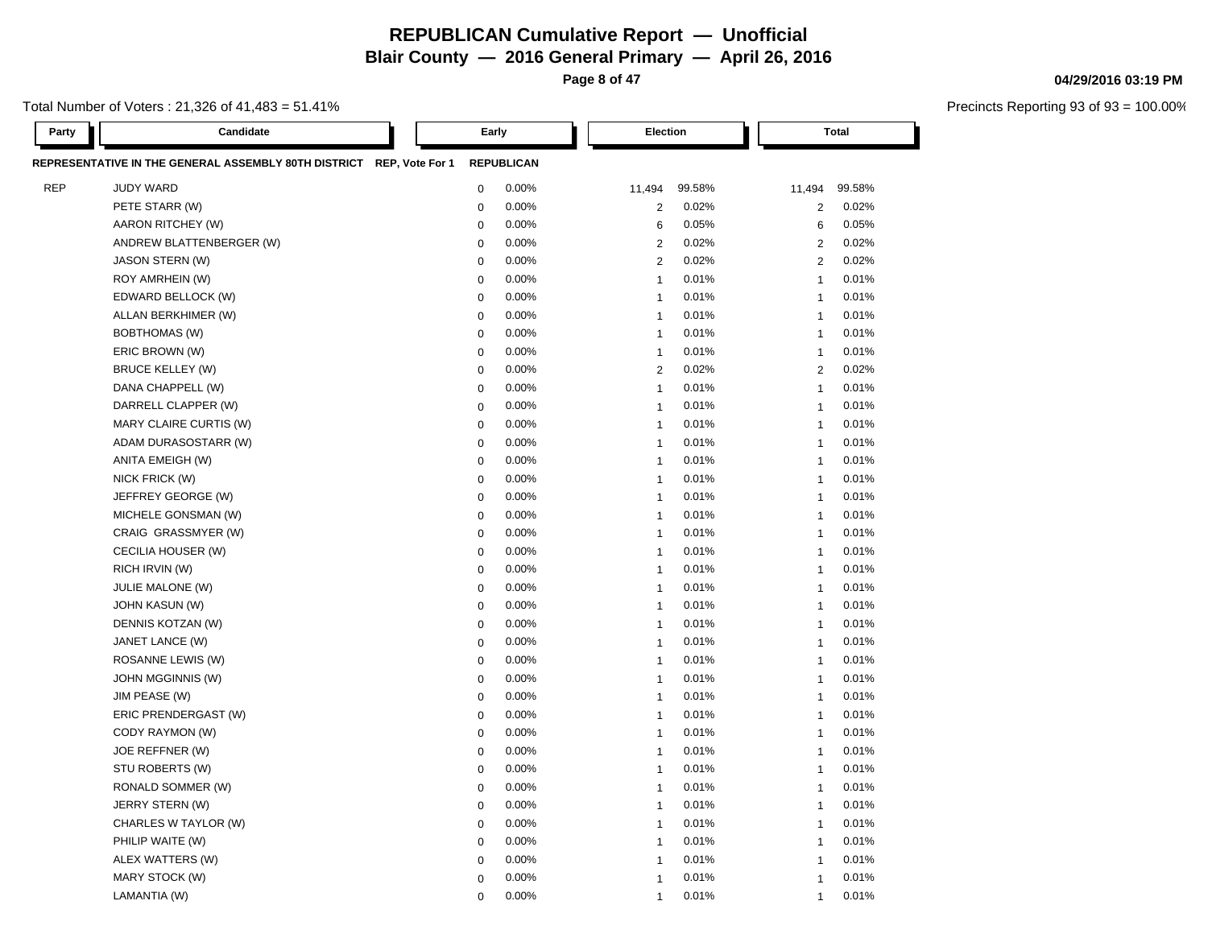# REPUBLICAN Cumulative Report — Unofficial

**Blair County — 2016 General Primary — April 26, 2016**

**04/29/2016 03:19 PM**

Total Number of Voters : 21,326 of 41,483 = 51.41%

Precincts Reporting 93 of 93 = 100.00%

**REPRESENTATIVE IN THE GENERAL ASSEMBLY 80TH DISTRICT** REP, Vote For 1 **REPUBLICAN**

| Party | Candidate | Early | | Election | | Total | |
|---|---|---|---|---|---|---|---|
| REP | JUDY WARD | 0 | 0.00% | 11,494 | 99.58% | 11,494 | 99.58% |
| | PETE STARR (W) | 0 | 0.00% | 2 | 0.02% | 2 | 0.02% |
| | AARON RITCHEY (W) | 0 | 0.00% | 6 | 0.05% | 6 | 0.05% |
| | ANDREW BLATTENBERGER (W) | 0 | 0.00% | 2 | 0.02% | 2 | 0.02% |
| | JASON STERN (W) | 0 | 0.00% | 2 | 0.02% | 2 | 0.02% |
| | ROY AMRHEIN (W) | 0 | 0.00% | 1 | 0.01% | 1 | 0.01% |
| | EDWARD BELLOCK (W) | 0 | 0.00% | 1 | 0.01% | 1 | 0.01% |
| | ALLAN BERKHIMER (W) | 0 | 0.00% | 1 | 0.01% | 1 | 0.01% |
| | BOBTHOMAS (W) | 0 | 0.00% | 1 | 0.01% | 1 | 0.01% |
| | ERIC BROWN (W) | 0 | 0.00% | 1 | 0.01% | 1 | 0.01% |
| | BRUCE KELLEY (W) | 0 | 0.00% | 2 | 0.02% | 2 | 0.02% |
| | DANA CHAPPELL (W) | 0 | 0.00% | 1 | 0.01% | 1 | 0.01% |
| | DARRELL CLAPPER (W) | 0 | 0.00% | 1 | 0.01% | 1 | 0.01% |
| | MARY CLAIRE CURTIS (W) | 0 | 0.00% | 1 | 0.01% | 1 | 0.01% |
| | ADAM DURASOSTARR (W) | 0 | 0.00% | 1 | 0.01% | 1 | 0.01% |
| | ANITA EMEIGH (W) | 0 | 0.00% | 1 | 0.01% | 1 | 0.01% |
| | NICK FRICK (W) | 0 | 0.00% | 1 | 0.01% | 1 | 0.01% |
| | JEFFREY GEORGE (W) | 0 | 0.00% | 1 | 0.01% | 1 | 0.01% |
| | MICHELE GONSMAN (W) | 0 | 0.00% | 1 | 0.01% | 1 | 0.01% |
| | CRAIG GRASSMYER (W) | 0 | 0.00% | 1 | 0.01% | 1 | 0.01% |
| | CECILIA HOUSER (W) | 0 | 0.00% | 1 | 0.01% | 1 | 0.01% |
| | RICH IRVIN (W) | 0 | 0.00% | 1 | 0.01% | 1 | 0.01% |
| | JULIE MALONE (W) | 0 | 0.00% | 1 | 0.01% | 1 | 0.01% |
| | JOHN KASUN (W) | 0 | 0.00% | 1 | 0.01% | 1 | 0.01% |
| | DENNIS KOTZAN (W) | 0 | 0.00% | 1 | 0.01% | 1 | 0.01% |
| | JANET LANCE (W) | 0 | 0.00% | 1 | 0.01% | 1 | 0.01% |
| | ROSANNE LEWIS (W) | 0 | 0.00% | 1 | 0.01% | 1 | 0.01% |
| | JOHN MGGINNIS (W) | 0 | 0.00% | 1 | 0.01% | 1 | 0.01% |
| | JIM PEASE (W) | 0 | 0.00% | 1 | 0.01% | 1 | 0.01% |
| | ERIC PRENDERGAST (W) | 0 | 0.00% | 1 | 0.01% | 1 | 0.01% |
| | CODY RAYMON (W) | 0 | 0.00% | 1 | 0.01% | 1 | 0.01% |
| | JOE REFFNER (W) | 0 | 0.00% | 1 | 0.01% | 1 | 0.01% |
| | STU ROBERTS (W) | 0 | 0.00% | 1 | 0.01% | 1 | 0.01% |
| | RONALD SOMMER (W) | 0 | 0.00% | 1 | 0.01% | 1 | 0.01% |
| | JERRY STERN (W) | 0 | 0.00% | 1 | 0.01% | 1 | 0.01% |
| | CHARLES W TAYLOR (W) | 0 | 0.00% | 1 | 0.01% | 1 | 0.01% |
| | PHILIP WAITE (W) | 0 | 0.00% | 1 | 0.01% | 1 | 0.01% |
| | ALEX WATTERS (W) | 0 | 0.00% | 1 | 0.01% | 1 | 0.01% |
| | MARY STOCK (W) | 0 | 0.00% | 1 | 0.01% | 1 | 0.01% |
| | LAMANTIA (W) | 0 | 0.00% | 1 | 0.01% | 1 | 0.01% |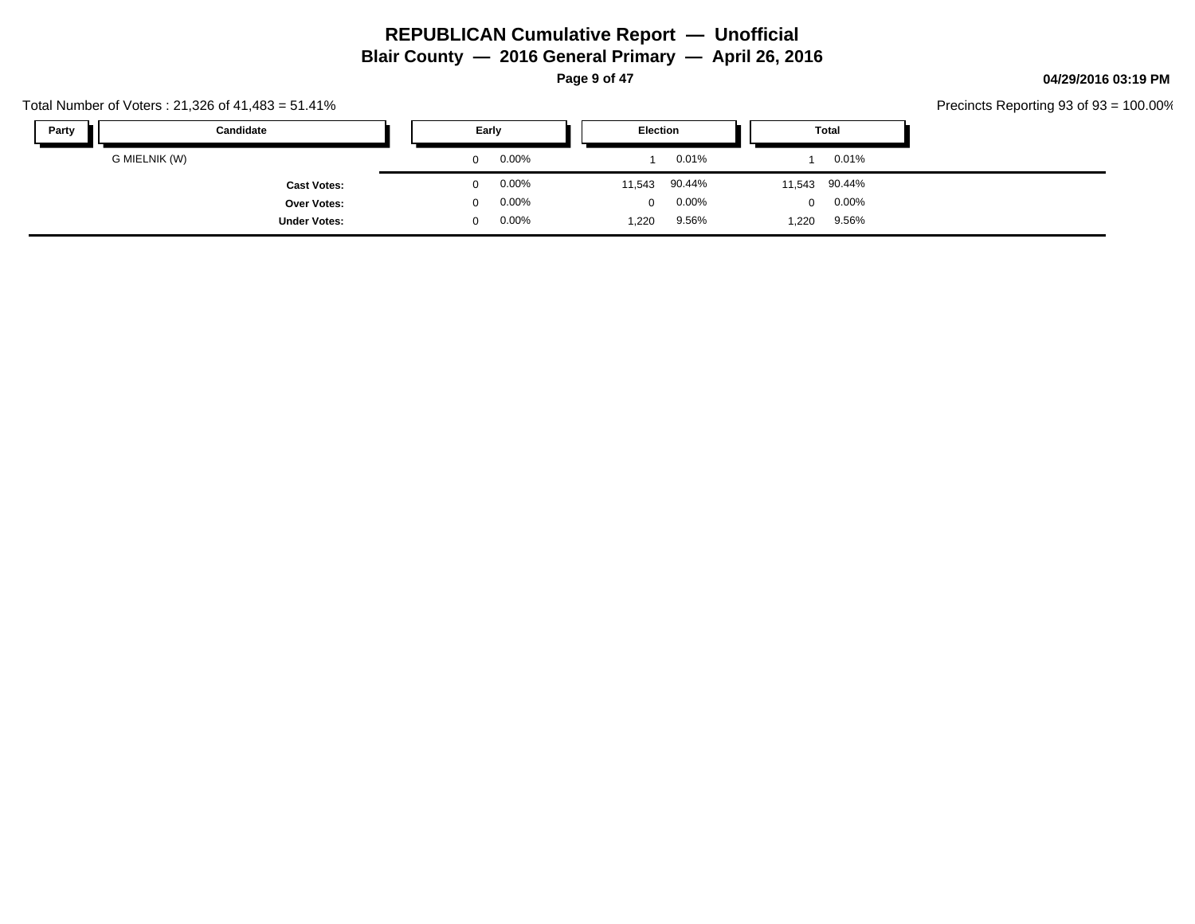# REPUBLICAN Cumulative Report — Unofficial

## Blair County — 2016 General Primary — April 26, 2016

04/29/2016 03:19 PM

Total Number of Voters : 21,326 of 41,483 = 51.41%

Precincts Reporting 93 of 93 = 100.00%

| Party | Candidate | Early | | Election | | Total | |
|---|---|---|---|---|---|---|---|
| | G MIELNIK (W) | 0 | 0.00% | 1 | 0.01% | 1 | 0.01% |
| | **Cast Votes:** | 0 | 0.00% | 11,543 | 90.44% | 11,543 | 90.44% |
| | **Over Votes:** | 0 | 0.00% | 0 | 0.00% | 0 | 0.00% |
| | **Under Votes:** | 0 | 0.00% | 1,220 | 9.56% | 1,220 | 9.56% |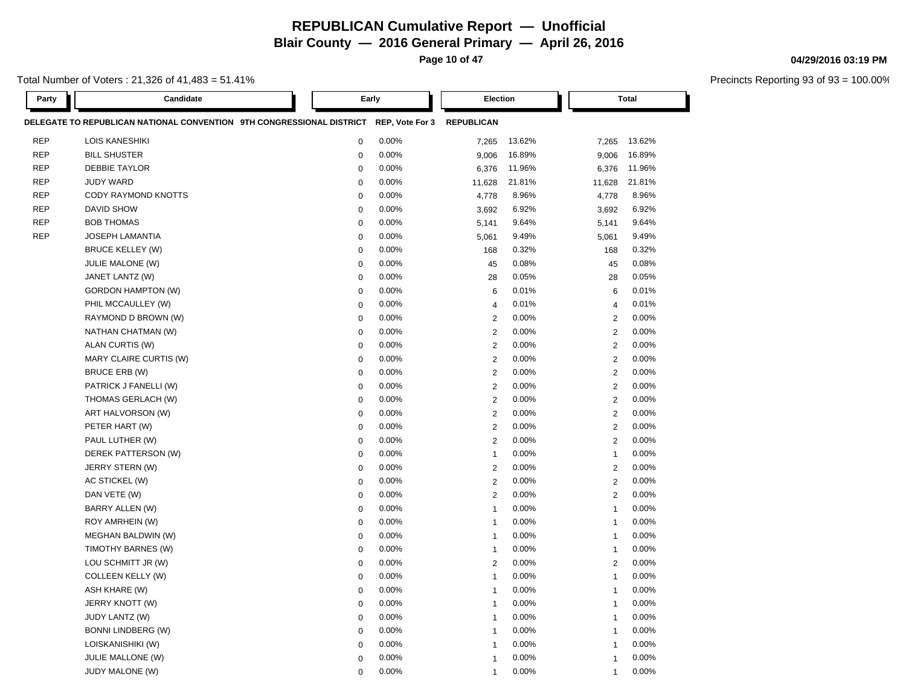# REPUBLICAN Cumulative Report — Unofficial

## Blair County — 2016 General Primary — April 26, 2016

Total Number of Voters : 21,326 of 41,483 = 51.41%

Precincts Reporting 93 of 93 = 100.00%

| Party | Candidate | Early | | Election | | Total | |
|---|---|---|---|---|---|---|---|
| **DELEGATE TO REPUBLICAN NATIONAL CONVENTION 9TH CONGRESSIONAL DISTRICT** | | **REP, Vote For 3** | | **REPUBLICAN** | | | |
| REP | LOIS KANESHIKI | 0 | 0.00% | 7,265 | 13.62% | 7,265 | 13.62% |
| REP | BILL SHUSTER | 0 | 0.00% | 9,006 | 16.89% | 9,006 | 16.89% |
| REP | DEBBIE TAYLOR | 0 | 0.00% | 6,376 | 11.96% | 6,376 | 11.96% |
| REP | JUDY WARD | 0 | 0.00% | 11,628 | 21.81% | 11,628 | 21.81% |
| REP | CODY RAYMOND KNOTTS | 0 | 0.00% | 4,778 | 8.96% | 4,778 | 8.96% |
| REP | DAVID SHOW | 0 | 0.00% | 3,692 | 6.92% | 3,692 | 6.92% |
| REP | BOB THOMAS | 0 | 0.00% | 5,141 | 9.64% | 5,141 | 9.64% |
| REP | JOSEPH LAMANTIA | 0 | 0.00% | 5,061 | 9.49% | 5,061 | 9.49% |
| | BRUCE KELLEY (W) | 0 | 0.00% | 168 | 0.32% | 168 | 0.32% |
| | JULIE MALONE (W) | 0 | 0.00% | 45 | 0.08% | 45 | 0.08% |
| | JANET LANTZ (W) | 0 | 0.00% | 28 | 0.05% | 28 | 0.05% |
| | GORDON HAMPTON (W) | 0 | 0.00% | 6 | 0.01% | 6 | 0.01% |
| | PHIL MCCAULLEY (W) | 0 | 0.00% | 4 | 0.01% | 4 | 0.01% |
| | RAYMOND D BROWN (W) | 0 | 0.00% | 2 | 0.00% | 2 | 0.00% |
| | NATHAN CHATMAN (W) | 0 | 0.00% | 2 | 0.00% | 2 | 0.00% |
| | ALAN CURTIS (W) | 0 | 0.00% | 2 | 0.00% | 2 | 0.00% |
| | MARY CLAIRE CURTIS (W) | 0 | 0.00% | 2 | 0.00% | 2 | 0.00% |
| | BRUCE ERB (W) | 0 | 0.00% | 2 | 0.00% | 2 | 0.00% |
| | PATRICK J FANELLI (W) | 0 | 0.00% | 2 | 0.00% | 2 | 0.00% |
| | THOMAS GERLACH (W) | 0 | 0.00% | 2 | 0.00% | 2 | 0.00% |
| | ART HALVORSON (W) | 0 | 0.00% | 2 | 0.00% | 2 | 0.00% |
| | PETER HART (W) | 0 | 0.00% | 2 | 0.00% | 2 | 0.00% |
| | PAUL LUTHER (W) | 0 | 0.00% | 2 | 0.00% | 2 | 0.00% |
| | DEREK PATTERSON (W) | 0 | 0.00% | 1 | 0.00% | 1 | 0.00% |
| | JERRY STERN (W) | 0 | 0.00% | 2 | 0.00% | 2 | 0.00% |
| | AC STICKEL (W) | 0 | 0.00% | 2 | 0.00% | 2 | 0.00% |
| | DAN VETE (W) | 0 | 0.00% | 2 | 0.00% | 2 | 0.00% |
| | BARRY ALLEN (W) | 0 | 0.00% | 1 | 0.00% | 1 | 0.00% |
| | ROY AMRHEIN (W) | 0 | 0.00% | 1 | 0.00% | 1 | 0.00% |
| | MEGHAN BALDWIN (W) | 0 | 0.00% | 1 | 0.00% | 1 | 0.00% |
| | TIMOTHY BARNES (W) | 0 | 0.00% | 1 | 0.00% | 1 | 0.00% |
| | LOU SCHMITT JR (W) | 0 | 0.00% | 2 | 0.00% | 2 | 0.00% |
| | COLLEEN KELLY (W) | 0 | 0.00% | 1 | 0.00% | 1 | 0.00% |
| | ASH KHARE (W) | 0 | 0.00% | 1 | 0.00% | 1 | 0.00% |
| | JERRY KNOTT (W) | 0 | 0.00% | 1 | 0.00% | 1 | 0.00% |
| | JUDY LANTZ (W) | 0 | 0.00% | 1 | 0.00% | 1 | 0.00% |
| | BONNI LINDBERG (W) | 0 | 0.00% | 1 | 0.00% | 1 | 0.00% |
| | LOISKANISHIKI (W) | 0 | 0.00% | 1 | 0.00% | 1 | 0.00% |
| | JULIE MALLONE (W) | 0 | 0.00% | 1 | 0.00% | 1 | 0.00% |
| | JUDY MALONE (W) | 0 | 0.00% | 1 | 0.00% | 1 | 0.00% |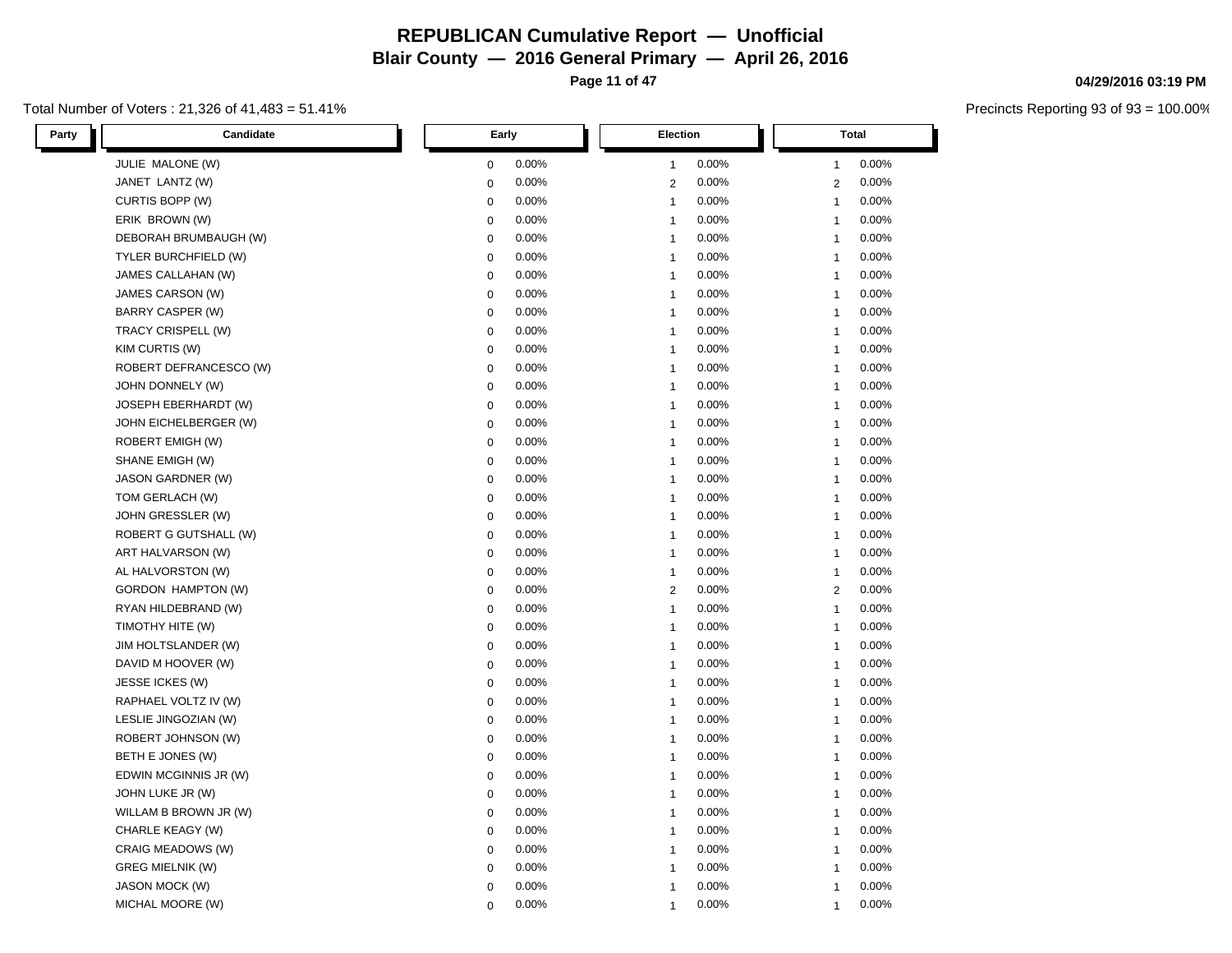# REPUBLICAN Cumulative Report — Unofficial

## Blair County — 2016 General Primary — April 26, 2016

04/29/2016 03:19 PM

Total Number of Voters : 21,326 of 41,483 = 51.41%

Precincts Reporting 93 of 93 = 100.00%

| Party | Candidate | Early | | Election | | Total | |
|---|---|---|---|---|---|---|---|
| | JULIE MALONE (W) | 0 | 0.00% | 1 | 0.00% | 1 | 0.00% |
| | JANET LANTZ (W) | 0 | 0.00% | 2 | 0.00% | 2 | 0.00% |
| | CURTIS BOPP (W) | 0 | 0.00% | 1 | 0.00% | 1 | 0.00% |
| | ERIK BROWN (W) | 0 | 0.00% | 1 | 0.00% | 1 | 0.00% |
| | DEBORAH BRUMBAUGH (W) | 0 | 0.00% | 1 | 0.00% | 1 | 0.00% |
| | TYLER BURCHFIELD (W) | 0 | 0.00% | 1 | 0.00% | 1 | 0.00% |
| | JAMES CALLAHAN (W) | 0 | 0.00% | 1 | 0.00% | 1 | 0.00% |
| | JAMES CARSON (W) | 0 | 0.00% | 1 | 0.00% | 1 | 0.00% |
| | BARRY CASPER (W) | 0 | 0.00% | 1 | 0.00% | 1 | 0.00% |
| | TRACY CRISPELL (W) | 0 | 0.00% | 1 | 0.00% | 1 | 0.00% |
| | KIM CURTIS (W) | 0 | 0.00% | 1 | 0.00% | 1 | 0.00% |
| | ROBERT DEFRANCESCO (W) | 0 | 0.00% | 1 | 0.00% | 1 | 0.00% |
| | JOHN DONNELY (W) | 0 | 0.00% | 1 | 0.00% | 1 | 0.00% |
| | JOSEPH EBERHARDT (W) | 0 | 0.00% | 1 | 0.00% | 1 | 0.00% |
| | JOHN EICHELBERGER (W) | 0 | 0.00% | 1 | 0.00% | 1 | 0.00% |
| | ROBERT EMIGH (W) | 0 | 0.00% | 1 | 0.00% | 1 | 0.00% |
| | SHANE EMIGH (W) | 0 | 0.00% | 1 | 0.00% | 1 | 0.00% |
| | JASON GARDNER (W) | 0 | 0.00% | 1 | 0.00% | 1 | 0.00% |
| | TOM GERLACH (W) | 0 | 0.00% | 1 | 0.00% | 1 | 0.00% |
| | JOHN GRESSLER (W) | 0 | 0.00% | 1 | 0.00% | 1 | 0.00% |
| | ROBERT G GUTSHALL (W) | 0 | 0.00% | 1 | 0.00% | 1 | 0.00% |
| | ART HALVARSON (W) | 0 | 0.00% | 1 | 0.00% | 1 | 0.00% |
| | AL HALVORSTON (W) | 0 | 0.00% | 1 | 0.00% | 1 | 0.00% |
| | GORDON HAMPTON (W) | 0 | 0.00% | 2 | 0.00% | 2 | 0.00% |
| | RYAN HILDEBRAND (W) | 0 | 0.00% | 1 | 0.00% | 1 | 0.00% |
| | TIMOTHY HITE (W) | 0 | 0.00% | 1 | 0.00% | 1 | 0.00% |
| | JIM HOLTSLANDER (W) | 0 | 0.00% | 1 | 0.00% | 1 | 0.00% |
| | DAVID M HOOVER (W) | 0 | 0.00% | 1 | 0.00% | 1 | 0.00% |
| | JESSE ICKES (W) | 0 | 0.00% | 1 | 0.00% | 1 | 0.00% |
| | RAPHAEL VOLTZ IV (W) | 0 | 0.00% | 1 | 0.00% | 1 | 0.00% |
| | LESLIE JINGOZIAN (W) | 0 | 0.00% | 1 | 0.00% | 1 | 0.00% |
| | ROBERT JOHNSON (W) | 0 | 0.00% | 1 | 0.00% | 1 | 0.00% |
| | BETH E JONES (W) | 0 | 0.00% | 1 | 0.00% | 1 | 0.00% |
| | EDWIN MCGINNIS JR (W) | 0 | 0.00% | 1 | 0.00% | 1 | 0.00% |
| | JOHN LUKE JR (W) | 0 | 0.00% | 1 | 0.00% | 1 | 0.00% |
| | WILLAM B BROWN JR (W) | 0 | 0.00% | 1 | 0.00% | 1 | 0.00% |
| | CHARLE KEAGY (W) | 0 | 0.00% | 1 | 0.00% | 1 | 0.00% |
| | CRAIG MEADOWS (W) | 0 | 0.00% | 1 | 0.00% | 1 | 0.00% |
| | GREG MIELNIK (W) | 0 | 0.00% | 1 | 0.00% | 1 | 0.00% |
| | JASON MOCK (W) | 0 | 0.00% | 1 | 0.00% | 1 | 0.00% |
| | MICHAL MOORE (W) | 0 | 0.00% | 1 | 0.00% | 1 | 0.00% |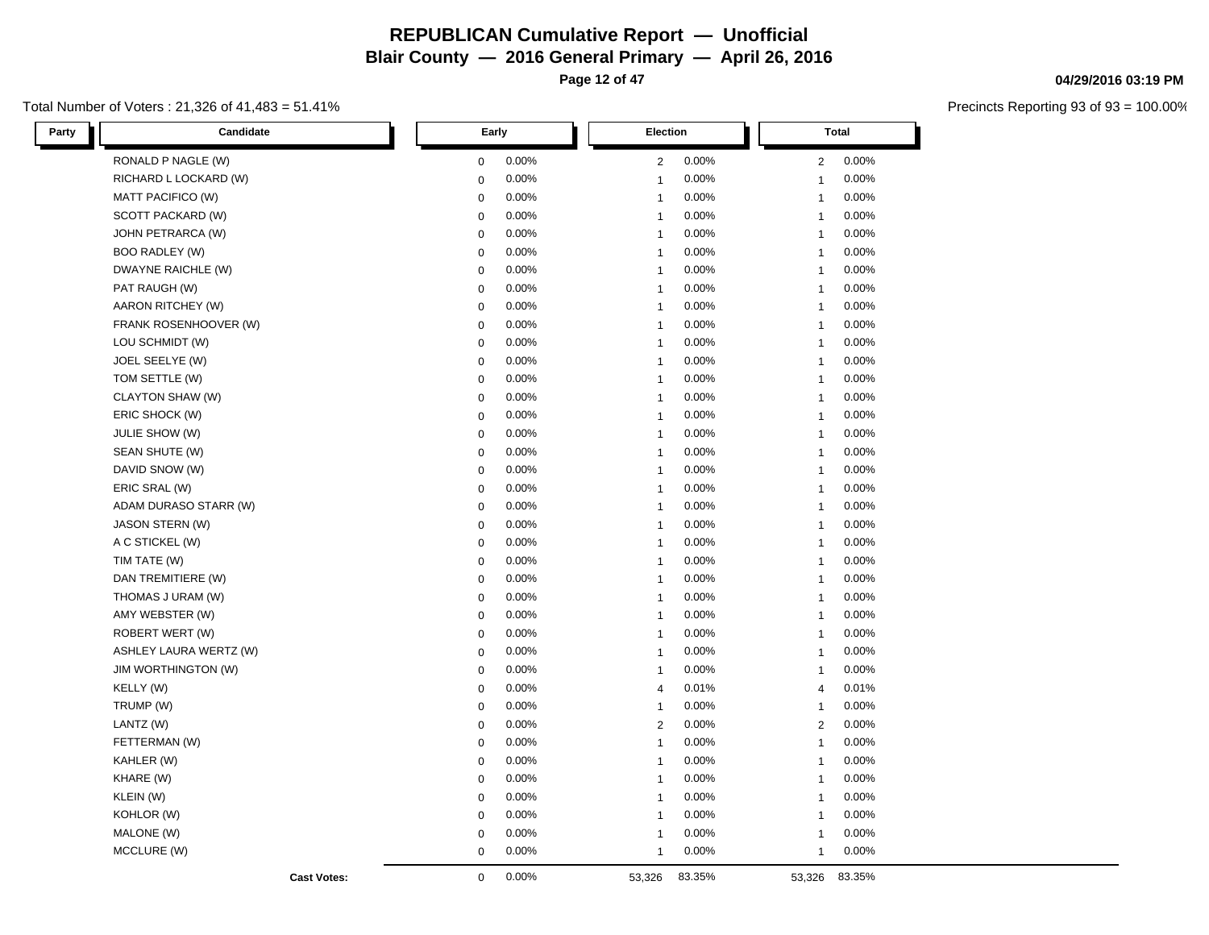# REPUBLICAN Cumulative Report — Unofficial

## Blair County — 2016 General Primary — April 26, 2016

04/29/2016 03:19 PM

Total Number of Voters : 21,326 of 41,483 = 51.41%

Precincts Reporting 93 of 93 = 100.00%

| Party | Candidate | Early | | Election | | Total | |
|---|---|---|---|---|---|---|---|
| | RONALD P NAGLE (W) | 0 | 0.00% | 2 | 0.00% | 2 | 0.00% |
| | RICHARD L LOCKARD (W) | 0 | 0.00% | 1 | 0.00% | 1 | 0.00% |
| | MATT PACIFICO (W) | 0 | 0.00% | 1 | 0.00% | 1 | 0.00% |
| | SCOTT PACKARD (W) | 0 | 0.00% | 1 | 0.00% | 1 | 0.00% |
| | JOHN PETRARCA (W) | 0 | 0.00% | 1 | 0.00% | 1 | 0.00% |
| | BOO RADLEY (W) | 0 | 0.00% | 1 | 0.00% | 1 | 0.00% |
| | DWAYNE RAICHLE (W) | 0 | 0.00% | 1 | 0.00% | 1 | 0.00% |
| | PAT RAUGH (W) | 0 | 0.00% | 1 | 0.00% | 1 | 0.00% |
| | AARON RITCHEY (W) | 0 | 0.00% | 1 | 0.00% | 1 | 0.00% |
| | FRANK ROSENHOOVER (W) | 0 | 0.00% | 1 | 0.00% | 1 | 0.00% |
| | LOU SCHMIDT (W) | 0 | 0.00% | 1 | 0.00% | 1 | 0.00% |
| | JOEL SEELYE (W) | 0 | 0.00% | 1 | 0.00% | 1 | 0.00% |
| | TOM SETTLE (W) | 0 | 0.00% | 1 | 0.00% | 1 | 0.00% |
| | CLAYTON SHAW (W) | 0 | 0.00% | 1 | 0.00% | 1 | 0.00% |
| | ERIC SHOCK (W) | 0 | 0.00% | 1 | 0.00% | 1 | 0.00% |
| | JULIE SHOW (W) | 0 | 0.00% | 1 | 0.00% | 1 | 0.00% |
| | SEAN SHUTE (W) | 0 | 0.00% | 1 | 0.00% | 1 | 0.00% |
| | DAVID SNOW (W) | 0 | 0.00% | 1 | 0.00% | 1 | 0.00% |
| | ERIC SRAL (W) | 0 | 0.00% | 1 | 0.00% | 1 | 0.00% |
| | ADAM DURASO STARR (W) | 0 | 0.00% | 1 | 0.00% | 1 | 0.00% |
| | JASON STERN (W) | 0 | 0.00% | 1 | 0.00% | 1 | 0.00% |
| | A C STICKEL (W) | 0 | 0.00% | 1 | 0.00% | 1 | 0.00% |
| | TIM TATE (W) | 0 | 0.00% | 1 | 0.00% | 1 | 0.00% |
| | DAN TREMITIERE (W) | 0 | 0.00% | 1 | 0.00% | 1 | 0.00% |
| | THOMAS J URAM (W) | 0 | 0.00% | 1 | 0.00% | 1 | 0.00% |
| | AMY WEBSTER (W) | 0 | 0.00% | 1 | 0.00% | 1 | 0.00% |
| | ROBERT WERT (W) | 0 | 0.00% | 1 | 0.00% | 1 | 0.00% |
| | ASHLEY LAURA WERTZ (W) | 0 | 0.00% | 1 | 0.00% | 1 | 0.00% |
| | JIM WORTHINGTON (W) | 0 | 0.00% | 1 | 0.00% | 1 | 0.00% |
| | KELLY (W) | 0 | 0.00% | 4 | 0.01% | 4 | 0.01% |
| | TRUMP (W) | 0 | 0.00% | 1 | 0.00% | 1 | 0.00% |
| | LANTZ (W) | 0 | 0.00% | 2 | 0.00% | 2 | 0.00% |
| | FETTERMAN (W) | 0 | 0.00% | 1 | 0.00% | 1 | 0.00% |
| | KAHLER (W) | 0 | 0.00% | 1 | 0.00% | 1 | 0.00% |
| | KHARE (W) | 0 | 0.00% | 1 | 0.00% | 1 | 0.00% |
| | KLEIN (W) | 0 | 0.00% | 1 | 0.00% | 1 | 0.00% |
| | KOHLOR (W) | 0 | 0.00% | 1 | 0.00% | 1 | 0.00% |
| | MALONE (W) | 0 | 0.00% | 1 | 0.00% | 1 | 0.00% |
| | MCCLURE (W) | 0 | 0.00% | 1 | 0.00% | 1 | 0.00% |
| | **Cast Votes:** | 0 | 0.00% | 53,326 | 83.35% | 53,326 | 83.35% |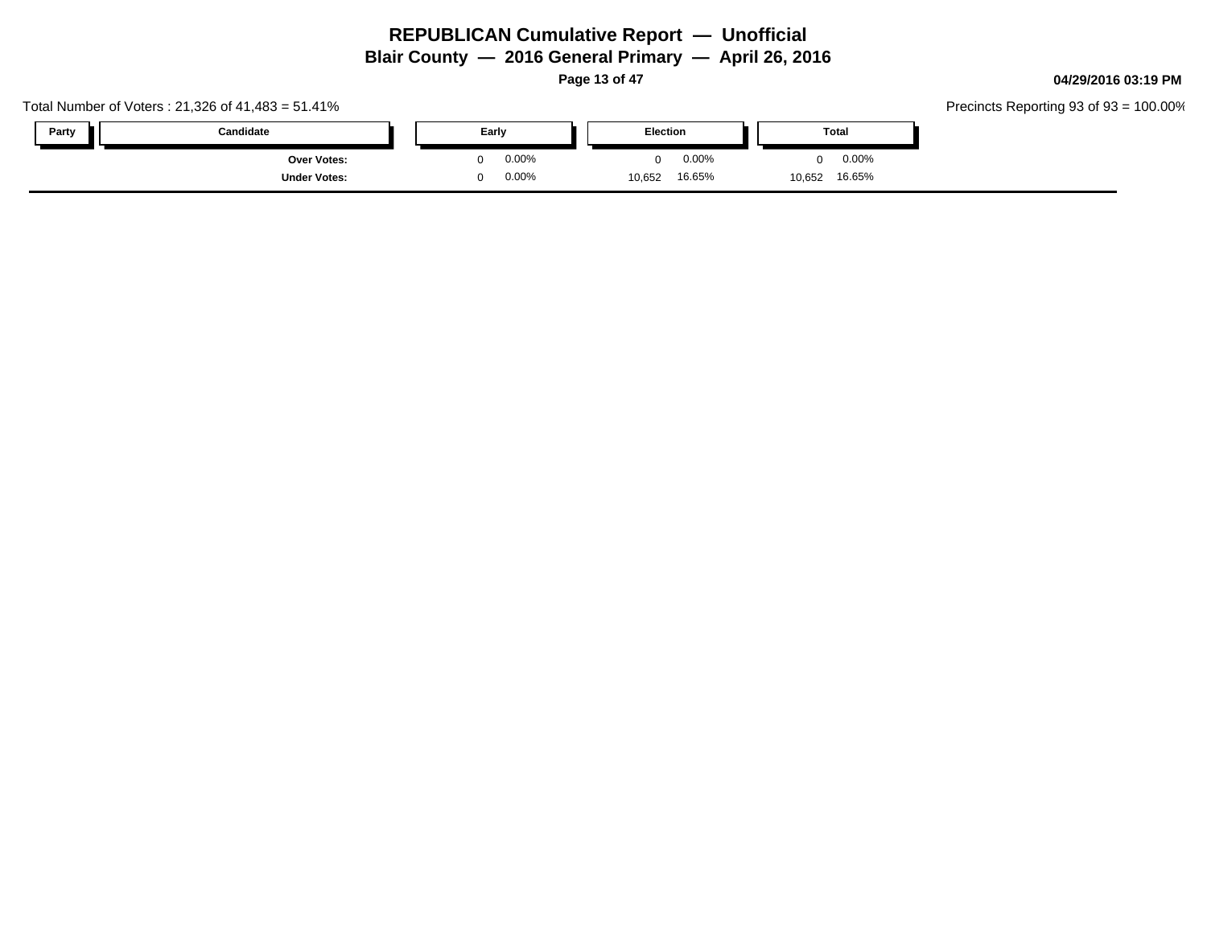Total Number of Voters : 21,326 of 41,483 = 51.41%

Precincts Reporting 93 of 93 = 100.00%

| Party | Candidate | Early | | Election | | Total | |
|---|---|---|---|---|---|---|---|
| | Over Votes: | 0 | 0.00% | 0 | 0.00% | 0 | 0.00% |
| | Under Votes: | 0 | 0.00% | 10,652 | 16.65% | 10,652 | 16.65% |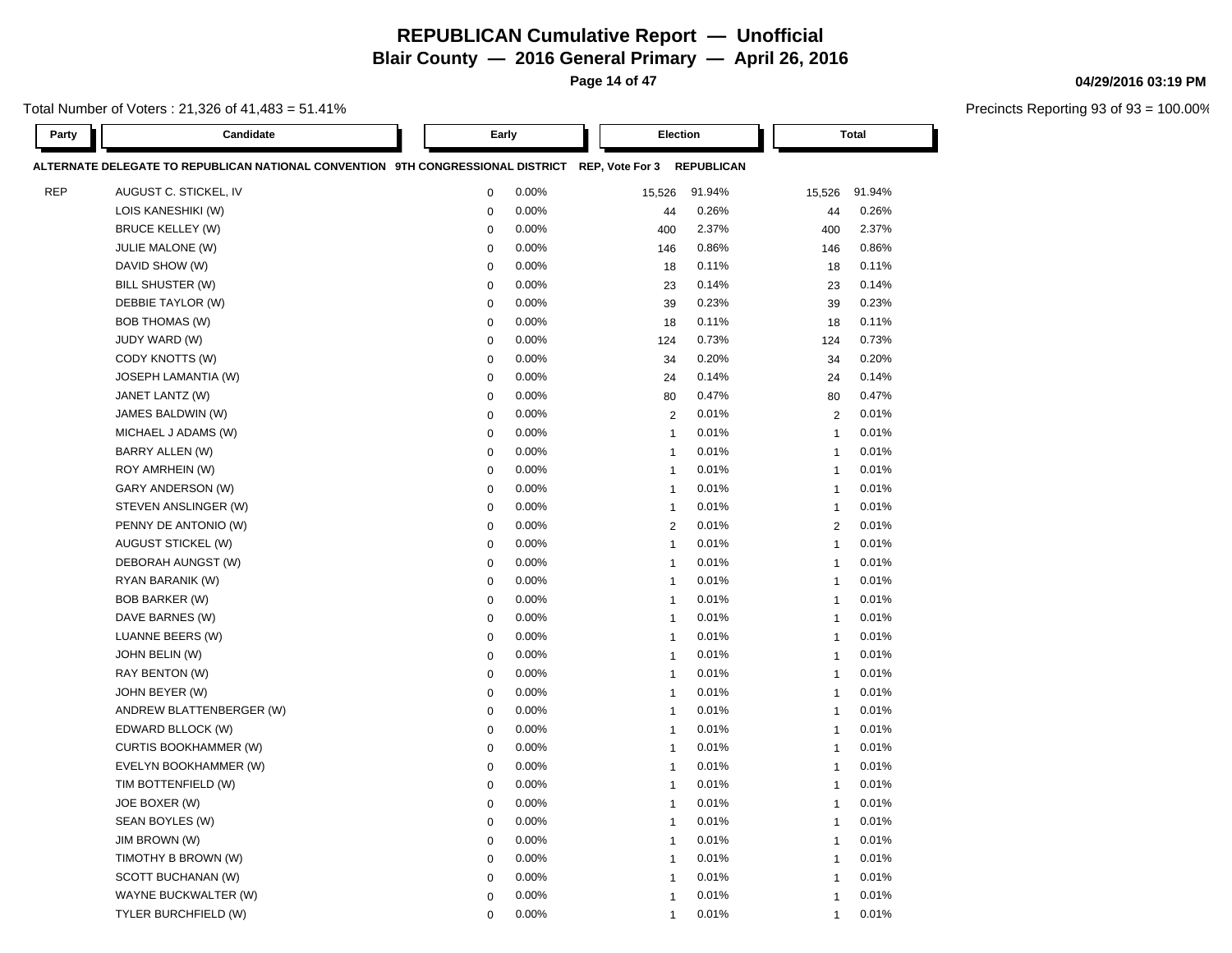# REPUBLICAN Cumulative Report — Unofficial

## Blair County — 2016 General Primary — April 26, 2016

04/29/2016 03:19 PM

Total Number of Voters : 21,326 of 41,483 = 51.41%

Precincts Reporting 93 of 93 = 100.00%

**ALTERNATE DELEGATE TO REPUBLICAN NATIONAL CONVENTION 9TH CONGRESSIONAL DISTRICT REP, Vote For 3 REPUBLICAN**

| Party | Candidate | Early | | Election | | Total | |
|---|---|---|---|---|---|---|---|
| REP | AUGUST C. STICKEL, IV | 0 | 0.00% | 15,526 | 91.94% | 15,526 | 91.94% |
| | LOIS KANESHIKI (W) | 0 | 0.00% | 44 | 0.26% | 44 | 0.26% |
| | BRUCE KELLEY (W) | 0 | 0.00% | 400 | 2.37% | 400 | 2.37% |
| | JULIE MALONE (W) | 0 | 0.00% | 146 | 0.86% | 146 | 0.86% |
| | DAVID SHOW (W) | 0 | 0.00% | 18 | 0.11% | 18 | 0.11% |
| | BILL SHUSTER (W) | 0 | 0.00% | 23 | 0.14% | 23 | 0.14% |
| | DEBBIE TAYLOR (W) | 0 | 0.00% | 39 | 0.23% | 39 | 0.23% |
| | BOB THOMAS (W) | 0 | 0.00% | 18 | 0.11% | 18 | 0.11% |
| | JUDY WARD (W) | 0 | 0.00% | 124 | 0.73% | 124 | 0.73% |
| | CODY KNOTTS (W) | 0 | 0.00% | 34 | 0.20% | 34 | 0.20% |
| | JOSEPH LAMANTIA (W) | 0 | 0.00% | 24 | 0.14% | 24 | 0.14% |
| | JANET LANTZ (W) | 0 | 0.00% | 80 | 0.47% | 80 | 0.47% |
| | JAMES BALDWIN (W) | 0 | 0.00% | 2 | 0.01% | 2 | 0.01% |
| | MICHAEL J ADAMS (W) | 0 | 0.00% | 1 | 0.01% | 1 | 0.01% |
| | BARRY ALLEN (W) | 0 | 0.00% | 1 | 0.01% | 1 | 0.01% |
| | ROY AMRHEIN (W) | 0 | 0.00% | 1 | 0.01% | 1 | 0.01% |
| | GARY ANDERSON (W) | 0 | 0.00% | 1 | 0.01% | 1 | 0.01% |
| | STEVEN ANSLINGER (W) | 0 | 0.00% | 1 | 0.01% | 1 | 0.01% |
| | PENNY DE ANTONIO (W) | 0 | 0.00% | 2 | 0.01% | 2 | 0.01% |
| | AUGUST STICKEL (W) | 0 | 0.00% | 1 | 0.01% | 1 | 0.01% |
| | DEBORAH AUNGST (W) | 0 | 0.00% | 1 | 0.01% | 1 | 0.01% |
| | RYAN BARANIK (W) | 0 | 0.00% | 1 | 0.01% | 1 | 0.01% |
| | BOB BARKER (W) | 0 | 0.00% | 1 | 0.01% | 1 | 0.01% |
| | DAVE BARNES (W) | 0 | 0.00% | 1 | 0.01% | 1 | 0.01% |
| | LUANNE BEERS (W) | 0 | 0.00% | 1 | 0.01% | 1 | 0.01% |
| | JOHN BELIN (W) | 0 | 0.00% | 1 | 0.01% | 1 | 0.01% |
| | RAY BENTON (W) | 0 | 0.00% | 1 | 0.01% | 1 | 0.01% |
| | JOHN BEYER (W) | 0 | 0.00% | 1 | 0.01% | 1 | 0.01% |
| | ANDREW BLATTENBERGER (W) | 0 | 0.00% | 1 | 0.01% | 1 | 0.01% |
| | EDWARD BLLOCK (W) | 0 | 0.00% | 1 | 0.01% | 1 | 0.01% |
| | CURTIS BOOKHAMMER (W) | 0 | 0.00% | 1 | 0.01% | 1 | 0.01% |
| | EVELYN BOOKHAMMER (W) | 0 | 0.00% | 1 | 0.01% | 1 | 0.01% |
| | TIM BOTTENFIELD (W) | 0 | 0.00% | 1 | 0.01% | 1 | 0.01% |
| | JOE BOXER (W) | 0 | 0.00% | 1 | 0.01% | 1 | 0.01% |
| | SEAN BOYLES (W) | 0 | 0.00% | 1 | 0.01% | 1 | 0.01% |
| | JIM BROWN (W) | 0 | 0.00% | 1 | 0.01% | 1 | 0.01% |
| | TIMOTHY B BROWN (W) | 0 | 0.00% | 1 | 0.01% | 1 | 0.01% |
| | SCOTT BUCHANAN (W) | 0 | 0.00% | 1 | 0.01% | 1 | 0.01% |
| | WAYNE BUCKWALTER (W) | 0 | 0.00% | 1 | 0.01% | 1 | 0.01% |
| | TYLER BURCHFIELD (W) | 0 | 0.00% | 1 | 0.01% | 1 | 0.01% |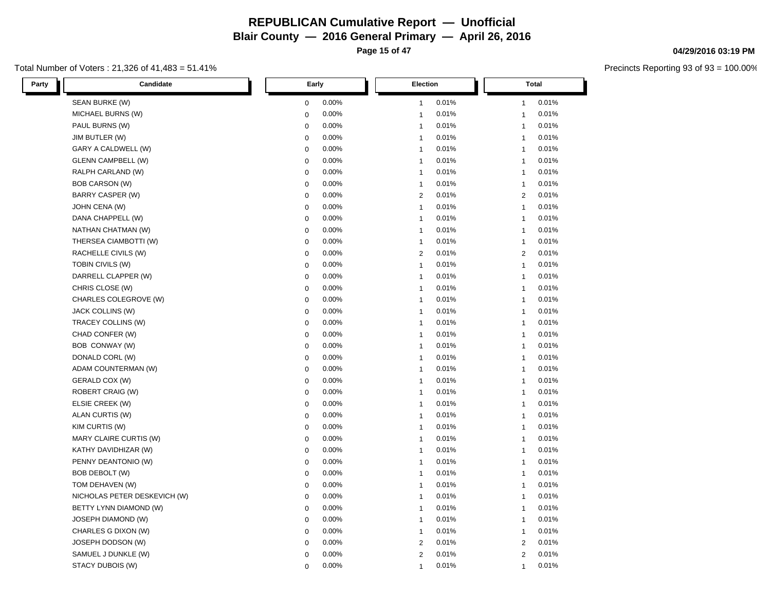# REPUBLICAN Cumulative Report — Unofficial

## Blair County — 2016 General Primary — April 26, 2016

Total Number of Voters : 21,326 of 41,483 = 51.41%

Precincts Reporting 93 of 93 = 100.00%

| Party | Candidate | Early | | Election | | Total | |
|---|---|---|---|---|---|---|---|
| | SEAN BURKE (W) | 0 | 0.00% | 1 | 0.01% | 1 | 0.01% |
| | MICHAEL BURNS (W) | 0 | 0.00% | 1 | 0.01% | 1 | 0.01% |
| | PAUL BURNS (W) | 0 | 0.00% | 1 | 0.01% | 1 | 0.01% |
| | JIM BUTLER (W) | 0 | 0.00% | 1 | 0.01% | 1 | 0.01% |
| | GARY A CALDWELL (W) | 0 | 0.00% | 1 | 0.01% | 1 | 0.01% |
| | GLENN CAMPBELL (W) | 0 | 0.00% | 1 | 0.01% | 1 | 0.01% |
| | RALPH CARLAND (W) | 0 | 0.00% | 1 | 0.01% | 1 | 0.01% |
| | BOB CARSON (W) | 0 | 0.00% | 1 | 0.01% | 1 | 0.01% |
| | BARRY CASPER (W) | 0 | 0.00% | 2 | 0.01% | 2 | 0.01% |
| | JOHN CENA (W) | 0 | 0.00% | 1 | 0.01% | 1 | 0.01% |
| | DANA CHAPPELL (W) | 0 | 0.00% | 1 | 0.01% | 1 | 0.01% |
| | NATHAN CHATMAN (W) | 0 | 0.00% | 1 | 0.01% | 1 | 0.01% |
| | THERSEA CIAMBOTTI (W) | 0 | 0.00% | 1 | 0.01% | 1 | 0.01% |
| | RACHELLE CIVILS (W) | 0 | 0.00% | 2 | 0.01% | 2 | 0.01% |
| | TOBIN CIVILS (W) | 0 | 0.00% | 1 | 0.01% | 1 | 0.01% |
| | DARRELL CLAPPER (W) | 0 | 0.00% | 1 | 0.01% | 1 | 0.01% |
| | CHRIS CLOSE (W) | 0 | 0.00% | 1 | 0.01% | 1 | 0.01% |
| | CHARLES COLEGROVE (W) | 0 | 0.00% | 1 | 0.01% | 1 | 0.01% |
| | JACK COLLINS (W) | 0 | 0.00% | 1 | 0.01% | 1 | 0.01% |
| | TRACEY COLLINS (W) | 0 | 0.00% | 1 | 0.01% | 1 | 0.01% |
| | CHAD CONFER (W) | 0 | 0.00% | 1 | 0.01% | 1 | 0.01% |
| | BOB CONWAY (W) | 0 | 0.00% | 1 | 0.01% | 1 | 0.01% |
| | DONALD CORL (W) | 0 | 0.00% | 1 | 0.01% | 1 | 0.01% |
| | ADAM COUNTERMAN (W) | 0 | 0.00% | 1 | 0.01% | 1 | 0.01% |
| | GERALD COX (W) | 0 | 0.00% | 1 | 0.01% | 1 | 0.01% |
| | ROBERT CRAIG (W) | 0 | 0.00% | 1 | 0.01% | 1 | 0.01% |
| | ELSIE CREEK (W) | 0 | 0.00% | 1 | 0.01% | 1 | 0.01% |
| | ALAN CURTIS (W) | 0 | 0.00% | 1 | 0.01% | 1 | 0.01% |
| | KIM CURTIS (W) | 0 | 0.00% | 1 | 0.01% | 1 | 0.01% |
| | MARY CLAIRE CURTIS (W) | 0 | 0.00% | 1 | 0.01% | 1 | 0.01% |
| | KATHY DAVIDHIZAR (W) | 0 | 0.00% | 1 | 0.01% | 1 | 0.01% |
| | PENNY DEANTONIO (W) | 0 | 0.00% | 1 | 0.01% | 1 | 0.01% |
| | BOB DEBOLT (W) | 0 | 0.00% | 1 | 0.01% | 1 | 0.01% |
| | TOM DEHAVEN (W) | 0 | 0.00% | 1 | 0.01% | 1 | 0.01% |
| | NICHOLAS PETER DESKEVICH (W) | 0 | 0.00% | 1 | 0.01% | 1 | 0.01% |
| | BETTY LYNN DIAMOND (W) | 0 | 0.00% | 1 | 0.01% | 1 | 0.01% |
| | JOSEPH DIAMOND (W) | 0 | 0.00% | 1 | 0.01% | 1 | 0.01% |
| | CHARLES G DIXON (W) | 0 | 0.00% | 1 | 0.01% | 1 | 0.01% |
| | JOSEPH DODSON (W) | 0 | 0.00% | 2 | 0.01% | 2 | 0.01% |
| | SAMUEL J DUNKLE (W) | 0 | 0.00% | 2 | 0.01% | 2 | 0.01% |
| | STACY DUBOIS (W) | 0 | 0.00% | 1 | 0.01% | 1 | 0.01% |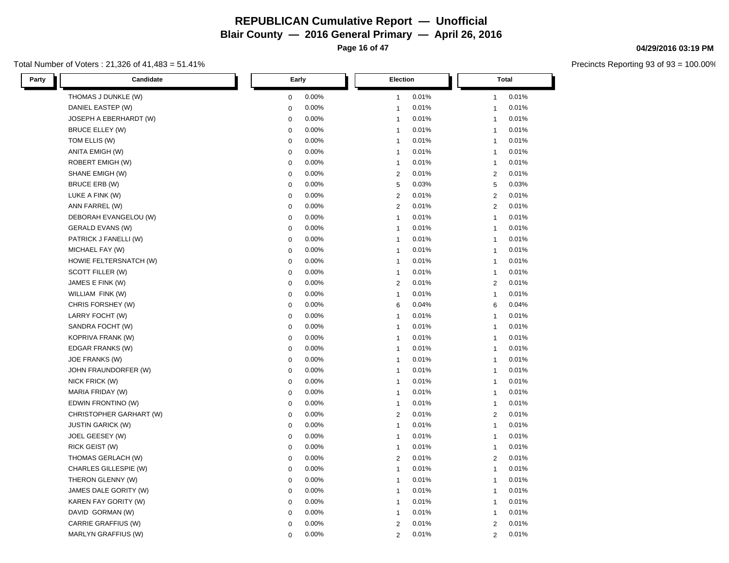# REPUBLICAN Cumulative Report — Unofficial

## Blair County — 2016 General Primary — April 26, 2016

04/29/2016 03:19 PM

Total Number of Voters : 21,326 of 41,483 = 51.41%

Precincts Reporting 93 of 93 = 100.00%

| Party | Candidate | Early | | Election | | Total | |
|---|---|---|---|---|---|---|---|
| | THOMAS J DUNKLE (W) | 0 | 0.00% | 1 | 0.01% | 1 | 0.01% |
| | DANIEL EASTEP (W) | 0 | 0.00% | 1 | 0.01% | 1 | 0.01% |
| | JOSEPH A EBERHARDT (W) | 0 | 0.00% | 1 | 0.01% | 1 | 0.01% |
| | BRUCE ELLEY (W) | 0 | 0.00% | 1 | 0.01% | 1 | 0.01% |
| | TOM ELLIS (W) | 0 | 0.00% | 1 | 0.01% | 1 | 0.01% |
| | ANITA EMIGH (W) | 0 | 0.00% | 1 | 0.01% | 1 | 0.01% |
| | ROBERT EMIGH (W) | 0 | 0.00% | 1 | 0.01% | 1 | 0.01% |
| | SHANE EMIGH (W) | 0 | 0.00% | 2 | 0.01% | 2 | 0.01% |
| | BRUCE ERB (W) | 0 | 0.00% | 5 | 0.03% | 5 | 0.03% |
| | LUKE A FINK (W) | 0 | 0.00% | 2 | 0.01% | 2 | 0.01% |
| | ANN FARREL (W) | 0 | 0.00% | 2 | 0.01% | 2 | 0.01% |
| | DEBORAH EVANGELOU (W) | 0 | 0.00% | 1 | 0.01% | 1 | 0.01% |
| | GERALD EVANS (W) | 0 | 0.00% | 1 | 0.01% | 1 | 0.01% |
| | PATRICK J FANELLI (W) | 0 | 0.00% | 1 | 0.01% | 1 | 0.01% |
| | MICHAEL FAY (W) | 0 | 0.00% | 1 | 0.01% | 1 | 0.01% |
| | HOWIE FELTERSNATCH (W) | 0 | 0.00% | 1 | 0.01% | 1 | 0.01% |
| | SCOTT FILLER (W) | 0 | 0.00% | 1 | 0.01% | 1 | 0.01% |
| | JAMES E FINK (W) | 0 | 0.00% | 2 | 0.01% | 2 | 0.01% |
| | WILLIAM FINK (W) | 0 | 0.00% | 1 | 0.01% | 1 | 0.01% |
| | CHRIS FORSHEY (W) | 0 | 0.00% | 6 | 0.04% | 6 | 0.04% |
| | LARRY FOCHT (W) | 0 | 0.00% | 1 | 0.01% | 1 | 0.01% |
| | SANDRA FOCHT (W) | 0 | 0.00% | 1 | 0.01% | 1 | 0.01% |
| | KOPRIVA FRANK (W) | 0 | 0.00% | 1 | 0.01% | 1 | 0.01% |
| | EDGAR FRANKS (W) | 0 | 0.00% | 1 | 0.01% | 1 | 0.01% |
| | JOE FRANKS (W) | 0 | 0.00% | 1 | 0.01% | 1 | 0.01% |
| | JOHN FRAUNDORFER (W) | 0 | 0.00% | 1 | 0.01% | 1 | 0.01% |
| | NICK FRICK (W) | 0 | 0.00% | 1 | 0.01% | 1 | 0.01% |
| | MARIA FRIDAY (W) | 0 | 0.00% | 1 | 0.01% | 1 | 0.01% |
| | EDWIN FRONTINO (W) | 0 | 0.00% | 1 | 0.01% | 1 | 0.01% |
| | CHRISTOPHER GARHART (W) | 0 | 0.00% | 2 | 0.01% | 2 | 0.01% |
| | JUSTIN GARICK (W) | 0 | 0.00% | 1 | 0.01% | 1 | 0.01% |
| | JOEL GEESEY (W) | 0 | 0.00% | 1 | 0.01% | 1 | 0.01% |
| | RICK GEIST (W) | 0 | 0.00% | 1 | 0.01% | 1 | 0.01% |
| | THOMAS GERLACH (W) | 0 | 0.00% | 2 | 0.01% | 2 | 0.01% |
| | CHARLES GILLESPIE (W) | 0 | 0.00% | 1 | 0.01% | 1 | 0.01% |
| | THERON GLENNY (W) | 0 | 0.00% | 1 | 0.01% | 1 | 0.01% |
| | JAMES DALE GORITY (W) | 0 | 0.00% | 1 | 0.01% | 1 | 0.01% |
| | KAREN FAY GORITY (W) | 0 | 0.00% | 1 | 0.01% | 1 | 0.01% |
| | DAVID GORMAN (W) | 0 | 0.00% | 1 | 0.01% | 1 | 0.01% |
| | CARRIE GRAFFIUS (W) | 0 | 0.00% | 2 | 0.01% | 2 | 0.01% |
| | MARLYN GRAFFIUS (W) | 0 | 0.00% | 2 | 0.01% | 2 | 0.01% |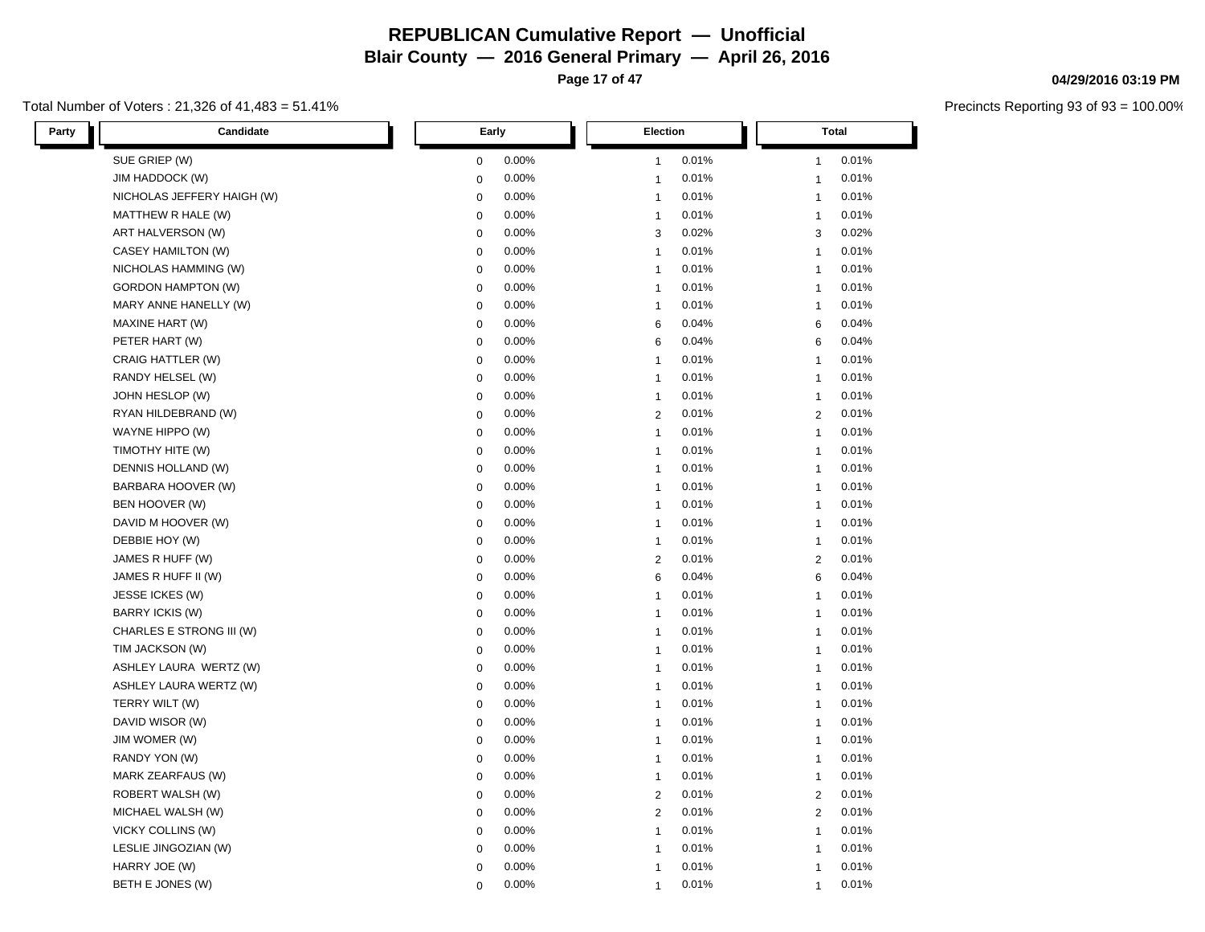# REPUBLICAN Cumulative Report — Unofficial

## Blair County — 2016 General Primary — April 26, 2016

04/29/2016 03:19 PM

Total Number of Voters : 21,326 of 41,483 = 51.41%

Precincts Reporting 93 of 93 = 100.00%

| Party | Candidate | Early | | Election | | Total | |
|---|---|---|---|---|---|---|---|
| | SUE GRIEP (W) | 0 | 0.00% | 1 | 0.01% | 1 | 0.01% |
| | JIM HADDOCK (W) | 0 | 0.00% | 1 | 0.01% | 1 | 0.01% |
| | NICHOLAS JEFFERY HAIGH (W) | 0 | 0.00% | 1 | 0.01% | 1 | 0.01% |
| | MATTHEW R HALE (W) | 0 | 0.00% | 1 | 0.01% | 1 | 0.01% |
| | ART HALVERSON (W) | 0 | 0.00% | 3 | 0.02% | 3 | 0.02% |
| | CASEY HAMILTON (W) | 0 | 0.00% | 1 | 0.01% | 1 | 0.01% |
| | NICHOLAS HAMMING (W) | 0 | 0.00% | 1 | 0.01% | 1 | 0.01% |
| | GORDON HAMPTON (W) | 0 | 0.00% | 1 | 0.01% | 1 | 0.01% |
| | MARY ANNE HANELLY (W) | 0 | 0.00% | 1 | 0.01% | 1 | 0.01% |
| | MAXINE HART (W) | 0 | 0.00% | 6 | 0.04% | 6 | 0.04% |
| | PETER HART (W) | 0 | 0.00% | 6 | 0.04% | 6 | 0.04% |
| | CRAIG HATTLER (W) | 0 | 0.00% | 1 | 0.01% | 1 | 0.01% |
| | RANDY HELSEL (W) | 0 | 0.00% | 1 | 0.01% | 1 | 0.01% |
| | JOHN HESLOP (W) | 0 | 0.00% | 1 | 0.01% | 1 | 0.01% |
| | RYAN HILDEBRAND (W) | 0 | 0.00% | 2 | 0.01% | 2 | 0.01% |
| | WAYNE HIPPO (W) | 0 | 0.00% | 1 | 0.01% | 1 | 0.01% |
| | TIMOTHY HITE (W) | 0 | 0.00% | 1 | 0.01% | 1 | 0.01% |
| | DENNIS HOLLAND (W) | 0 | 0.00% | 1 | 0.01% | 1 | 0.01% |
| | BARBARA HOOVER (W) | 0 | 0.00% | 1 | 0.01% | 1 | 0.01% |
| | BEN HOOVER (W) | 0 | 0.00% | 1 | 0.01% | 1 | 0.01% |
| | DAVID M HOOVER (W) | 0 | 0.00% | 1 | 0.01% | 1 | 0.01% |
| | DEBBIE HOY (W) | 0 | 0.00% | 1 | 0.01% | 1 | 0.01% |
| | JAMES R HUFF (W) | 0 | 0.00% | 2 | 0.01% | 2 | 0.01% |
| | JAMES R HUFF II (W) | 0 | 0.00% | 6 | 0.04% | 6 | 0.04% |
| | JESSE ICKES (W) | 0 | 0.00% | 1 | 0.01% | 1 | 0.01% |
| | BARRY ICKIS (W) | 0 | 0.00% | 1 | 0.01% | 1 | 0.01% |
| | CHARLES E STRONG III (W) | 0 | 0.00% | 1 | 0.01% | 1 | 0.01% |
| | TIM JACKSON (W) | 0 | 0.00% | 1 | 0.01% | 1 | 0.01% |
| | ASHLEY LAURA  WERTZ (W) | 0 | 0.00% | 1 | 0.01% | 1 | 0.01% |
| | ASHLEY LAURA WERTZ (W) | 0 | 0.00% | 1 | 0.01% | 1 | 0.01% |
| | TERRY WILT (W) | 0 | 0.00% | 1 | 0.01% | 1 | 0.01% |
| | DAVID WISOR (W) | 0 | 0.00% | 1 | 0.01% | 1 | 0.01% |
| | JIM WOMER (W) | 0 | 0.00% | 1 | 0.01% | 1 | 0.01% |
| | RANDY YON (W) | 0 | 0.00% | 1 | 0.01% | 1 | 0.01% |
| | MARK ZEARFAUS (W) | 0 | 0.00% | 1 | 0.01% | 1 | 0.01% |
| | ROBERT WALSH (W) | 0 | 0.00% | 2 | 0.01% | 2 | 0.01% |
| | MICHAEL WALSH (W) | 0 | 0.00% | 2 | 0.01% | 2 | 0.01% |
| | VICKY COLLINS (W) | 0 | 0.00% | 1 | 0.01% | 1 | 0.01% |
| | LESLIE JINGOZIAN (W) | 0 | 0.00% | 1 | 0.01% | 1 | 0.01% |
| | HARRY JOE (W) | 0 | 0.00% | 1 | 0.01% | 1 | 0.01% |
| | BETH E JONES (W) | 0 | 0.00% | 1 | 0.01% | 1 | 0.01% |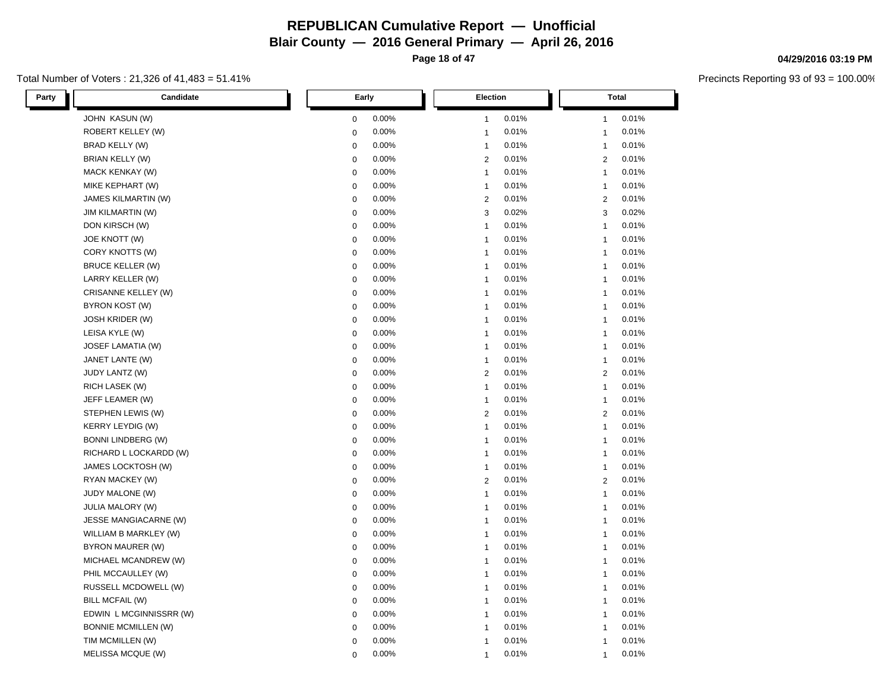# REPUBLICAN Cumulative Report — Unofficial

## Blair County — 2016 General Primary — April 26, 2016

04/29/2016 03:19 PM

Total Number of Voters : 21,326 of 41,483 = 51.41%

Precincts Reporting 93 of 93 = 100.00%

| Party | Candidate | Early | | Election | | Total | |
|---|---|---|---|---|---|---|---|
| | JOHN KASUN (W) | 0 | 0.00% | 1 | 0.01% | 1 | 0.01% |
| | ROBERT KELLEY (W) | 0 | 0.00% | 1 | 0.01% | 1 | 0.01% |
| | BRAD KELLY (W) | 0 | 0.00% | 1 | 0.01% | 1 | 0.01% |
| | BRIAN KELLY (W) | 0 | 0.00% | 2 | 0.01% | 2 | 0.01% |
| | MACK KENKAY (W) | 0 | 0.00% | 1 | 0.01% | 1 | 0.01% |
| | MIKE KEPHART (W) | 0 | 0.00% | 1 | 0.01% | 1 | 0.01% |
| | JAMES KILMARTIN (W) | 0 | 0.00% | 2 | 0.01% | 2 | 0.01% |
| | JIM KILMARTIN (W) | 0 | 0.00% | 3 | 0.02% | 3 | 0.02% |
| | DON KIRSCH (W) | 0 | 0.00% | 1 | 0.01% | 1 | 0.01% |
| | JOE KNOTT (W) | 0 | 0.00% | 1 | 0.01% | 1 | 0.01% |
| | CORY KNOTTS (W) | 0 | 0.00% | 1 | 0.01% | 1 | 0.01% |
| | BRUCE KELLER (W) | 0 | 0.00% | 1 | 0.01% | 1 | 0.01% |
| | LARRY KELLER (W) | 0 | 0.00% | 1 | 0.01% | 1 | 0.01% |
| | CRISANNE KELLEY (W) | 0 | 0.00% | 1 | 0.01% | 1 | 0.01% |
| | BYRON KOST (W) | 0 | 0.00% | 1 | 0.01% | 1 | 0.01% |
| | JOSH KRIDER (W) | 0 | 0.00% | 1 | 0.01% | 1 | 0.01% |
| | LEISA KYLE (W) | 0 | 0.00% | 1 | 0.01% | 1 | 0.01% |
| | JOSEF LAMATIA (W) | 0 | 0.00% | 1 | 0.01% | 1 | 0.01% |
| | JANET LANTE (W) | 0 | 0.00% | 1 | 0.01% | 1 | 0.01% |
| | JUDY LANTZ (W) | 0 | 0.00% | 2 | 0.01% | 2 | 0.01% |
| | RICH LASEK (W) | 0 | 0.00% | 1 | 0.01% | 1 | 0.01% |
| | JEFF LEAMER (W) | 0 | 0.00% | 1 | 0.01% | 1 | 0.01% |
| | STEPHEN LEWIS (W) | 0 | 0.00% | 2 | 0.01% | 2 | 0.01% |
| | KERRY LEYDIG (W) | 0 | 0.00% | 1 | 0.01% | 1 | 0.01% |
| | BONNI LINDBERG (W) | 0 | 0.00% | 1 | 0.01% | 1 | 0.01% |
| | RICHARD L LOCKARDD (W) | 0 | 0.00% | 1 | 0.01% | 1 | 0.01% |
| | JAMES LOCKTOSH (W) | 0 | 0.00% | 1 | 0.01% | 1 | 0.01% |
| | RYAN MACKEY (W) | 0 | 0.00% | 2 | 0.01% | 2 | 0.01% |
| | JUDY MALONE (W) | 0 | 0.00% | 1 | 0.01% | 1 | 0.01% |
| | JULIA MALORY (W) | 0 | 0.00% | 1 | 0.01% | 1 | 0.01% |
| | JESSE MANGIACARNE (W) | 0 | 0.00% | 1 | 0.01% | 1 | 0.01% |
| | WILLIAM B MARKLEY (W) | 0 | 0.00% | 1 | 0.01% | 1 | 0.01% |
| | BYRON MAURER (W) | 0 | 0.00% | 1 | 0.01% | 1 | 0.01% |
| | MICHAEL MCANDREW (W) | 0 | 0.00% | 1 | 0.01% | 1 | 0.01% |
| | PHIL MCCAULLEY (W) | 0 | 0.00% | 1 | 0.01% | 1 | 0.01% |
| | RUSSELL MCDOWELL (W) | 0 | 0.00% | 1 | 0.01% | 1 | 0.01% |
| | BILL MCFAIL (W) | 0 | 0.00% | 1 | 0.01% | 1 | 0.01% |
| | EDWIN L MCGINNISSRR (W) | 0 | 0.00% | 1 | 0.01% | 1 | 0.01% |
| | BONNIE MCMILLEN (W) | 0 | 0.00% | 1 | 0.01% | 1 | 0.01% |
| | TIM MCMILLEN (W) | 0 | 0.00% | 1 | 0.01% | 1 | 0.01% |
| | MELISSA MCQUE (W) | 0 | 0.00% | 1 | 0.01% | 1 | 0.01% |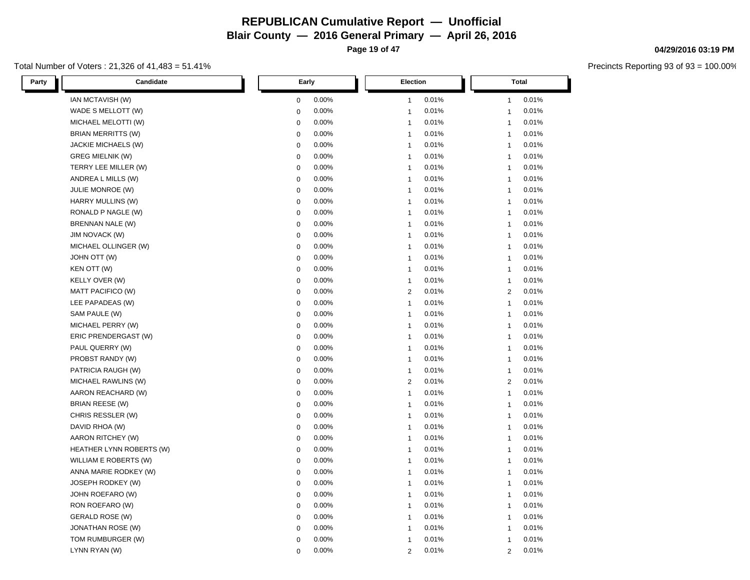# REPUBLICAN Cumulative Report — Unofficial

## Blair County — 2016 General Primary — April 26, 2016

04/29/2016 03:19 PM

Total Number of Voters : 21,326 of 41,483 = 51.41%

Precincts Reporting 93 of 93 = 100.00%

| Party | Candidate | Early | | Election | | Total | |
|---|---|---|---|---|---|---|---|
| | IAN MCTAVISH (W) | 0 | 0.00% | 1 | 0.01% | 1 | 0.01% |
| | WADE S MELLOTT (W) | 0 | 0.00% | 1 | 0.01% | 1 | 0.01% |
| | MICHAEL MELOTTI (W) | 0 | 0.00% | 1 | 0.01% | 1 | 0.01% |
| | BRIAN MERRITTS (W) | 0 | 0.00% | 1 | 0.01% | 1 | 0.01% |
| | JACKIE MICHAELS (W) | 0 | 0.00% | 1 | 0.01% | 1 | 0.01% |
| | GREG MIELNIK (W) | 0 | 0.00% | 1 | 0.01% | 1 | 0.01% |
| | TERRY LEE MILLER (W) | 0 | 0.00% | 1 | 0.01% | 1 | 0.01% |
| | ANDREA L MILLS (W) | 0 | 0.00% | 1 | 0.01% | 1 | 0.01% |
| | JULIE MONROE (W) | 0 | 0.00% | 1 | 0.01% | 1 | 0.01% |
| | HARRY MULLINS (W) | 0 | 0.00% | 1 | 0.01% | 1 | 0.01% |
| | RONALD P NAGLE (W) | 0 | 0.00% | 1 | 0.01% | 1 | 0.01% |
| | BRENNAN NALE (W) | 0 | 0.00% | 1 | 0.01% | 1 | 0.01% |
| | JIM NOVACK (W) | 0 | 0.00% | 1 | 0.01% | 1 | 0.01% |
| | MICHAEL OLLINGER (W) | 0 | 0.00% | 1 | 0.01% | 1 | 0.01% |
| | JOHN OTT (W) | 0 | 0.00% | 1 | 0.01% | 1 | 0.01% |
| | KEN OTT (W) | 0 | 0.00% | 1 | 0.01% | 1 | 0.01% |
| | KELLY OVER (W) | 0 | 0.00% | 1 | 0.01% | 1 | 0.01% |
| | MATT PACIFICO (W) | 0 | 0.00% | 2 | 0.01% | 2 | 0.01% |
| | LEE PAPADEAS (W) | 0 | 0.00% | 1 | 0.01% | 1 | 0.01% |
| | SAM PAULE (W) | 0 | 0.00% | 1 | 0.01% | 1 | 0.01% |
| | MICHAEL PERRY (W) | 0 | 0.00% | 1 | 0.01% | 1 | 0.01% |
| | ERIC PRENDERGAST (W) | 0 | 0.00% | 1 | 0.01% | 1 | 0.01% |
| | PAUL QUERRY (W) | 0 | 0.00% | 1 | 0.01% | 1 | 0.01% |
| | PROBST RANDY (W) | 0 | 0.00% | 1 | 0.01% | 1 | 0.01% |
| | PATRICIA RAUGH (W) | 0 | 0.00% | 1 | 0.01% | 1 | 0.01% |
| | MICHAEL RAWLINS (W) | 0 | 0.00% | 2 | 0.01% | 2 | 0.01% |
| | AARON REACHARD (W) | 0 | 0.00% | 1 | 0.01% | 1 | 0.01% |
| | BRIAN REESE (W) | 0 | 0.00% | 1 | 0.01% | 1 | 0.01% |
| | CHRIS RESSLER (W) | 0 | 0.00% | 1 | 0.01% | 1 | 0.01% |
| | DAVID RHOA (W) | 0 | 0.00% | 1 | 0.01% | 1 | 0.01% |
| | AARON RITCHEY (W) | 0 | 0.00% | 1 | 0.01% | 1 | 0.01% |
| | HEATHER LYNN ROBERTS (W) | 0 | 0.00% | 1 | 0.01% | 1 | 0.01% |
| | WILLIAM E ROBERTS (W) | 0 | 0.00% | 1 | 0.01% | 1 | 0.01% |
| | ANNA MARIE RODKEY (W) | 0 | 0.00% | 1 | 0.01% | 1 | 0.01% |
| | JOSEPH RODKEY (W) | 0 | 0.00% | 1 | 0.01% | 1 | 0.01% |
| | JOHN ROEFARO (W) | 0 | 0.00% | 1 | 0.01% | 1 | 0.01% |
| | RON ROEFARO (W) | 0 | 0.00% | 1 | 0.01% | 1 | 0.01% |
| | GERALD ROSE (W) | 0 | 0.00% | 1 | 0.01% | 1 | 0.01% |
| | JONATHAN ROSE (W) | 0 | 0.00% | 1 | 0.01% | 1 | 0.01% |
| | TOM RUMBURGER (W) | 0 | 0.00% | 1 | 0.01% | 1 | 0.01% |
| | LYNN RYAN (W) | 0 | 0.00% | 2 | 0.01% | 2 | 0.01% |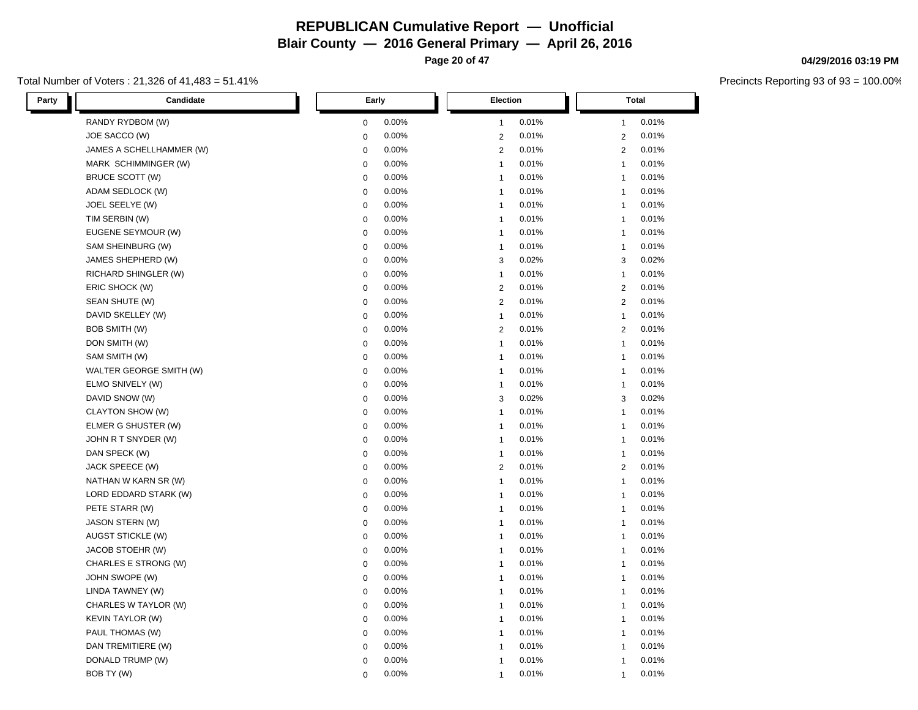# REPUBLICAN Cumulative Report — Unofficial

## Blair County — 2016 General Primary — April 26, 2016

04/29/2016 03:19 PM

Total Number of Voters : 21,326 of 41,483 = 51.41%

Precincts Reporting 93 of 93 = 100.00%

| Party | Candidate | Early | | Election | | Total | |
|---|---|---|---|---|---|---|---|
| | RANDY RYDBOM (W) | 0 | 0.00% | 1 | 0.01% | 1 | 0.01% |
| | JOE SACCO (W) | 0 | 0.00% | 2 | 0.01% | 2 | 0.01% |
| | JAMES A SCHELLHAMMER (W) | 0 | 0.00% | 2 | 0.01% | 2 | 0.01% |
| | MARK SCHIMMINGER (W) | 0 | 0.00% | 1 | 0.01% | 1 | 0.01% |
| | BRUCE SCOTT (W) | 0 | 0.00% | 1 | 0.01% | 1 | 0.01% |
| | ADAM SEDLOCK (W) | 0 | 0.00% | 1 | 0.01% | 1 | 0.01% |
| | JOEL SEELYE (W) | 0 | 0.00% | 1 | 0.01% | 1 | 0.01% |
| | TIM SERBIN (W) | 0 | 0.00% | 1 | 0.01% | 1 | 0.01% |
| | EUGENE SEYMOUR (W) | 0 | 0.00% | 1 | 0.01% | 1 | 0.01% |
| | SAM SHEINBURG (W) | 0 | 0.00% | 1 | 0.01% | 1 | 0.01% |
| | JAMES SHEPHERD (W) | 0 | 0.00% | 3 | 0.02% | 3 | 0.02% |
| | RICHARD SHINGLER (W) | 0 | 0.00% | 1 | 0.01% | 1 | 0.01% |
| | ERIC SHOCK (W) | 0 | 0.00% | 2 | 0.01% | 2 | 0.01% |
| | SEAN SHUTE (W) | 0 | 0.00% | 2 | 0.01% | 2 | 0.01% |
| | DAVID SKELLEY (W) | 0 | 0.00% | 1 | 0.01% | 1 | 0.01% |
| | BOB SMITH (W) | 0 | 0.00% | 2 | 0.01% | 2 | 0.01% |
| | DON SMITH (W) | 0 | 0.00% | 1 | 0.01% | 1 | 0.01% |
| | SAM SMITH (W) | 0 | 0.00% | 1 | 0.01% | 1 | 0.01% |
| | WALTER GEORGE SMITH (W) | 0 | 0.00% | 1 | 0.01% | 1 | 0.01% |
| | ELMO SNIVELY (W) | 0 | 0.00% | 1 | 0.01% | 1 | 0.01% |
| | DAVID SNOW (W) | 0 | 0.00% | 3 | 0.02% | 3 | 0.02% |
| | CLAYTON SHOW (W) | 0 | 0.00% | 1 | 0.01% | 1 | 0.01% |
| | ELMER G SHUSTER (W) | 0 | 0.00% | 1 | 0.01% | 1 | 0.01% |
| | JOHN R T SNYDER (W) | 0 | 0.00% | 1 | 0.01% | 1 | 0.01% |
| | DAN SPECK (W) | 0 | 0.00% | 1 | 0.01% | 1 | 0.01% |
| | JACK SPEECE (W) | 0 | 0.00% | 2 | 0.01% | 2 | 0.01% |
| | NATHAN W KARN SR (W) | 0 | 0.00% | 1 | 0.01% | 1 | 0.01% |
| | LORD EDDARD STARK (W) | 0 | 0.00% | 1 | 0.01% | 1 | 0.01% |
| | PETE STARR (W) | 0 | 0.00% | 1 | 0.01% | 1 | 0.01% |
| | JASON STERN (W) | 0 | 0.00% | 1 | 0.01% | 1 | 0.01% |
| | AUGST STICKLE (W) | 0 | 0.00% | 1 | 0.01% | 1 | 0.01% |
| | JACOB STOEHR (W) | 0 | 0.00% | 1 | 0.01% | 1 | 0.01% |
| | CHARLES E STRONG (W) | 0 | 0.00% | 1 | 0.01% | 1 | 0.01% |
| | JOHN SWOPE (W) | 0 | 0.00% | 1 | 0.01% | 1 | 0.01% |
| | LINDA TAWNEY (W) | 0 | 0.00% | 1 | 0.01% | 1 | 0.01% |
| | CHARLES W TAYLOR (W) | 0 | 0.00% | 1 | 0.01% | 1 | 0.01% |
| | KEVIN TAYLOR (W) | 0 | 0.00% | 1 | 0.01% | 1 | 0.01% |
| | PAUL THOMAS (W) | 0 | 0.00% | 1 | 0.01% | 1 | 0.01% |
| | DAN TREMITIERE (W) | 0 | 0.00% | 1 | 0.01% | 1 | 0.01% |
| | DONALD TRUMP (W) | 0 | 0.00% | 1 | 0.01% | 1 | 0.01% |
| | BOB TY (W) | 0 | 0.00% | 1 | 0.01% | 1 | 0.01% |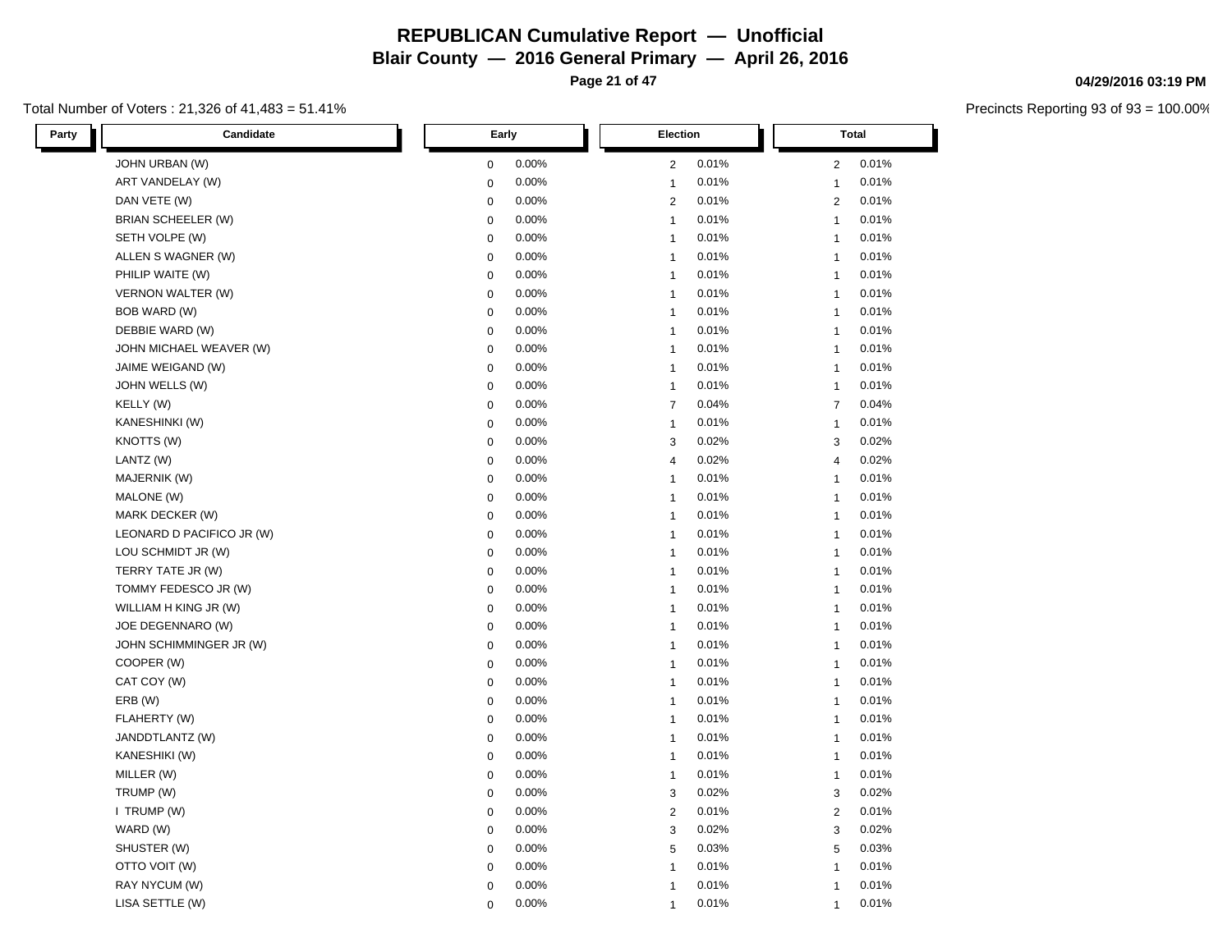# REPUBLICAN Cumulative Report — Unofficial

## Blair County — 2016 General Primary — April 26, 2016

04/29/2016 03:19 PM

Total Number of Voters : 21,326 of 41,483 = 51.41%

Precincts Reporting 93 of 93 = 100.00%

| Party | Candidate | Early | | Election | | Total | |
|---|---|---|---|---|---|---|---|
| | JOHN URBAN (W) | 0 | 0.00% | 2 | 0.01% | 2 | 0.01% |
| | ART VANDELAY (W) | 0 | 0.00% | 1 | 0.01% | 1 | 0.01% |
| | DAN VETE (W) | 0 | 0.00% | 2 | 0.01% | 2 | 0.01% |
| | BRIAN SCHEELER (W) | 0 | 0.00% | 1 | 0.01% | 1 | 0.01% |
| | SETH VOLPE (W) | 0 | 0.00% | 1 | 0.01% | 1 | 0.01% |
| | ALLEN S WAGNER (W) | 0 | 0.00% | 1 | 0.01% | 1 | 0.01% |
| | PHILIP WAITE (W) | 0 | 0.00% | 1 | 0.01% | 1 | 0.01% |
| | VERNON WALTER (W) | 0 | 0.00% | 1 | 0.01% | 1 | 0.01% |
| | BOB WARD (W) | 0 | 0.00% | 1 | 0.01% | 1 | 0.01% |
| | DEBBIE WARD (W) | 0 | 0.00% | 1 | 0.01% | 1 | 0.01% |
| | JOHN MICHAEL WEAVER (W) | 0 | 0.00% | 1 | 0.01% | 1 | 0.01% |
| | JAIME WEIGAND (W) | 0 | 0.00% | 1 | 0.01% | 1 | 0.01% |
| | JOHN WELLS (W) | 0 | 0.00% | 1 | 0.01% | 1 | 0.01% |
| | KELLY (W) | 0 | 0.00% | 7 | 0.04% | 7 | 0.04% |
| | KANESHINKI (W) | 0 | 0.00% | 1 | 0.01% | 1 | 0.01% |
| | KNOTTS (W) | 0 | 0.00% | 3 | 0.02% | 3 | 0.02% |
| | LANTZ (W) | 0 | 0.00% | 4 | 0.02% | 4 | 0.02% |
| | MAJERNIK (W) | 0 | 0.00% | 1 | 0.01% | 1 | 0.01% |
| | MALONE (W) | 0 | 0.00% | 1 | 0.01% | 1 | 0.01% |
| | MARK DECKER (W) | 0 | 0.00% | 1 | 0.01% | 1 | 0.01% |
| | LEONARD D PACIFICO JR (W) | 0 | 0.00% | 1 | 0.01% | 1 | 0.01% |
| | LOU SCHMIDT JR (W) | 0 | 0.00% | 1 | 0.01% | 1 | 0.01% |
| | TERRY TATE JR (W) | 0 | 0.00% | 1 | 0.01% | 1 | 0.01% |
| | TOMMY FEDESCO JR (W) | 0 | 0.00% | 1 | 0.01% | 1 | 0.01% |
| | WILLIAM H KING JR (W) | 0 | 0.00% | 1 | 0.01% | 1 | 0.01% |
| | JOE DEGENNARO (W) | 0 | 0.00% | 1 | 0.01% | 1 | 0.01% |
| | JOHN SCHIMMINGER JR (W) | 0 | 0.00% | 1 | 0.01% | 1 | 0.01% |
| | COOPER (W) | 0 | 0.00% | 1 | 0.01% | 1 | 0.01% |
| | CAT COY (W) | 0 | 0.00% | 1 | 0.01% | 1 | 0.01% |
| | ERB (W) | 0 | 0.00% | 1 | 0.01% | 1 | 0.01% |
| | FLAHERTY (W) | 0 | 0.00% | 1 | 0.01% | 1 | 0.01% |
| | JANDDTLANTZ (W) | 0 | 0.00% | 1 | 0.01% | 1 | 0.01% |
| | KANESHIKI (W) | 0 | 0.00% | 1 | 0.01% | 1 | 0.01% |
| | MILLER (W) | 0 | 0.00% | 1 | 0.01% | 1 | 0.01% |
| | TRUMP (W) | 0 | 0.00% | 3 | 0.02% | 3 | 0.02% |
| | I TRUMP (W) | 0 | 0.00% | 2 | 0.01% | 2 | 0.01% |
| | WARD (W) | 0 | 0.00% | 3 | 0.02% | 3 | 0.02% |
| | SHUSTER (W) | 0 | 0.00% | 5 | 0.03% | 5 | 0.03% |
| | OTTO VOIT (W) | 0 | 0.00% | 1 | 0.01% | 1 | 0.01% |
| | RAY NYCUM (W) | 0 | 0.00% | 1 | 0.01% | 1 | 0.01% |
| | LISA SETTLE (W) | 0 | 0.00% | 1 | 0.01% | 1 | 0.01% |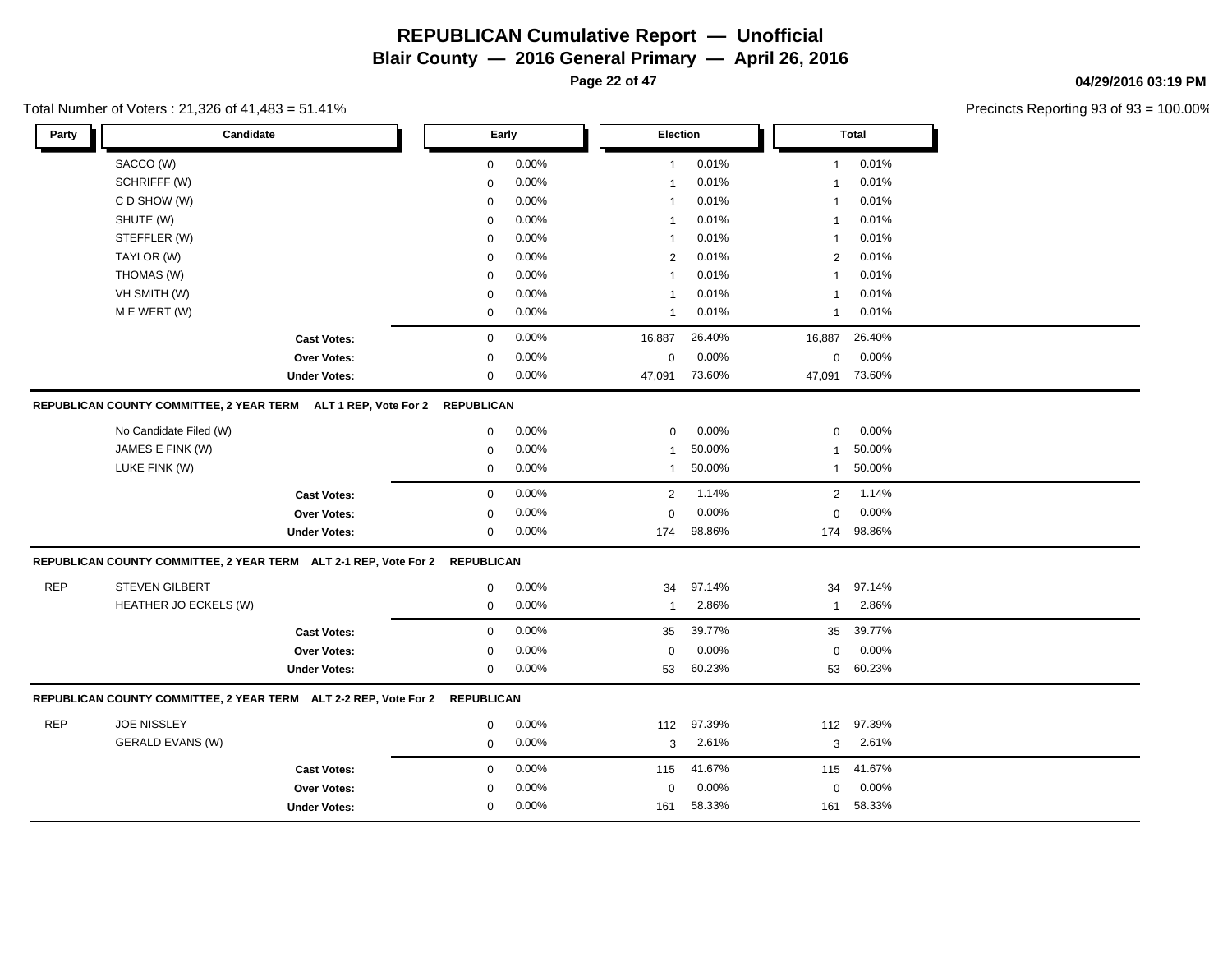# REPUBLICAN Cumulative Report — Unofficial

**Blair County — 2016 General Primary — April 26, 2016**

**04/29/2016 03:19 PM**

Total Number of Voters : 21,326 of 41,483 = 51.41%

Precincts Reporting 93 of 93 = 100.00%

| Party | Candidate | Early | | Election | | Total | |
|---|---|---|---|---|---|---|---|
| | SACCO (W) | 0 | 0.00% | 1 | 0.01% | 1 | 0.01% |
| | SCHRIFFF (W) | 0 | 0.00% | 1 | 0.01% | 1 | 0.01% |
| | C D SHOW (W) | 0 | 0.00% | 1 | 0.01% | 1 | 0.01% |
| | SHUTE (W) | 0 | 0.00% | 1 | 0.01% | 1 | 0.01% |
| | STEFFLER (W) | 0 | 0.00% | 1 | 0.01% | 1 | 0.01% |
| | TAYLOR (W) | 0 | 0.00% | 2 | 0.01% | 2 | 0.01% |
| | THOMAS (W) | 0 | 0.00% | 1 | 0.01% | 1 | 0.01% |
| | VH SMITH (W) | 0 | 0.00% | 1 | 0.01% | 1 | 0.01% |
| | M E WERT (W) | 0 | 0.00% | 1 | 0.01% | 1 | 0.01% |
| | **Cast Votes:** | 0 | 0.00% | 16,887 | 26.40% | 16,887 | 26.40% |
| | **Over Votes:** | 0 | 0.00% | 0 | 0.00% | 0 | 0.00% |
| | **Under Votes:** | 0 | 0.00% | 47,091 | 73.60% | 47,091 | 73.60% |

**REPUBLICAN COUNTY COMMITTEE, 2 YEAR TERM ALT 1 REP, Vote For 2 REPUBLICAN**

| Party | Candidate | Early | | Election | | Total | |
|---|---|---|---|---|---|---|---|
| | No Candidate Filed (W) | 0 | 0.00% | 0 | 0.00% | 0 | 0.00% |
| | JAMES E FINK (W) | 0 | 0.00% | 1 | 50.00% | 1 | 50.00% |
| | LUKE FINK (W) | 0 | 0.00% | 1 | 50.00% | 1 | 50.00% |
| | **Cast Votes:** | 0 | 0.00% | 2 | 1.14% | 2 | 1.14% |
| | **Over Votes:** | 0 | 0.00% | 0 | 0.00% | 0 | 0.00% |
| | **Under Votes:** | 0 | 0.00% | 174 | 98.86% | 174 | 98.86% |

**REPUBLICAN COUNTY COMMITTEE, 2 YEAR TERM ALT 2-1 REP, Vote For 2 REPUBLICAN**

| Party | Candidate | Early | | Election | | Total | |
|---|---|---|---|---|---|---|---|
| REP | STEVEN GILBERT | 0 | 0.00% | 34 | 97.14% | 34 | 97.14% |
| | HEATHER JO ECKELS (W) | 0 | 0.00% | 1 | 2.86% | 1 | 2.86% |
| | **Cast Votes:** | 0 | 0.00% | 35 | 39.77% | 35 | 39.77% |
| | **Over Votes:** | 0 | 0.00% | 0 | 0.00% | 0 | 0.00% |
| | **Under Votes:** | 0 | 0.00% | 53 | 60.23% | 53 | 60.23% |

**REPUBLICAN COUNTY COMMITTEE, 2 YEAR TERM ALT 2-2 REP, Vote For 2 REPUBLICAN**

| Party | Candidate | Early | | Election | | Total | |
|---|---|---|---|---|---|---|---|
| REP | JOE NISSLEY | 0 | 0.00% | 112 | 97.39% | 112 | 97.39% |
| | GERALD EVANS (W) | 0 | 0.00% | 3 | 2.61% | 3 | 2.61% |
| | **Cast Votes:** | 0 | 0.00% | 115 | 41.67% | 115 | 41.67% |
| | **Over Votes:** | 0 | 0.00% | 0 | 0.00% | 0 | 0.00% |
| | **Under Votes:** | 0 | 0.00% | 161 | 58.33% | 161 | 58.33% |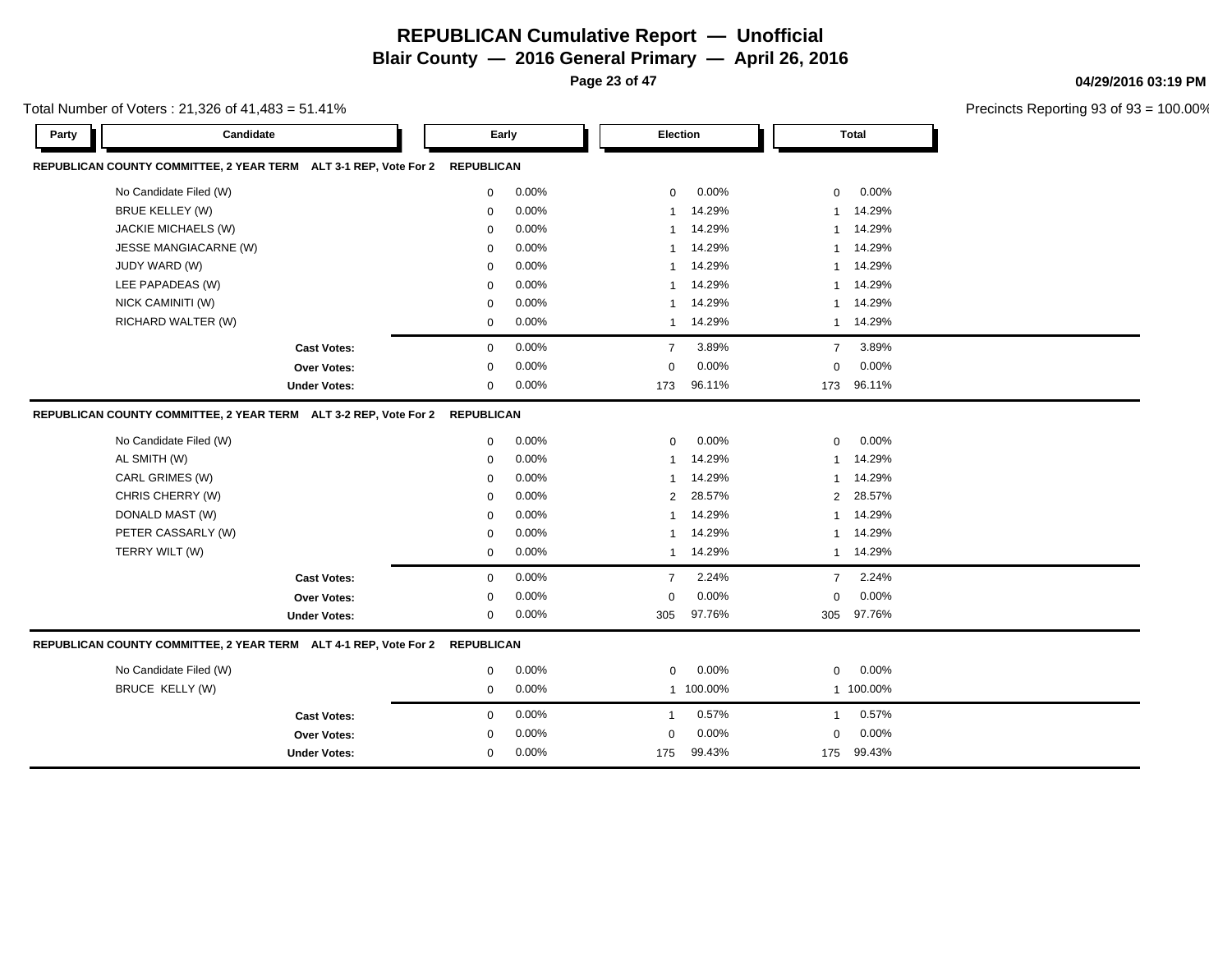# REPUBLICAN Cumulative Report — Unofficial

**Blair County — 2016 General Primary — April 26, 2016**

04/29/2016 03:19 PM

Total Number of Voters : 21,326 of 41,483 = 51.41%

Precincts Reporting 93 of 93 = 100.00%

| Party | Candidate | Early | | Election | | Total | |
|---|---|---|---|---|---|---|---|
| **REPUBLICAN COUNTY COMMITTEE, 2 YEAR TERM ALT 3-1 REP, Vote For 2** | **REPUBLICAN** | | | | | | |
| | No Candidate Filed (W) | 0 | 0.00% | 0 | 0.00% | 0 | 0.00% |
| | BRUE KELLEY (W) | 0 | 0.00% | 1 | 14.29% | 1 | 14.29% |
| | JACKIE MICHAELS (W) | 0 | 0.00% | 1 | 14.29% | 1 | 14.29% |
| | JESSE MANGIACARNE (W) | 0 | 0.00% | 1 | 14.29% | 1 | 14.29% |
| | JUDY WARD (W) | 0 | 0.00% | 1 | 14.29% | 1 | 14.29% |
| | LEE PAPADEAS (W) | 0 | 0.00% | 1 | 14.29% | 1 | 14.29% |
| | NICK CAMINITI (W) | 0 | 0.00% | 1 | 14.29% | 1 | 14.29% |
| | RICHARD WALTER (W) | 0 | 0.00% | 1 | 14.29% | 1 | 14.29% |
| | **Cast Votes:** | 0 | 0.00% | 7 | 3.89% | 7 | 3.89% |
| | **Over Votes:** | 0 | 0.00% | 0 | 0.00% | 0 | 0.00% |
| | **Under Votes:** | 0 | 0.00% | 173 | 96.11% | 173 | 96.11% |
| **REPUBLICAN COUNTY COMMITTEE, 2 YEAR TERM ALT 3-2 REP, Vote For 2** | **REPUBLICAN** | | | | | | |
| | No Candidate Filed (W) | 0 | 0.00% | 0 | 0.00% | 0 | 0.00% |
| | AL SMITH (W) | 0 | 0.00% | 1 | 14.29% | 1 | 14.29% |
| | CARL GRIMES (W) | 0 | 0.00% | 1 | 14.29% | 1 | 14.29% |
| | CHRIS CHERRY (W) | 0 | 0.00% | 2 | 28.57% | 2 | 28.57% |
| | DONALD MAST (W) | 0 | 0.00% | 1 | 14.29% | 1 | 14.29% |
| | PETER CASSARLY (W) | 0 | 0.00% | 1 | 14.29% | 1 | 14.29% |
| | TERRY WILT (W) | 0 | 0.00% | 1 | 14.29% | 1 | 14.29% |
| | **Cast Votes:** | 0 | 0.00% | 7 | 2.24% | 7 | 2.24% |
| | **Over Votes:** | 0 | 0.00% | 0 | 0.00% | 0 | 0.00% |
| | **Under Votes:** | 0 | 0.00% | 305 | 97.76% | 305 | 97.76% |
| **REPUBLICAN COUNTY COMMITTEE, 2 YEAR TERM ALT 4-1 REP, Vote For 2** | **REPUBLICAN** | | | | | | |
| | No Candidate Filed (W) | 0 | 0.00% | 0 | 0.00% | 0 | 0.00% |
| | BRUCE KELLY (W) | 0 | 0.00% | 1 | 100.00% | 1 | 100.00% |
| | **Cast Votes:** | 0 | 0.00% | 1 | 0.57% | 1 | 0.57% |
| | **Over Votes:** | 0 | 0.00% | 0 | 0.00% | 0 | 0.00% |
| | **Under Votes:** | 0 | 0.00% | 175 | 99.43% | 175 | 99.43% |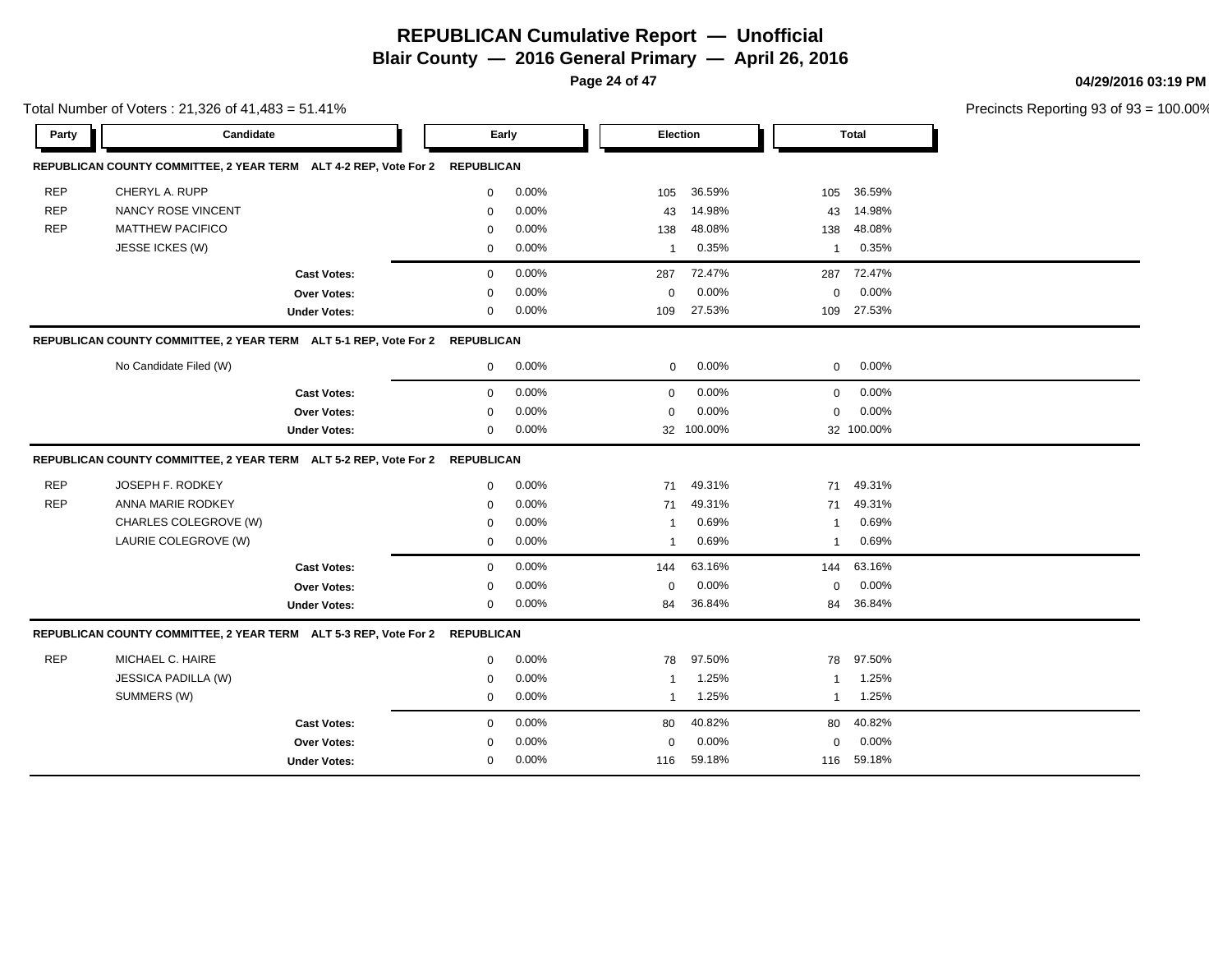# REPUBLICAN Cumulative Report — Unofficial

**Blair County — 2016 General Primary — April 26, 2016**

**04/29/2016 03:19 PM**

Total Number of Voters : 21,326 of 41,483 = 51.41%

Precincts Reporting 93 of 93 = 100.00%

| Party | Candidate | Early | | Election | | Total | |
|---|---|---|---|---|---|---|---|
| **REPUBLICAN COUNTY COMMITTEE, 2 YEAR TERM ALT 4-2 REP, Vote For 2** | | **REPUBLICAN** | | | | | |
| REP | CHERYL A. RUPP | 0 | 0.00% | 105 | 36.59% | 105 | 36.59% |
| REP | NANCY ROSE VINCENT | 0 | 0.00% | 43 | 14.98% | 43 | 14.98% |
| REP | MATTHEW PACIFICO | 0 | 0.00% | 138 | 48.08% | 138 | 48.08% |
| | JESSE ICKES (W) | 0 | 0.00% | 1 | 0.35% | 1 | 0.35% |
| | **Cast Votes:** | 0 | 0.00% | 287 | 72.47% | 287 | 72.47% |
| | **Over Votes:** | 0 | 0.00% | 0 | 0.00% | 0 | 0.00% |
| | **Under Votes:** | 0 | 0.00% | 109 | 27.53% | 109 | 27.53% |
| **REPUBLICAN COUNTY COMMITTEE, 2 YEAR TERM ALT 5-1 REP, Vote For 2** | | **REPUBLICAN** | | | | | |
| | No Candidate Filed (W) | 0 | 0.00% | 0 | 0.00% | 0 | 0.00% |
| | **Cast Votes:** | 0 | 0.00% | 0 | 0.00% | 0 | 0.00% |
| | **Over Votes:** | 0 | 0.00% | 0 | 0.00% | 0 | 0.00% |
| | **Under Votes:** | 0 | 0.00% | 32 | 100.00% | 32 | 100.00% |
| **REPUBLICAN COUNTY COMMITTEE, 2 YEAR TERM ALT 5-2 REP, Vote For 2** | | **REPUBLICAN** | | | | | |
| REP | JOSEPH F. RODKEY | 0 | 0.00% | 71 | 49.31% | 71 | 49.31% |
| REP | ANNA MARIE RODKEY | 0 | 0.00% | 71 | 49.31% | 71 | 49.31% |
| | CHARLES COLEGROVE (W) | 0 | 0.00% | 1 | 0.69% | 1 | 0.69% |
| | LAURIE COLEGROVE (W) | 0 | 0.00% | 1 | 0.69% | 1 | 0.69% |
| | **Cast Votes:** | 0 | 0.00% | 144 | 63.16% | 144 | 63.16% |
| | **Over Votes:** | 0 | 0.00% | 0 | 0.00% | 0 | 0.00% |
| | **Under Votes:** | 0 | 0.00% | 84 | 36.84% | 84 | 36.84% |
| **REPUBLICAN COUNTY COMMITTEE, 2 YEAR TERM ALT 5-3 REP, Vote For 2** | | **REPUBLICAN** | | | | | |
| REP | MICHAEL C. HAIRE | 0 | 0.00% | 78 | 97.50% | 78 | 97.50% |
| | JESSICA PADILLA (W) | 0 | 0.00% | 1 | 1.25% | 1 | 1.25% |
| | SUMMERS (W) | 0 | 0.00% | 1 | 1.25% | 1 | 1.25% |
| | **Cast Votes:** | 0 | 0.00% | 80 | 40.82% | 80 | 40.82% |
| | **Over Votes:** | 0 | 0.00% | 0 | 0.00% | 0 | 0.00% |
| | **Under Votes:** | 0 | 0.00% | 116 | 59.18% | 116 | 59.18% |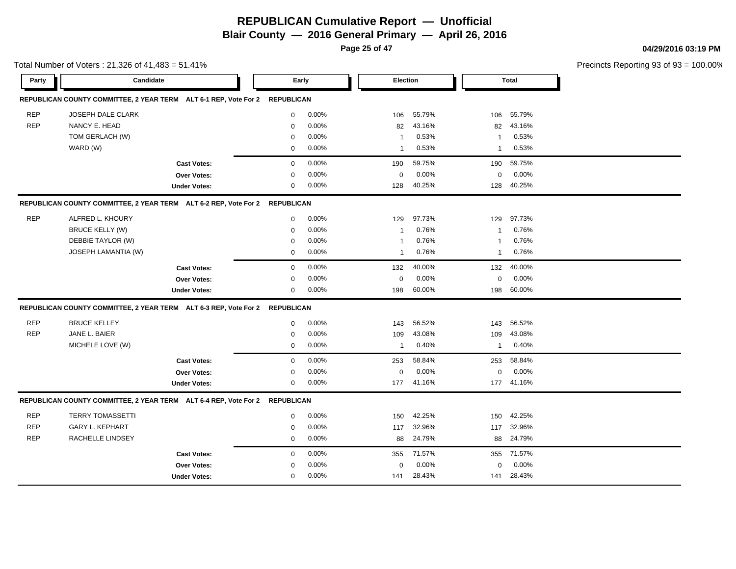# REPUBLICAN Cumulative Report — Unofficial

## Blair County — 2016 General Primary — April 26, 2016

04/29/2016 03:19 PM

Total Number of Voters : 21,326 of 41,483 = 51.41%

Precincts Reporting 93 of 93 = 100.00%

| Party | Candidate | Early | | Election | | Total | |
|---|---|---|---|---|---|---|---|
| **REPUBLICAN COUNTY COMMITTEE, 2 YEAR TERM ALT 6-1 REP, Vote For 2** | | **REPUBLICAN** | | | | | |
| REP | JOSEPH DALE CLARK | 0 | 0.00% | 106 | 55.79% | 106 | 55.79% |
| REP | NANCY E. HEAD | 0 | 0.00% | 82 | 43.16% | 82 | 43.16% |
| | TOM GERLACH (W) | 0 | 0.00% | 1 | 0.53% | 1 | 0.53% |
| | WARD (W) | 0 | 0.00% | 1 | 0.53% | 1 | 0.53% |
| | **Cast Votes:** | 0 | 0.00% | 190 | 59.75% | 190 | 59.75% |
| | **Over Votes:** | 0 | 0.00% | 0 | 0.00% | 0 | 0.00% |
| | **Under Votes:** | 0 | 0.00% | 128 | 40.25% | 128 | 40.25% |
| **REPUBLICAN COUNTY COMMITTEE, 2 YEAR TERM ALT 6-2 REP, Vote For 2** | | **REPUBLICAN** | | | | | |
| REP | ALFRED L. KHOURY | 0 | 0.00% | 129 | 97.73% | 129 | 97.73% |
| | BRUCE KELLY (W) | 0 | 0.00% | 1 | 0.76% | 1 | 0.76% |
| | DEBBIE TAYLOR (W) | 0 | 0.00% | 1 | 0.76% | 1 | 0.76% |
| | JOSEPH LAMANTIA (W) | 0 | 0.00% | 1 | 0.76% | 1 | 0.76% |
| | **Cast Votes:** | 0 | 0.00% | 132 | 40.00% | 132 | 40.00% |
| | **Over Votes:** | 0 | 0.00% | 0 | 0.00% | 0 | 0.00% |
| | **Under Votes:** | 0 | 0.00% | 198 | 60.00% | 198 | 60.00% |
| **REPUBLICAN COUNTY COMMITTEE, 2 YEAR TERM ALT 6-3 REP, Vote For 2** | | **REPUBLICAN** | | | | | |
| REP | BRUCE KELLEY | 0 | 0.00% | 143 | 56.52% | 143 | 56.52% |
| REP | JANE L. BAIER | 0 | 0.00% | 109 | 43.08% | 109 | 43.08% |
| | MICHELE LOVE (W) | 0 | 0.00% | 1 | 0.40% | 1 | 0.40% |
| | **Cast Votes:** | 0 | 0.00% | 253 | 58.84% | 253 | 58.84% |
| | **Over Votes:** | 0 | 0.00% | 0 | 0.00% | 0 | 0.00% |
| | **Under Votes:** | 0 | 0.00% | 177 | 41.16% | 177 | 41.16% |
| **REPUBLICAN COUNTY COMMITTEE, 2 YEAR TERM ALT 6-4 REP, Vote For 2** | | **REPUBLICAN** | | | | | |
| REP | TERRY TOMASSETTI | 0 | 0.00% | 150 | 42.25% | 150 | 42.25% |
| REP | GARY L. KEPHART | 0 | 0.00% | 117 | 32.96% | 117 | 32.96% |
| REP | RACHELLE LINDSEY | 0 | 0.00% | 88 | 24.79% | 88 | 24.79% |
| | **Cast Votes:** | 0 | 0.00% | 355 | 71.57% | 355 | 71.57% |
| | **Over Votes:** | 0 | 0.00% | 0 | 0.00% | 0 | 0.00% |
| | **Under Votes:** | 0 | 0.00% | 141 | 28.43% | 141 | 28.43% |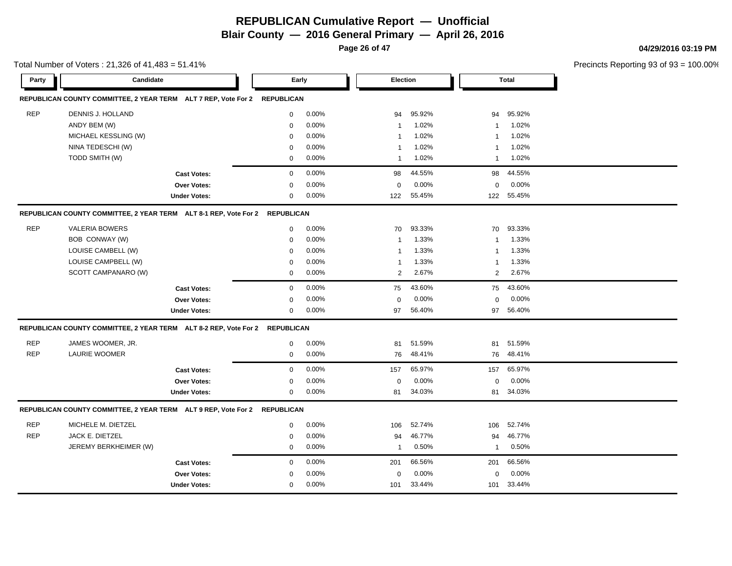# REPUBLICAN Cumulative Report — Unofficial

## Blair County — 2016 General Primary — April 26, 2016

04/29/2016 03:19 PM

Total Number of Voters : 21,326 of 41,483 = 51.41%

Precincts Reporting 93 of 93 = 100.00%

| Party | Candidate | Early | | Election | | Total | |
|---|---|---|---|---|---|---|---|
| **REPUBLICAN COUNTY COMMITTEE, 2 YEAR TERM ALT 7 REP, Vote For 2** | **REPUBLICAN** | | | | | | |
| REP | DENNIS J. HOLLAND | 0 | 0.00% | 94 | 95.92% | 94 | 95.92% |
| | ANDY BEM (W) | 0 | 0.00% | 1 | 1.02% | 1 | 1.02% |
| | MICHAEL KESSLING (W) | 0 | 0.00% | 1 | 1.02% | 1 | 1.02% |
| | NINA TEDESCHI (W) | 0 | 0.00% | 1 | 1.02% | 1 | 1.02% |
| | TODD SMITH (W) | 0 | 0.00% | 1 | 1.02% | 1 | 1.02% |
| | **Cast Votes:** | 0 | 0.00% | 98 | 44.55% | 98 | 44.55% |
| | **Over Votes:** | 0 | 0.00% | 0 | 0.00% | 0 | 0.00% |
| | **Under Votes:** | 0 | 0.00% | 122 | 55.45% | 122 | 55.45% |
| **REPUBLICAN COUNTY COMMITTEE, 2 YEAR TERM ALT 8-1 REP, Vote For 2** | **REPUBLICAN** | | | | | | |
| REP | VALERIA BOWERS | 0 | 0.00% | 70 | 93.33% | 70 | 93.33% |
| | BOB CONWAY (W) | 0 | 0.00% | 1 | 1.33% | 1 | 1.33% |
| | LOUISE CAMBELL (W) | 0 | 0.00% | 1 | 1.33% | 1 | 1.33% |
| | LOUISE CAMPBELL (W) | 0 | 0.00% | 1 | 1.33% | 1 | 1.33% |
| | SCOTT CAMPANARO (W) | 0 | 0.00% | 2 | 2.67% | 2 | 2.67% |
| | **Cast Votes:** | 0 | 0.00% | 75 | 43.60% | 75 | 43.60% |
| | **Over Votes:** | 0 | 0.00% | 0 | 0.00% | 0 | 0.00% |
| | **Under Votes:** | 0 | 0.00% | 97 | 56.40% | 97 | 56.40% |
| **REPUBLICAN COUNTY COMMITTEE, 2 YEAR TERM ALT 8-2 REP, Vote For 2** | **REPUBLICAN** | | | | | | |
| REP | JAMES WOOMER, JR. | 0 | 0.00% | 81 | 51.59% | 81 | 51.59% |
| REP | LAURIE WOOMER | 0 | 0.00% | 76 | 48.41% | 76 | 48.41% |
| | **Cast Votes:** | 0 | 0.00% | 157 | 65.97% | 157 | 65.97% |
| | **Over Votes:** | 0 | 0.00% | 0 | 0.00% | 0 | 0.00% |
| | **Under Votes:** | 0 | 0.00% | 81 | 34.03% | 81 | 34.03% |
| **REPUBLICAN COUNTY COMMITTEE, 2 YEAR TERM ALT 9 REP, Vote For 2** | **REPUBLICAN** | | | | | | |
| REP | MICHELE M. DIETZEL | 0 | 0.00% | 106 | 52.74% | 106 | 52.74% |
| REP | JACK E. DIETZEL | 0 | 0.00% | 94 | 46.77% | 94 | 46.77% |
| | JEREMY BERKHEIMER (W) | 0 | 0.00% | 1 | 0.50% | 1 | 0.50% |
| | **Cast Votes:** | 0 | 0.00% | 201 | 66.56% | 201 | 66.56% |
| | **Over Votes:** | 0 | 0.00% | 0 | 0.00% | 0 | 0.00% |
| | **Under Votes:** | 0 | 0.00% | 101 | 33.44% | 101 | 33.44% |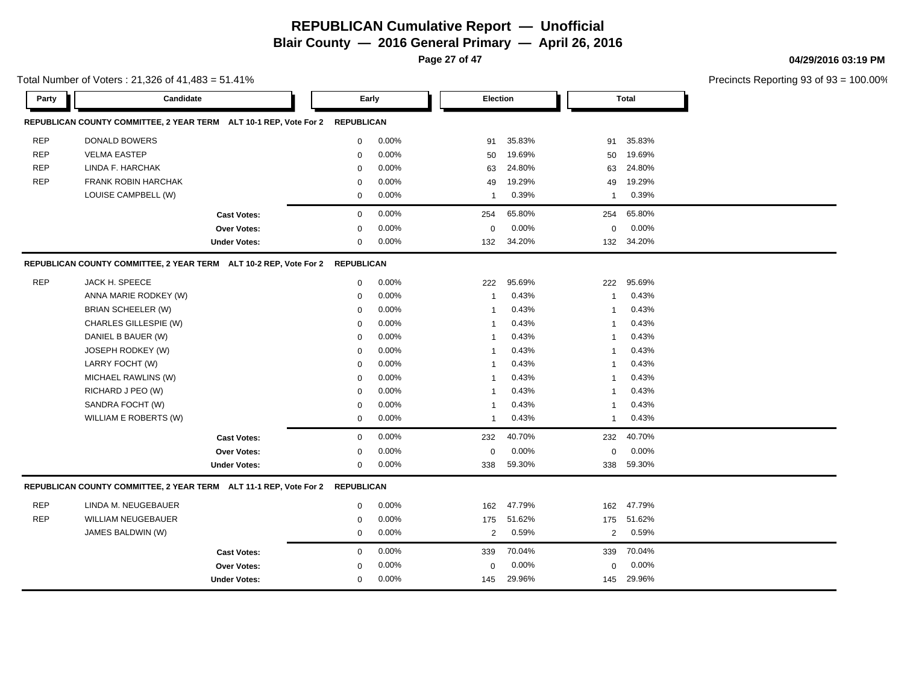# REPUBLICAN Cumulative Report — Unofficial

## Blair County — 2016 General Primary — April 26, 2016

04/29/2016 03:19 PM

Total Number of Voters : 21,326 of 41,483 = 51.41%

Precincts Reporting 93 of 93 = 100.00%

| Party | Candidate | Early | | Election | | Total | |
|---|---|---|---|---|---|---|---|
| **REPUBLICAN COUNTY COMMITTEE, 2 YEAR TERM ALT 10-1 REP, Vote For 2** | | **REPUBLICAN** | | | | | |
| REP | DONALD BOWERS | 0 | 0.00% | 91 | 35.83% | 91 | 35.83% |
| REP | VELMA EASTEP | 0 | 0.00% | 50 | 19.69% | 50 | 19.69% |
| REP | LINDA F. HARCHAK | 0 | 0.00% | 63 | 24.80% | 63 | 24.80% |
| REP | FRANK ROBIN HARCHAK | 0 | 0.00% | 49 | 19.29% | 49 | 19.29% |
| | LOUISE CAMPBELL (W) | 0 | 0.00% | 1 | 0.39% | 1 | 0.39% |
| | **Cast Votes:** | 0 | 0.00% | 254 | 65.80% | 254 | 65.80% |
| | **Over Votes:** | 0 | 0.00% | 0 | 0.00% | 0 | 0.00% |
| | **Under Votes:** | 0 | 0.00% | 132 | 34.20% | 132 | 34.20% |
| **REPUBLICAN COUNTY COMMITTEE, 2 YEAR TERM ALT 10-2 REP, Vote For 2** | | **REPUBLICAN** | | | | | |
| REP | JACK H. SPEECE | 0 | 0.00% | 222 | 95.69% | 222 | 95.69% |
| | ANNA MARIE RODKEY (W) | 0 | 0.00% | 1 | 0.43% | 1 | 0.43% |
| | BRIAN SCHEELER (W) | 0 | 0.00% | 1 | 0.43% | 1 | 0.43% |
| | CHARLES GILLESPIE (W) | 0 | 0.00% | 1 | 0.43% | 1 | 0.43% |
| | DANIEL B BAUER (W) | 0 | 0.00% | 1 | 0.43% | 1 | 0.43% |
| | JOSEPH RODKEY (W) | 0 | 0.00% | 1 | 0.43% | 1 | 0.43% |
| | LARRY FOCHT (W) | 0 | 0.00% | 1 | 0.43% | 1 | 0.43% |
| | MICHAEL RAWLINS (W) | 0 | 0.00% | 1 | 0.43% | 1 | 0.43% |
| | RICHARD J PEO (W) | 0 | 0.00% | 1 | 0.43% | 1 | 0.43% |
| | SANDRA FOCHT (W) | 0 | 0.00% | 1 | 0.43% | 1 | 0.43% |
| | WILLIAM E ROBERTS (W) | 0 | 0.00% | 1 | 0.43% | 1 | 0.43% |
| | **Cast Votes:** | 0 | 0.00% | 232 | 40.70% | 232 | 40.70% |
| | **Over Votes:** | 0 | 0.00% | 0 | 0.00% | 0 | 0.00% |
| | **Under Votes:** | 0 | 0.00% | 338 | 59.30% | 338 | 59.30% |
| **REPUBLICAN COUNTY COMMITTEE, 2 YEAR TERM ALT 11-1 REP, Vote For 2** | | **REPUBLICAN** | | | | | |
| REP | LINDA M. NEUGEBAUER | 0 | 0.00% | 162 | 47.79% | 162 | 47.79% |
| REP | WILLIAM NEUGEBAUER | 0 | 0.00% | 175 | 51.62% | 175 | 51.62% |
| | JAMES BALDWIN (W) | 0 | 0.00% | 2 | 0.59% | 2 | 0.59% |
| | **Cast Votes:** | 0 | 0.00% | 339 | 70.04% | 339 | 70.04% |
| | **Over Votes:** | 0 | 0.00% | 0 | 0.00% | 0 | 0.00% |
| | **Under Votes:** | 0 | 0.00% | 145 | 29.96% | 145 | 29.96% |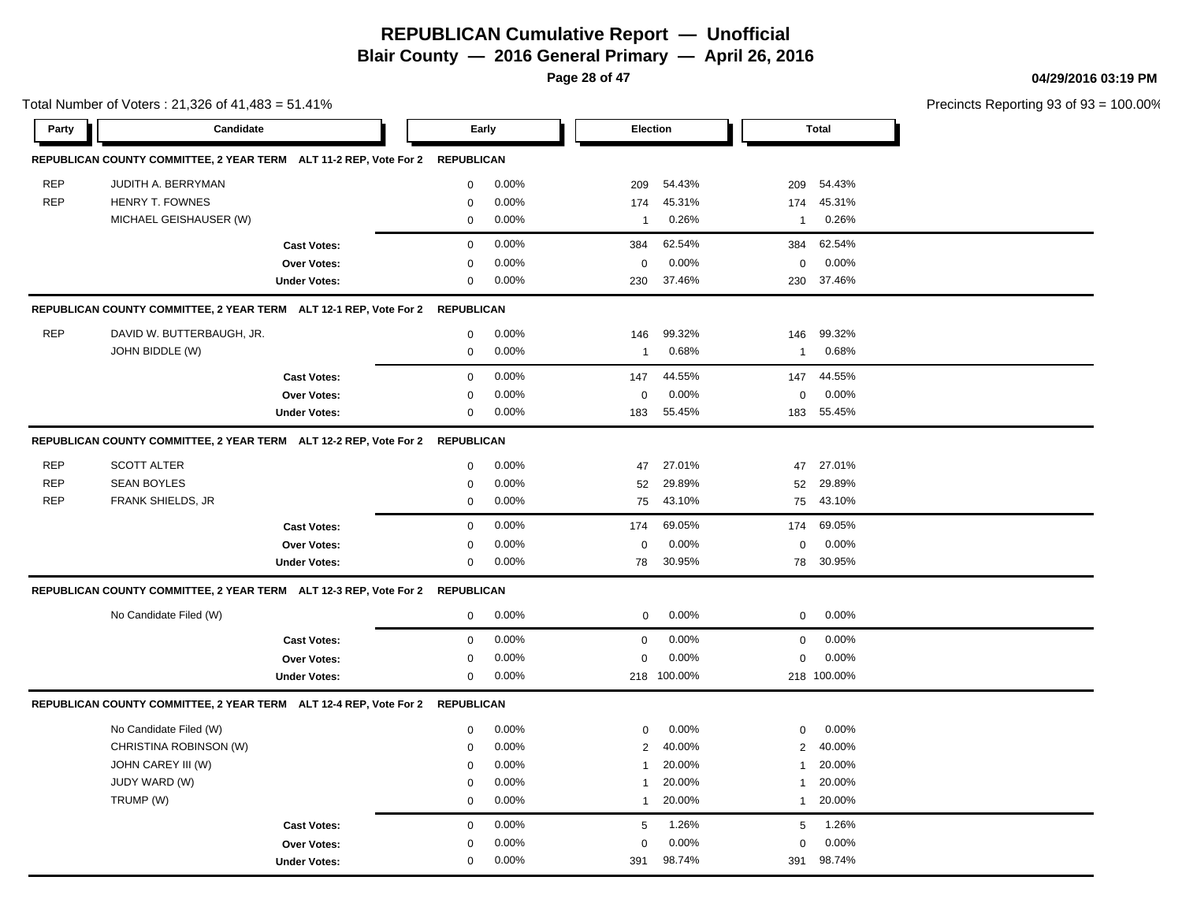# REPUBLICAN Cumulative Report — Unofficial

## Blair County — 2016 General Primary — April 26, 2016

04/29/2016 03:19 PM

Total Number of Voters : 21,326 of 41,483 = 51.41%

Precincts Reporting 93 of 93 = 100.00%

### REPUBLICAN COUNTY COMMITTEE, 2 YEAR TERM ALT 11-2 REP, Vote For 2 — REPUBLICAN

| Party | Candidate | Early | | Election | | Total | |
|---|---|---|---|---|---|---|---|
| REP | JUDITH A. BERRYMAN | 0 | 0.00% | 209 | 54.43% | 209 | 54.43% |
| REP | HENRY T. FOWNES | 0 | 0.00% | 174 | 45.31% | 174 | 45.31% |
| | MICHAEL GEISHAUSER (W) | 0 | 0.00% | 1 | 0.26% | 1 | 0.26% |
| | **Cast Votes:** | 0 | 0.00% | 384 | 62.54% | 384 | 62.54% |
| | **Over Votes:** | 0 | 0.00% | 0 | 0.00% | 0 | 0.00% |
| | **Under Votes:** | 0 | 0.00% | 230 | 37.46% | 230 | 37.46% |

### REPUBLICAN COUNTY COMMITTEE, 2 YEAR TERM ALT 12-1 REP, Vote For 2 — REPUBLICAN

| Party | Candidate | Early | | Election | | Total | |
|---|---|---|---|---|---|---|---|
| REP | DAVID W. BUTTERBAUGH, JR. | 0 | 0.00% | 146 | 99.32% | 146 | 99.32% |
| | JOHN BIDDLE (W) | 0 | 0.00% | 1 | 0.68% | 1 | 0.68% |
| | **Cast Votes:** | 0 | 0.00% | 147 | 44.55% | 147 | 44.55% |
| | **Over Votes:** | 0 | 0.00% | 0 | 0.00% | 0 | 0.00% |
| | **Under Votes:** | 0 | 0.00% | 183 | 55.45% | 183 | 55.45% |

### REPUBLICAN COUNTY COMMITTEE, 2 YEAR TERM ALT 12-2 REP, Vote For 2 — REPUBLICAN

| Party | Candidate | Early | | Election | | Total | |
|---|---|---|---|---|---|---|---|
| REP | SCOTT ALTER | 0 | 0.00% | 47 | 27.01% | 47 | 27.01% |
| REP | SEAN BOYLES | 0 | 0.00% | 52 | 29.89% | 52 | 29.89% |
| REP | FRANK SHIELDS, JR | 0 | 0.00% | 75 | 43.10% | 75 | 43.10% |
| | **Cast Votes:** | 0 | 0.00% | 174 | 69.05% | 174 | 69.05% |
| | **Over Votes:** | 0 | 0.00% | 0 | 0.00% | 0 | 0.00% |
| | **Under Votes:** | 0 | 0.00% | 78 | 30.95% | 78 | 30.95% |

### REPUBLICAN COUNTY COMMITTEE, 2 YEAR TERM ALT 12-3 REP, Vote For 2 — REPUBLICAN

| Party | Candidate | Early | | Election | | Total | |
|---|---|---|---|---|---|---|---|
| | No Candidate Filed (W) | 0 | 0.00% | 0 | 0.00% | 0 | 0.00% |
| | **Cast Votes:** | 0 | 0.00% | 0 | 0.00% | 0 | 0.00% |
| | **Over Votes:** | 0 | 0.00% | 0 | 0.00% | 0 | 0.00% |
| | **Under Votes:** | 0 | 0.00% | 218 | 100.00% | 218 | 100.00% |

### REPUBLICAN COUNTY COMMITTEE, 2 YEAR TERM ALT 12-4 REP, Vote For 2 — REPUBLICAN

| Party | Candidate | Early | | Election | | Total | |
|---|---|---|---|---|---|---|---|
| | No Candidate Filed (W) | 0 | 0.00% | 0 | 0.00% | 0 | 0.00% |
| | CHRISTINA ROBINSON (W) | 0 | 0.00% | 2 | 40.00% | 2 | 40.00% |
| | JOHN CAREY III (W) | 0 | 0.00% | 1 | 20.00% | 1 | 20.00% |
| | JUDY WARD (W) | 0 | 0.00% | 1 | 20.00% | 1 | 20.00% |
| | TRUMP (W) | 0 | 0.00% | 1 | 20.00% | 1 | 20.00% |
| | **Cast Votes:** | 0 | 0.00% | 5 | 1.26% | 5 | 1.26% |
| | **Over Votes:** | 0 | 0.00% | 0 | 0.00% | 0 | 0.00% |
| | **Under Votes:** | 0 | 0.00% | 391 | 98.74% | 391 | 98.74% |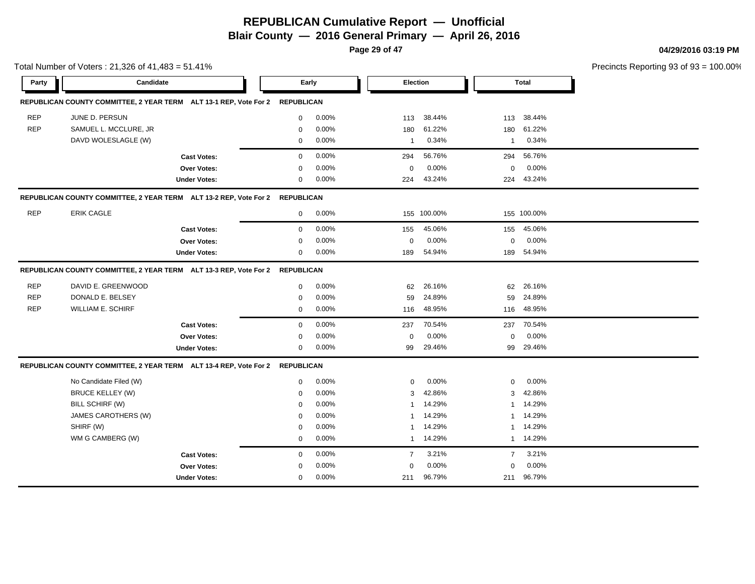# REPUBLICAN Cumulative Report — Unofficial

## Blair County — 2016 General Primary — April 26, 2016

04/29/2016 03:19 PM

Total Number of Voters : 21,326 of 41,483 = 51.41%

Precincts Reporting 93 of 93 = 100.00%

| Party | Candidate | Early | | Election | | Total | |
|---|---|---|---|---|---|---|---|
| **REPUBLICAN COUNTY COMMITTEE, 2 YEAR TERM ALT 13-1 REP, Vote For 2** | | **REPUBLICAN** | | | | | |
| REP | JUNE D. PERSUN | 0 | 0.00% | 113 | 38.44% | 113 | 38.44% |
| REP | SAMUEL L. MCCLURE, JR | 0 | 0.00% | 180 | 61.22% | 180 | 61.22% |
| | DAVD WOLESLAGLE (W) | 0 | 0.00% | 1 | 0.34% | 1 | 0.34% |
| | **Cast Votes:** | 0 | 0.00% | 294 | 56.76% | 294 | 56.76% |
| | **Over Votes:** | 0 | 0.00% | 0 | 0.00% | 0 | 0.00% |
| | **Under Votes:** | 0 | 0.00% | 224 | 43.24% | 224 | 43.24% |
| **REPUBLICAN COUNTY COMMITTEE, 2 YEAR TERM ALT 13-2 REP, Vote For 2** | | **REPUBLICAN** | | | | | |
| REP | ERIK CAGLE | 0 | 0.00% | 155 | 100.00% | 155 | 100.00% |
| | **Cast Votes:** | 0 | 0.00% | 155 | 45.06% | 155 | 45.06% |
| | **Over Votes:** | 0 | 0.00% | 0 | 0.00% | 0 | 0.00% |
| | **Under Votes:** | 0 | 0.00% | 189 | 54.94% | 189 | 54.94% |
| **REPUBLICAN COUNTY COMMITTEE, 2 YEAR TERM ALT 13-3 REP, Vote For 2** | | **REPUBLICAN** | | | | | |
| REP | DAVID E. GREENWOOD | 0 | 0.00% | 62 | 26.16% | 62 | 26.16% |
| REP | DONALD E. BELSEY | 0 | 0.00% | 59 | 24.89% | 59 | 24.89% |
| REP | WILLIAM E. SCHIRF | 0 | 0.00% | 116 | 48.95% | 116 | 48.95% |
| | **Cast Votes:** | 0 | 0.00% | 237 | 70.54% | 237 | 70.54% |
| | **Over Votes:** | 0 | 0.00% | 0 | 0.00% | 0 | 0.00% |
| | **Under Votes:** | 0 | 0.00% | 99 | 29.46% | 99 | 29.46% |
| **REPUBLICAN COUNTY COMMITTEE, 2 YEAR TERM ALT 13-4 REP, Vote For 2** | | **REPUBLICAN** | | | | | |
| | No Candidate Filed (W) | 0 | 0.00% | 0 | 0.00% | 0 | 0.00% |
| | BRUCE KELLEY (W) | 0 | 0.00% | 3 | 42.86% | 3 | 42.86% |
| | BILL SCHIRF (W) | 0 | 0.00% | 1 | 14.29% | 1 | 14.29% |
| | JAMES CAROTHERS (W) | 0 | 0.00% | 1 | 14.29% | 1 | 14.29% |
| | SHIRF (W) | 0 | 0.00% | 1 | 14.29% | 1 | 14.29% |
| | WM G CAMBERG (W) | 0 | 0.00% | 1 | 14.29% | 1 | 14.29% |
| | **Cast Votes:** | 0 | 0.00% | 7 | 3.21% | 7 | 3.21% |
| | **Over Votes:** | 0 | 0.00% | 0 | 0.00% | 0 | 0.00% |
| | **Under Votes:** | 0 | 0.00% | 211 | 96.79% | 211 | 96.79% |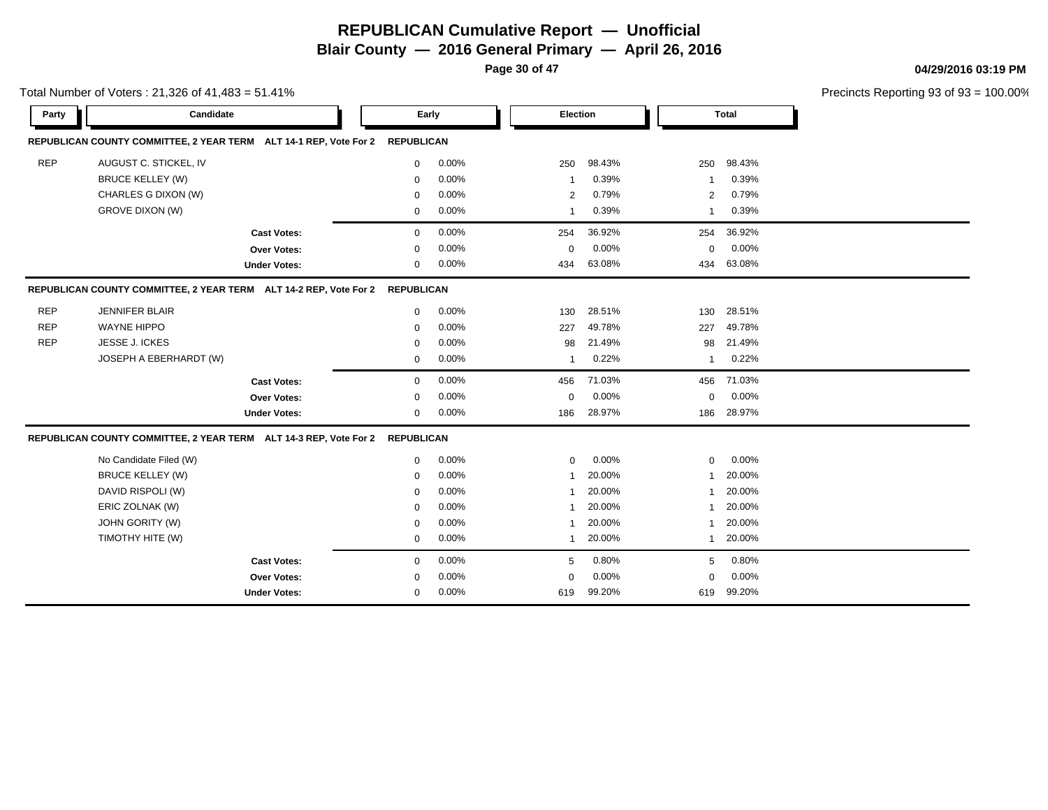# REPUBLICAN Cumulative Report — Unofficial

## Blair County — 2016 General Primary — April 26, 2016

04/29/2016 03:19 PM

Total Number of Voters : 21,326 of 41,483 = 51.41%

Precincts Reporting 93 of 93 = 100.00%

### REPUBLICAN COUNTY COMMITTEE, 2 YEAR TERM ALT 14-1 REP, Vote For 2 — REPUBLICAN

| Party | Candidate | Early | | Election | | Total | |
|---|---|---|---|---|---|---|---|
| REP | AUGUST C. STICKEL, IV | 0 | 0.00% | 250 | 98.43% | 250 | 98.43% |
| | BRUCE KELLEY (W) | 0 | 0.00% | 1 | 0.39% | 1 | 0.39% |
| | CHARLES G DIXON (W) | 0 | 0.00% | 2 | 0.79% | 2 | 0.79% |
| | GROVE DIXON (W) | 0 | 0.00% | 1 | 0.39% | 1 | 0.39% |
| | **Cast Votes:** | 0 | 0.00% | 254 | 36.92% | 254 | 36.92% |
| | **Over Votes:** | 0 | 0.00% | 0 | 0.00% | 0 | 0.00% |
| | **Under Votes:** | 0 | 0.00% | 434 | 63.08% | 434 | 63.08% |

### REPUBLICAN COUNTY COMMITTEE, 2 YEAR TERM ALT 14-2 REP, Vote For 2 — REPUBLICAN

| Party | Candidate | Early | | Election | | Total | |
|---|---|---|---|---|---|---|---|
| REP | JENNIFER BLAIR | 0 | 0.00% | 130 | 28.51% | 130 | 28.51% |
| REP | WAYNE HIPPO | 0 | 0.00% | 227 | 49.78% | 227 | 49.78% |
| REP | JESSE J. ICKES | 0 | 0.00% | 98 | 21.49% | 98 | 21.49% |
| | JOSEPH A EBERHARDT (W) | 0 | 0.00% | 1 | 0.22% | 1 | 0.22% |
| | **Cast Votes:** | 0 | 0.00% | 456 | 71.03% | 456 | 71.03% |
| | **Over Votes:** | 0 | 0.00% | 0 | 0.00% | 0 | 0.00% |
| | **Under Votes:** | 0 | 0.00% | 186 | 28.97% | 186 | 28.97% |

### REPUBLICAN COUNTY COMMITTEE, 2 YEAR TERM ALT 14-3 REP, Vote For 2 — REPUBLICAN

| Party | Candidate | Early | | Election | | Total | |
|---|---|---|---|---|---|---|---|
| | No Candidate Filed (W) | 0 | 0.00% | 0 | 0.00% | 0 | 0.00% |
| | BRUCE KELLEY (W) | 0 | 0.00% | 1 | 20.00% | 1 | 20.00% |
| | DAVID RISPOLI (W) | 0 | 0.00% | 1 | 20.00% | 1 | 20.00% |
| | ERIC ZOLNAK (W) | 0 | 0.00% | 1 | 20.00% | 1 | 20.00% |
| | JOHN GORITY (W) | 0 | 0.00% | 1 | 20.00% | 1 | 20.00% |
| | TIMOTHY HITE (W) | 0 | 0.00% | 1 | 20.00% | 1 | 20.00% |
| | **Cast Votes:** | 0 | 0.00% | 5 | 0.80% | 5 | 0.80% |
| | **Over Votes:** | 0 | 0.00% | 0 | 0.00% | 0 | 0.00% |
| | **Under Votes:** | 0 | 0.00% | 619 | 99.20% | 619 | 99.20% |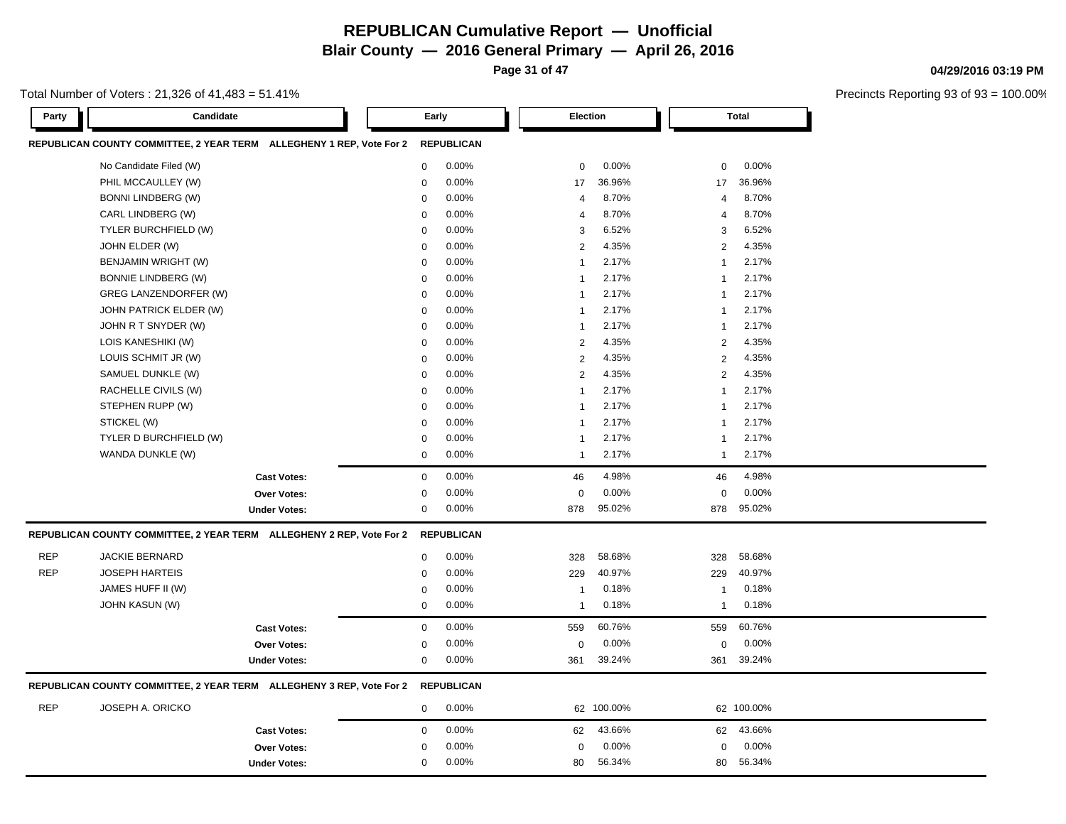# REPUBLICAN Cumulative Report — Unofficial

## Blair County — 2016 General Primary — April 26, 2016

04/29/2016 03:19 PM

Total Number of Voters : 21,326 of 41,483 = 51.41%

Precincts Reporting 93 of 93 = 100.00%

| Party | Candidate | Early | | Election | | Total | |
|---|---|---|---|---|---|---|---|
| **REPUBLICAN COUNTY COMMITTEE, 2 YEAR TERM ALLEGHENY 1 REP, Vote For 2** | | **REPUBLICAN** | | | | | |
| | No Candidate Filed (W) | 0 | 0.00% | 0 | 0.00% | 0 | 0.00% |
| | PHIL MCCAULLEY (W) | 0 | 0.00% | 17 | 36.96% | 17 | 36.96% |
| | BONNI LINDBERG (W) | 0 | 0.00% | 4 | 8.70% | 4 | 8.70% |
| | CARL LINDBERG (W) | 0 | 0.00% | 4 | 8.70% | 4 | 8.70% |
| | TYLER BURCHFIELD (W) | 0 | 0.00% | 3 | 6.52% | 3 | 6.52% |
| | JOHN ELDER (W) | 0 | 0.00% | 2 | 4.35% | 2 | 4.35% |
| | BENJAMIN WRIGHT (W) | 0 | 0.00% | 1 | 2.17% | 1 | 2.17% |
| | BONNIE LINDBERG (W) | 0 | 0.00% | 1 | 2.17% | 1 | 2.17% |
| | GREG LANZENDORFER (W) | 0 | 0.00% | 1 | 2.17% | 1 | 2.17% |
| | JOHN PATRICK ELDER (W) | 0 | 0.00% | 1 | 2.17% | 1 | 2.17% |
| | JOHN R T SNYDER (W) | 0 | 0.00% | 1 | 2.17% | 1 | 2.17% |
| | LOIS KANESHIKI (W) | 0 | 0.00% | 2 | 4.35% | 2 | 4.35% |
| | LOUIS SCHMIT JR (W) | 0 | 0.00% | 2 | 4.35% | 2 | 4.35% |
| | SAMUEL DUNKLE (W) | 0 | 0.00% | 2 | 4.35% | 2 | 4.35% |
| | RACHELLE CIVILS (W) | 0 | 0.00% | 1 | 2.17% | 1 | 2.17% |
| | STEPHEN RUPP (W) | 0 | 0.00% | 1 | 2.17% | 1 | 2.17% |
| | STICKEL (W) | 0 | 0.00% | 1 | 2.17% | 1 | 2.17% |
| | TYLER D BURCHFIELD (W) | 0 | 0.00% | 1 | 2.17% | 1 | 2.17% |
| | WANDA DUNKLE (W) | 0 | 0.00% | 1 | 2.17% | 1 | 2.17% |
| | **Cast Votes:** | 0 | 0.00% | 46 | 4.98% | 46 | 4.98% |
| | **Over Votes:** | 0 | 0.00% | 0 | 0.00% | 0 | 0.00% |
| | **Under Votes:** | 0 | 0.00% | 878 | 95.02% | 878 | 95.02% |
| **REPUBLICAN COUNTY COMMITTEE, 2 YEAR TERM ALLEGHENY 2 REP, Vote For 2** | | **REPUBLICAN** | | | | | |
| REP | JACKIE BERNARD | 0 | 0.00% | 328 | 58.68% | 328 | 58.68% |
| REP | JOSEPH HARTEIS | 0 | 0.00% | 229 | 40.97% | 229 | 40.97% |
| | JAMES HUFF II (W) | 0 | 0.00% | 1 | 0.18% | 1 | 0.18% |
| | JOHN KASUN (W) | 0 | 0.00% | 1 | 0.18% | 1 | 0.18% |
| | **Cast Votes:** | 0 | 0.00% | 559 | 60.76% | 559 | 60.76% |
| | **Over Votes:** | 0 | 0.00% | 0 | 0.00% | 0 | 0.00% |
| | **Under Votes:** | 0 | 0.00% | 361 | 39.24% | 361 | 39.24% |
| **REPUBLICAN COUNTY COMMITTEE, 2 YEAR TERM ALLEGHENY 3 REP, Vote For 2** | | **REPUBLICAN** | | | | | |
| REP | JOSEPH A. ORICKO | 0 | 0.00% | 62 | 100.00% | 62 | 100.00% |
| | **Cast Votes:** | 0 | 0.00% | 62 | 43.66% | 62 | 43.66% |
| | **Over Votes:** | 0 | 0.00% | 0 | 0.00% | 0 | 0.00% |
| | **Under Votes:** | 0 | 0.00% | 80 | 56.34% | 80 | 56.34% |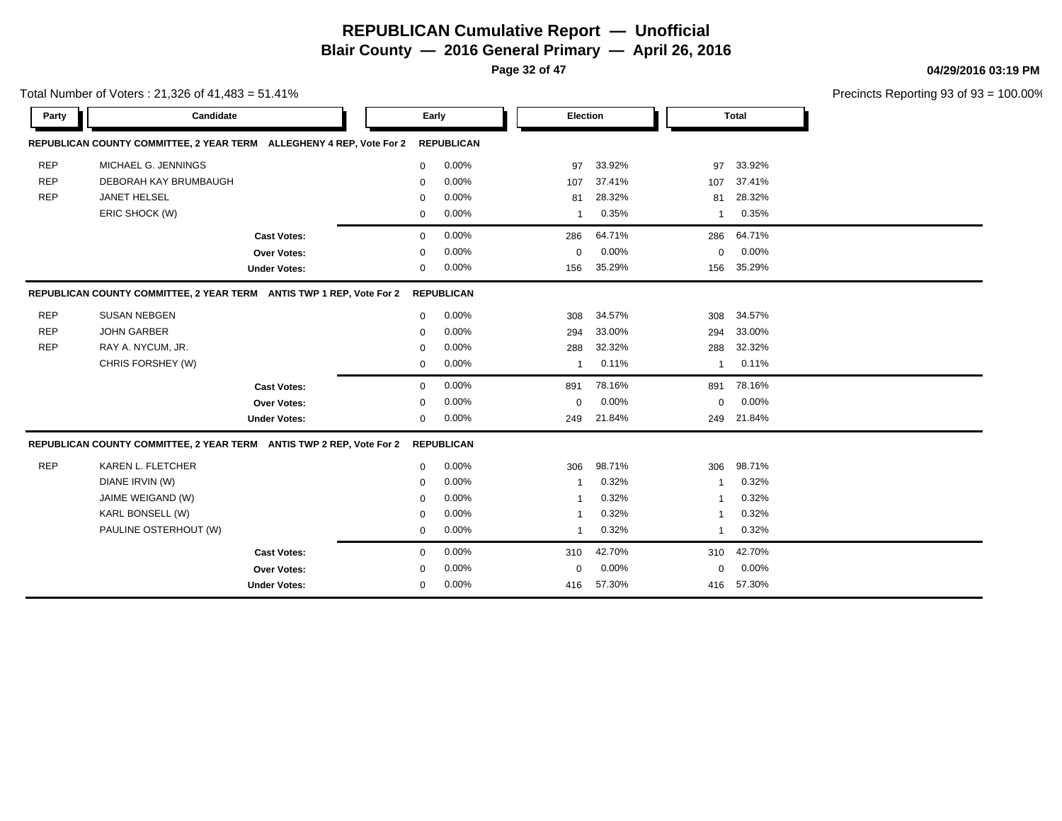# REPUBLICAN Cumulative Report — Unofficial

**Blair County — 2016 General Primary — April 26, 2016**

**04/29/2016 03:19 PM**

Total Number of Voters : 21,326 of 41,483 = 51.41%

Precincts Reporting 93 of 93 = 100.00%

| Party | Candidate | Early | | Election | | Total | |
|---|---|---|---|---|---|---|---|
| **REPUBLICAN COUNTY COMMITTEE, 2 YEAR TERM ALLEGHENY 4 REP, Vote For 2** | | **REPUBLICAN** | | | | | |
| REP | MICHAEL G. JENNINGS | 0 | 0.00% | 97 | 33.92% | 97 | 33.92% |
| REP | DEBORAH KAY BRUMBAUGH | 0 | 0.00% | 107 | 37.41% | 107 | 37.41% |
| REP | JANET HELSEL | 0 | 0.00% | 81 | 28.32% | 81 | 28.32% |
| | ERIC SHOCK (W) | 0 | 0.00% | 1 | 0.35% | 1 | 0.35% |
| | **Cast Votes:** | 0 | 0.00% | 286 | 64.71% | 286 | 64.71% |
| | **Over Votes:** | 0 | 0.00% | 0 | 0.00% | 0 | 0.00% |
| | **Under Votes:** | 0 | 0.00% | 156 | 35.29% | 156 | 35.29% |
| **REPUBLICAN COUNTY COMMITTEE, 2 YEAR TERM ANTIS TWP 1 REP, Vote For 2** | | **REPUBLICAN** | | | | | |
| REP | SUSAN NEBGEN | 0 | 0.00% | 308 | 34.57% | 308 | 34.57% |
| REP | JOHN GARBER | 0 | 0.00% | 294 | 33.00% | 294 | 33.00% |
| REP | RAY A. NYCUM, JR. | 0 | 0.00% | 288 | 32.32% | 288 | 32.32% |
| | CHRIS FORSHEY (W) | 0 | 0.00% | 1 | 0.11% | 1 | 0.11% |
| | **Cast Votes:** | 0 | 0.00% | 891 | 78.16% | 891 | 78.16% |
| | **Over Votes:** | 0 | 0.00% | 0 | 0.00% | 0 | 0.00% |
| | **Under Votes:** | 0 | 0.00% | 249 | 21.84% | 249 | 21.84% |
| **REPUBLICAN COUNTY COMMITTEE, 2 YEAR TERM ANTIS TWP 2 REP, Vote For 2** | | **REPUBLICAN** | | | | | |
| REP | KAREN L. FLETCHER | 0 | 0.00% | 306 | 98.71% | 306 | 98.71% |
| | DIANE IRVIN (W) | 0 | 0.00% | 1 | 0.32% | 1 | 0.32% |
| | JAIME WEIGAND (W) | 0 | 0.00% | 1 | 0.32% | 1 | 0.32% |
| | KARL BONSELL (W) | 0 | 0.00% | 1 | 0.32% | 1 | 0.32% |
| | PAULINE OSTERHOUT (W) | 0 | 0.00% | 1 | 0.32% | 1 | 0.32% |
| | **Cast Votes:** | 0 | 0.00% | 310 | 42.70% | 310 | 42.70% |
| | **Over Votes:** | 0 | 0.00% | 0 | 0.00% | 0 | 0.00% |
| | **Under Votes:** | 0 | 0.00% | 416 | 57.30% | 416 | 57.30% |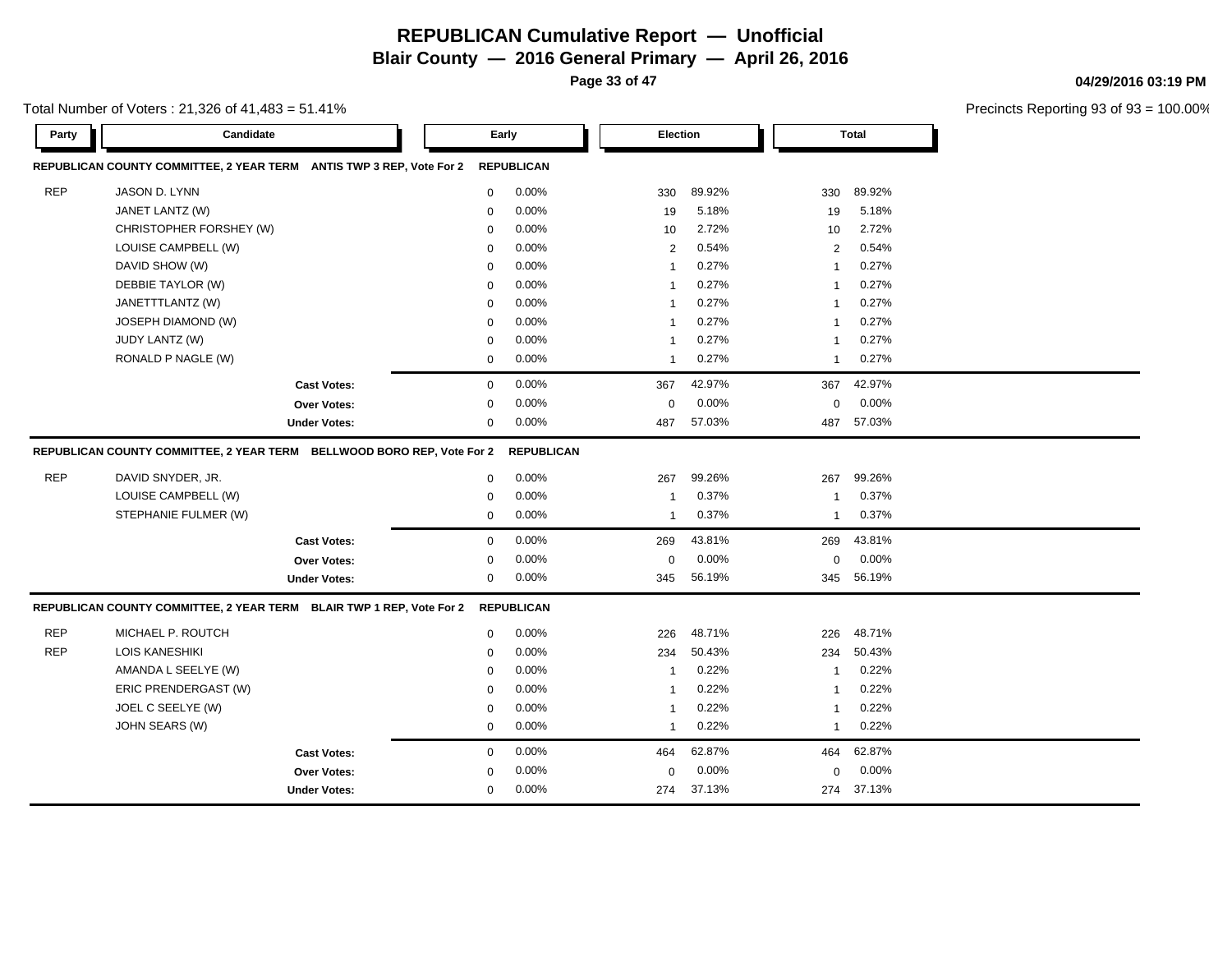# REPUBLICAN Cumulative Report — Unofficial

## Blair County — 2016 General Primary — April 26, 2016

04/29/2016 03:19 PM

Total Number of Voters : 21,326 of 41,483 = 51.41%

Precincts Reporting 93 of 93 = 100.00%

### REPUBLICAN COUNTY COMMITTEE, 2 YEAR TERM ANTIS TWP 3 REP, Vote For 2 — REPUBLICAN

| Party | Candidate | Early | | Election | | Total | |
|---|---|---|---|---|---|---|---|
| REP | JASON D. LYNN | 0 | 0.00% | 330 | 89.92% | 330 | 89.92% |
| | JANET LANTZ (W) | 0 | 0.00% | 19 | 5.18% | 19 | 5.18% |
| | CHRISTOPHER FORSHEY (W) | 0 | 0.00% | 10 | 2.72% | 10 | 2.72% |
| | LOUISE CAMPBELL (W) | 0 | 0.00% | 2 | 0.54% | 2 | 0.54% |
| | DAVID SHOW (W) | 0 | 0.00% | 1 | 0.27% | 1 | 0.27% |
| | DEBBIE TAYLOR (W) | 0 | 0.00% | 1 | 0.27% | 1 | 0.27% |
| | JANETTTLANTZ (W) | 0 | 0.00% | 1 | 0.27% | 1 | 0.27% |
| | JOSEPH DIAMOND (W) | 0 | 0.00% | 1 | 0.27% | 1 | 0.27% |
| | JUDY LANTZ (W) | 0 | 0.00% | 1 | 0.27% | 1 | 0.27% |
| | RONALD P NAGLE (W) | 0 | 0.00% | 1 | 0.27% | 1 | 0.27% |
| | **Cast Votes:** | 0 | 0.00% | 367 | 42.97% | 367 | 42.97% |
| | **Over Votes:** | 0 | 0.00% | 0 | 0.00% | 0 | 0.00% |
| | **Under Votes:** | 0 | 0.00% | 487 | 57.03% | 487 | 57.03% |

### REPUBLICAN COUNTY COMMITTEE, 2 YEAR TERM BELLWOOD BORO REP, Vote For 2 — REPUBLICAN

| Party | Candidate | Early | | Election | | Total | |
|---|---|---|---|---|---|---|---|
| REP | DAVID SNYDER, JR. | 0 | 0.00% | 267 | 99.26% | 267 | 99.26% |
| | LOUISE CAMPBELL (W) | 0 | 0.00% | 1 | 0.37% | 1 | 0.37% |
| | STEPHANIE FULMER (W) | 0 | 0.00% | 1 | 0.37% | 1 | 0.37% |
| | **Cast Votes:** | 0 | 0.00% | 269 | 43.81% | 269 | 43.81% |
| | **Over Votes:** | 0 | 0.00% | 0 | 0.00% | 0 | 0.00% |
| | **Under Votes:** | 0 | 0.00% | 345 | 56.19% | 345 | 56.19% |

### REPUBLICAN COUNTY COMMITTEE, 2 YEAR TERM BLAIR TWP 1 REP, Vote For 2 — REPUBLICAN

| Party | Candidate | Early | | Election | | Total | |
|---|---|---|---|---|---|---|---|
| REP | MICHAEL P. ROUTCH | 0 | 0.00% | 226 | 48.71% | 226 | 48.71% |
| REP | LOIS KANESHIKI | 0 | 0.00% | 234 | 50.43% | 234 | 50.43% |
| | AMANDA L SEELYE (W) | 0 | 0.00% | 1 | 0.22% | 1 | 0.22% |
| | ERIC PRENDERGAST (W) | 0 | 0.00% | 1 | 0.22% | 1 | 0.22% |
| | JOEL C SEELYE (W) | 0 | 0.00% | 1 | 0.22% | 1 | 0.22% |
| | JOHN SEARS (W) | 0 | 0.00% | 1 | 0.22% | 1 | 0.22% |
| | **Cast Votes:** | 0 | 0.00% | 464 | 62.87% | 464 | 62.87% |
| | **Over Votes:** | 0 | 0.00% | 0 | 0.00% | 0 | 0.00% |
| | **Under Votes:** | 0 | 0.00% | 274 | 37.13% | 274 | 37.13% |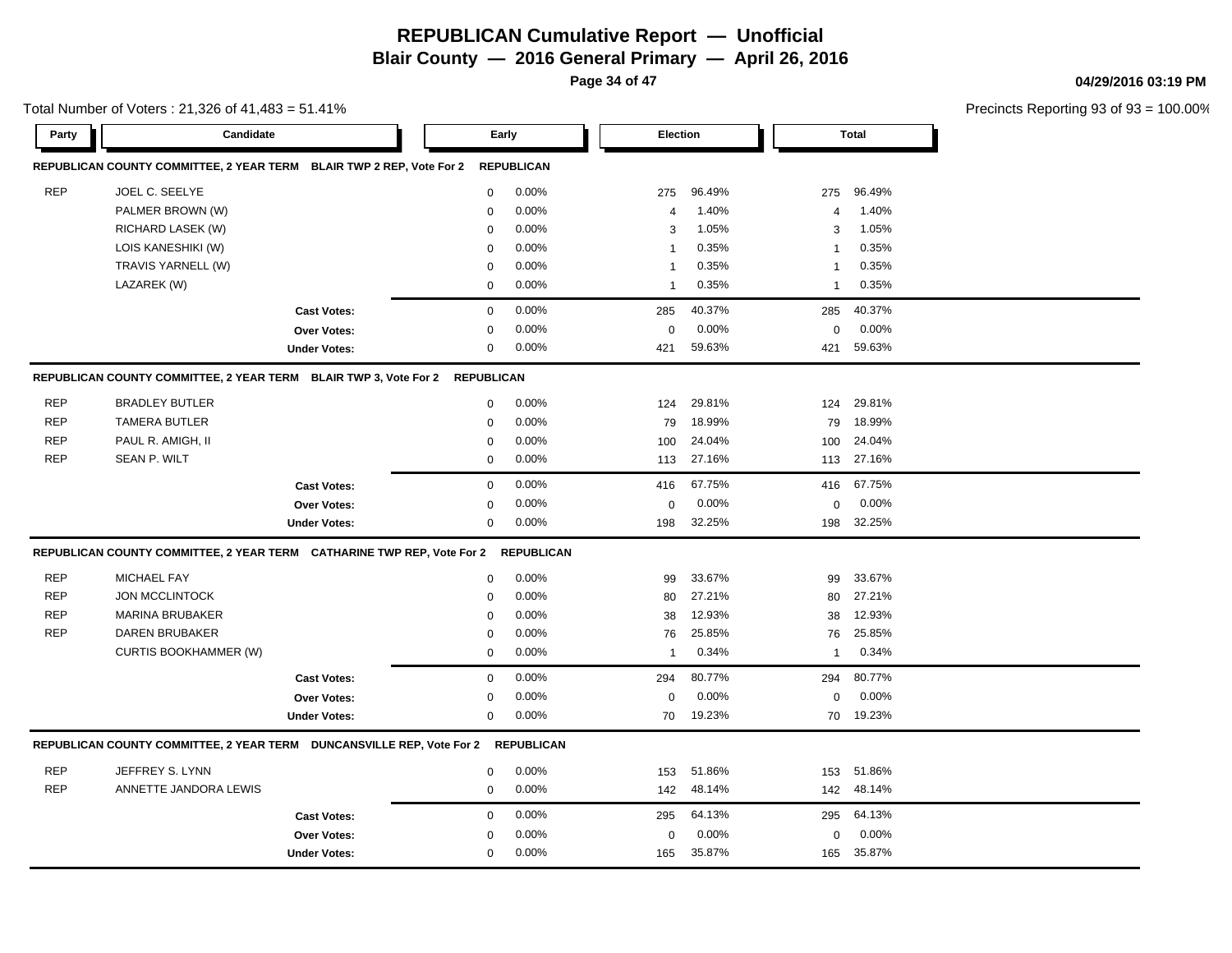# REPUBLICAN Cumulative Report — Unofficial

**Blair County — 2016 General Primary — April 26, 2016**

04/29/2016 03:19 PM

Total Number of Voters : 21,326 of 41,483 = 51.41%

Precincts Reporting 93 of 93 = 100.00%

**REPUBLICAN COUNTY COMMITTEE, 2 YEAR TERM BLAIR TWP 2 REP, Vote For 2 REPUBLICAN**

| Party | Candidate | Early | | Election | | Total | |
|---|---|---|---|---|---|---|---|
| REP | JOEL C. SEELYE | 0 | 0.00% | 275 | 96.49% | 275 | 96.49% |
| | PALMER BROWN (W) | 0 | 0.00% | 4 | 1.40% | 4 | 1.40% |
| | RICHARD LASEK (W) | 0 | 0.00% | 3 | 1.05% | 3 | 1.05% |
| | LOIS KANESHIKI (W) | 0 | 0.00% | 1 | 0.35% | 1 | 0.35% |
| | TRAVIS YARNELL (W) | 0 | 0.00% | 1 | 0.35% | 1 | 0.35% |
| | LAZAREK (W) | 0 | 0.00% | 1 | 0.35% | 1 | 0.35% |
| | **Cast Votes:** | 0 | 0.00% | 285 | 40.37% | 285 | 40.37% |
| | **Over Votes:** | 0 | 0.00% | 0 | 0.00% | 0 | 0.00% |
| | **Under Votes:** | 0 | 0.00% | 421 | 59.63% | 421 | 59.63% |

**REPUBLICAN COUNTY COMMITTEE, 2 YEAR TERM BLAIR TWP 3, Vote For 2 REPUBLICAN**

| Party | Candidate | Early | | Election | | Total | |
|---|---|---|---|---|---|---|---|
| REP | BRADLEY BUTLER | 0 | 0.00% | 124 | 29.81% | 124 | 29.81% |
| REP | TAMERA BUTLER | 0 | 0.00% | 79 | 18.99% | 79 | 18.99% |
| REP | PAUL R. AMIGH, II | 0 | 0.00% | 100 | 24.04% | 100 | 24.04% |
| REP | SEAN P. WILT | 0 | 0.00% | 113 | 27.16% | 113 | 27.16% |
| | **Cast Votes:** | 0 | 0.00% | 416 | 67.75% | 416 | 67.75% |
| | **Over Votes:** | 0 | 0.00% | 0 | 0.00% | 0 | 0.00% |
| | **Under Votes:** | 0 | 0.00% | 198 | 32.25% | 198 | 32.25% |

**REPUBLICAN COUNTY COMMITTEE, 2 YEAR TERM CATHARINE TWP REP, Vote For 2 REPUBLICAN**

| Party | Candidate | Early | | Election | | Total | |
|---|---|---|---|---|---|---|---|
| REP | MICHAEL FAY | 0 | 0.00% | 99 | 33.67% | 99 | 33.67% |
| REP | JON MCCLINTOCK | 0 | 0.00% | 80 | 27.21% | 80 | 27.21% |
| REP | MARINA BRUBAKER | 0 | 0.00% | 38 | 12.93% | 38 | 12.93% |
| REP | DAREN BRUBAKER | 0 | 0.00% | 76 | 25.85% | 76 | 25.85% |
| | CURTIS BOOKHAMMER (W) | 0 | 0.00% | 1 | 0.34% | 1 | 0.34% |
| | **Cast Votes:** | 0 | 0.00% | 294 | 80.77% | 294 | 80.77% |
| | **Over Votes:** | 0 | 0.00% | 0 | 0.00% | 0 | 0.00% |
| | **Under Votes:** | 0 | 0.00% | 70 | 19.23% | 70 | 19.23% |

**REPUBLICAN COUNTY COMMITTEE, 2 YEAR TERM DUNCANSVILLE REP, Vote For 2 REPUBLICAN**

| Party | Candidate | Early | | Election | | Total | |
|---|---|---|---|---|---|---|---|
| REP | JEFFREY S. LYNN | 0 | 0.00% | 153 | 51.86% | 153 | 51.86% |
| REP | ANNETTE JANDORA LEWIS | 0 | 0.00% | 142 | 48.14% | 142 | 48.14% |
| | **Cast Votes:** | 0 | 0.00% | 295 | 64.13% | 295 | 64.13% |
| | **Over Votes:** | 0 | 0.00% | 0 | 0.00% | 0 | 0.00% |
| | **Under Votes:** | 0 | 0.00% | 165 | 35.87% | 165 | 35.87% |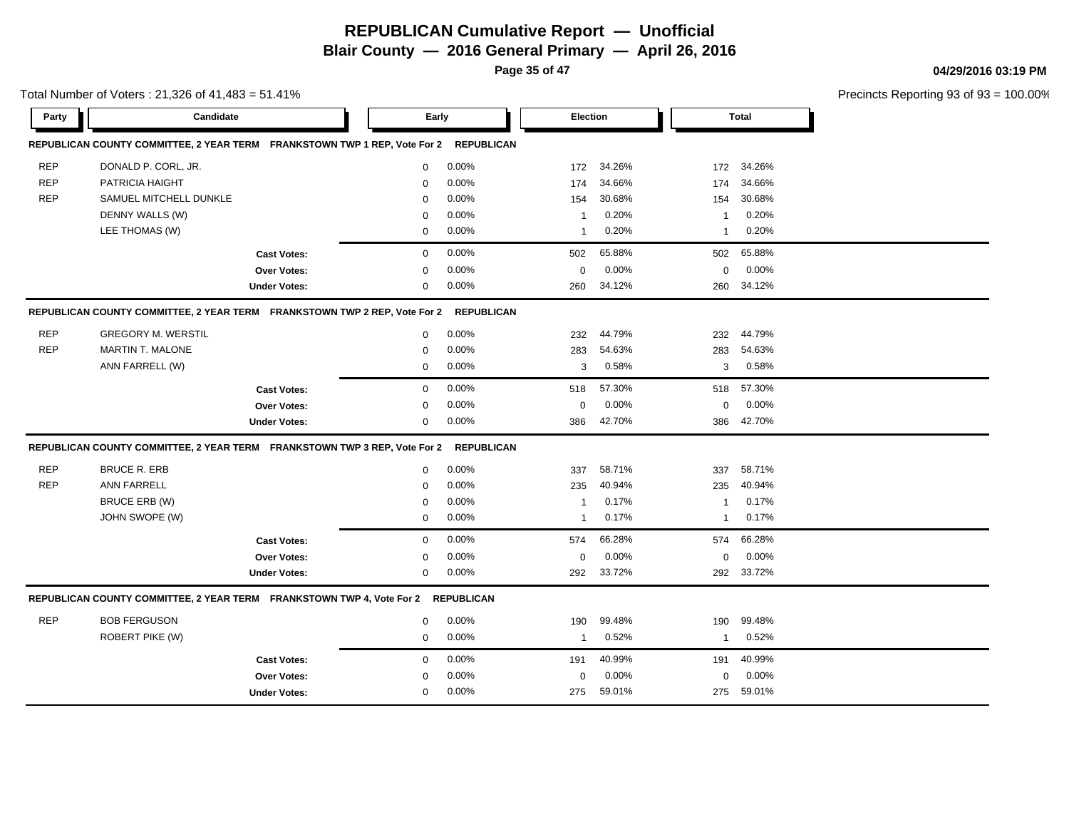# REPUBLICAN Cumulative Report — Unofficial

**Blair County — 2016 General Primary — April 26, 2016**

04/29/2016 03:19 PM

Total Number of Voters : 21,326 of 41,483 = 51.41%

Precincts Reporting 93 of 93 = 100.00%

**REPUBLICAN COUNTY COMMITTEE, 2 YEAR TERM FRANKSTOWN TWP 1 REP, Vote For 2 REPUBLICAN**

| Party | Candidate | Early | | Election | | Total | |
|---|---|---|---|---|---|---|---|
| REP | DONALD P. CORL, JR. | 0 | 0.00% | 172 | 34.26% | 172 | 34.26% |
| REP | PATRICIA HAIGHT | 0 | 0.00% | 174 | 34.66% | 174 | 34.66% |
| REP | SAMUEL MITCHELL DUNKLE | 0 | 0.00% | 154 | 30.68% | 154 | 30.68% |
| | DENNY WALLS (W) | 0 | 0.00% | 1 | 0.20% | 1 | 0.20% |
| | LEE THOMAS (W) | 0 | 0.00% | 1 | 0.20% | 1 | 0.20% |
| | **Cast Votes:** | 0 | 0.00% | 502 | 65.88% | 502 | 65.88% |
| | **Over Votes:** | 0 | 0.00% | 0 | 0.00% | 0 | 0.00% |
| | **Under Votes:** | 0 | 0.00% | 260 | 34.12% | 260 | 34.12% |

**REPUBLICAN COUNTY COMMITTEE, 2 YEAR TERM FRANKSTOWN TWP 2 REP, Vote For 2 REPUBLICAN**

| Party | Candidate | Early | | Election | | Total | |
|---|---|---|---|---|---|---|---|
| REP | GREGORY M. WERSTIL | 0 | 0.00% | 232 | 44.79% | 232 | 44.79% |
| REP | MARTIN T. MALONE | 0 | 0.00% | 283 | 54.63% | 283 | 54.63% |
| | ANN FARRELL (W) | 0 | 0.00% | 3 | 0.58% | 3 | 0.58% |
| | **Cast Votes:** | 0 | 0.00% | 518 | 57.30% | 518 | 57.30% |
| | **Over Votes:** | 0 | 0.00% | 0 | 0.00% | 0 | 0.00% |
| | **Under Votes:** | 0 | 0.00% | 386 | 42.70% | 386 | 42.70% |

**REPUBLICAN COUNTY COMMITTEE, 2 YEAR TERM FRANKSTOWN TWP 3 REP, Vote For 2 REPUBLICAN**

| Party | Candidate | Early | | Election | | Total | |
|---|---|---|---|---|---|---|---|
| REP | BRUCE R. ERB | 0 | 0.00% | 337 | 58.71% | 337 | 58.71% |
| REP | ANN FARRELL | 0 | 0.00% | 235 | 40.94% | 235 | 40.94% |
| | BRUCE ERB (W) | 0 | 0.00% | 1 | 0.17% | 1 | 0.17% |
| | JOHN SWOPE (W) | 0 | 0.00% | 1 | 0.17% | 1 | 0.17% |
| | **Cast Votes:** | 0 | 0.00% | 574 | 66.28% | 574 | 66.28% |
| | **Over Votes:** | 0 | 0.00% | 0 | 0.00% | 0 | 0.00% |
| | **Under Votes:** | 0 | 0.00% | 292 | 33.72% | 292 | 33.72% |

**REPUBLICAN COUNTY COMMITTEE, 2 YEAR TERM FRANKSTOWN TWP 4, Vote For 2 REPUBLICAN**

| Party | Candidate | Early | | Election | | Total | |
|---|---|---|---|---|---|---|---|
| REP | BOB FERGUSON | 0 | 0.00% | 190 | 99.48% | 190 | 99.48% |
| | ROBERT PIKE (W) | 0 | 0.00% | 1 | 0.52% | 1 | 0.52% |
| | **Cast Votes:** | 0 | 0.00% | 191 | 40.99% | 191 | 40.99% |
| | **Over Votes:** | 0 | 0.00% | 0 | 0.00% | 0 | 0.00% |
| | **Under Votes:** | 0 | 0.00% | 275 | 59.01% | 275 | 59.01% |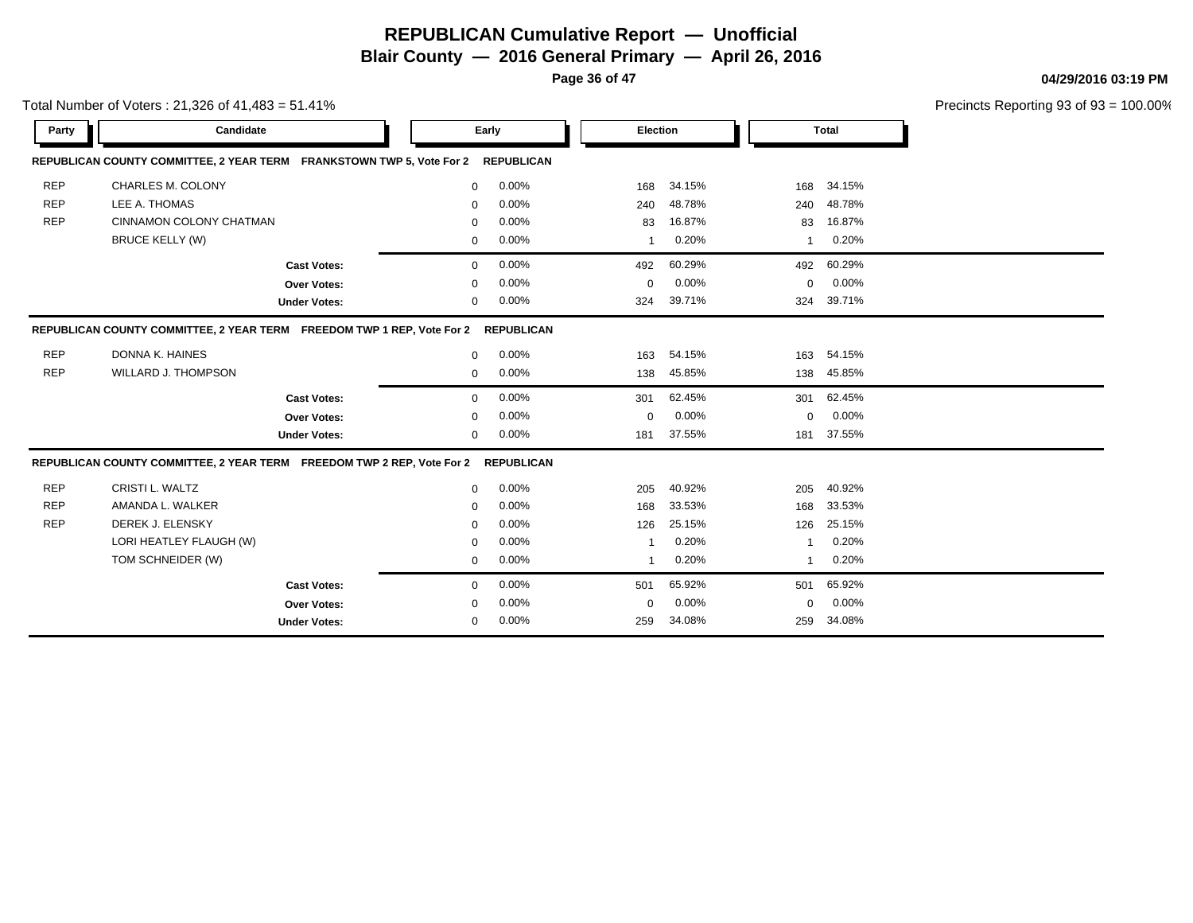# REPUBLICAN Cumulative Report — Unofficial

**Blair County — 2016 General Primary — April 26, 2016**

**04/29/2016 03:19 PM**

Total Number of Voters : 21,326 of 41,483 = 51.41%

Precincts Reporting 93 of 93 = 100.00%

| Party | Candidate | Early | | Election | | Total | |
|---|---|---|---|---|---|---|---|
| **REPUBLICAN COUNTY COMMITTEE, 2 YEAR TERM FRANKSTOWN TWP 5, Vote For 2 REPUBLICAN** | | | | | | | |
| REP | CHARLES M. COLONY | 0 | 0.00% | 168 | 34.15% | 168 | 34.15% |
| REP | LEE A. THOMAS | 0 | 0.00% | 240 | 48.78% | 240 | 48.78% |
| REP | CINNAMON COLONY CHATMAN | 0 | 0.00% | 83 | 16.87% | 83 | 16.87% |
| | BRUCE KELLY (W) | 0 | 0.00% | 1 | 0.20% | 1 | 0.20% |
| | **Cast Votes:** | 0 | 0.00% | 492 | 60.29% | 492 | 60.29% |
| | **Over Votes:** | 0 | 0.00% | 0 | 0.00% | 0 | 0.00% |
| | **Under Votes:** | 0 | 0.00% | 324 | 39.71% | 324 | 39.71% |
| **REPUBLICAN COUNTY COMMITTEE, 2 YEAR TERM FREEDOM TWP 1 REP, Vote For 2 REPUBLICAN** | | | | | | | |
| REP | DONNA K. HAINES | 0 | 0.00% | 163 | 54.15% | 163 | 54.15% |
| REP | WILLARD J. THOMPSON | 0 | 0.00% | 138 | 45.85% | 138 | 45.85% |
| | **Cast Votes:** | 0 | 0.00% | 301 | 62.45% | 301 | 62.45% |
| | **Over Votes:** | 0 | 0.00% | 0 | 0.00% | 0 | 0.00% |
| | **Under Votes:** | 0 | 0.00% | 181 | 37.55% | 181 | 37.55% |
| **REPUBLICAN COUNTY COMMITTEE, 2 YEAR TERM FREEDOM TWP 2 REP, Vote For 2 REPUBLICAN** | | | | | | | |
| REP | CRISTI L. WALTZ | 0 | 0.00% | 205 | 40.92% | 205 | 40.92% |
| REP | AMANDA L. WALKER | 0 | 0.00% | 168 | 33.53% | 168 | 33.53% |
| REP | DEREK J. ELENSKY | 0 | 0.00% | 126 | 25.15% | 126 | 25.15% |
| | LORI HEATLEY FLAUGH (W) | 0 | 0.00% | 1 | 0.20% | 1 | 0.20% |
| | TOM SCHNEIDER (W) | 0 | 0.00% | 1 | 0.20% | 1 | 0.20% |
| | **Cast Votes:** | 0 | 0.00% | 501 | 65.92% | 501 | 65.92% |
| | **Over Votes:** | 0 | 0.00% | 0 | 0.00% | 0 | 0.00% |
| | **Under Votes:** | 0 | 0.00% | 259 | 34.08% | 259 | 34.08% |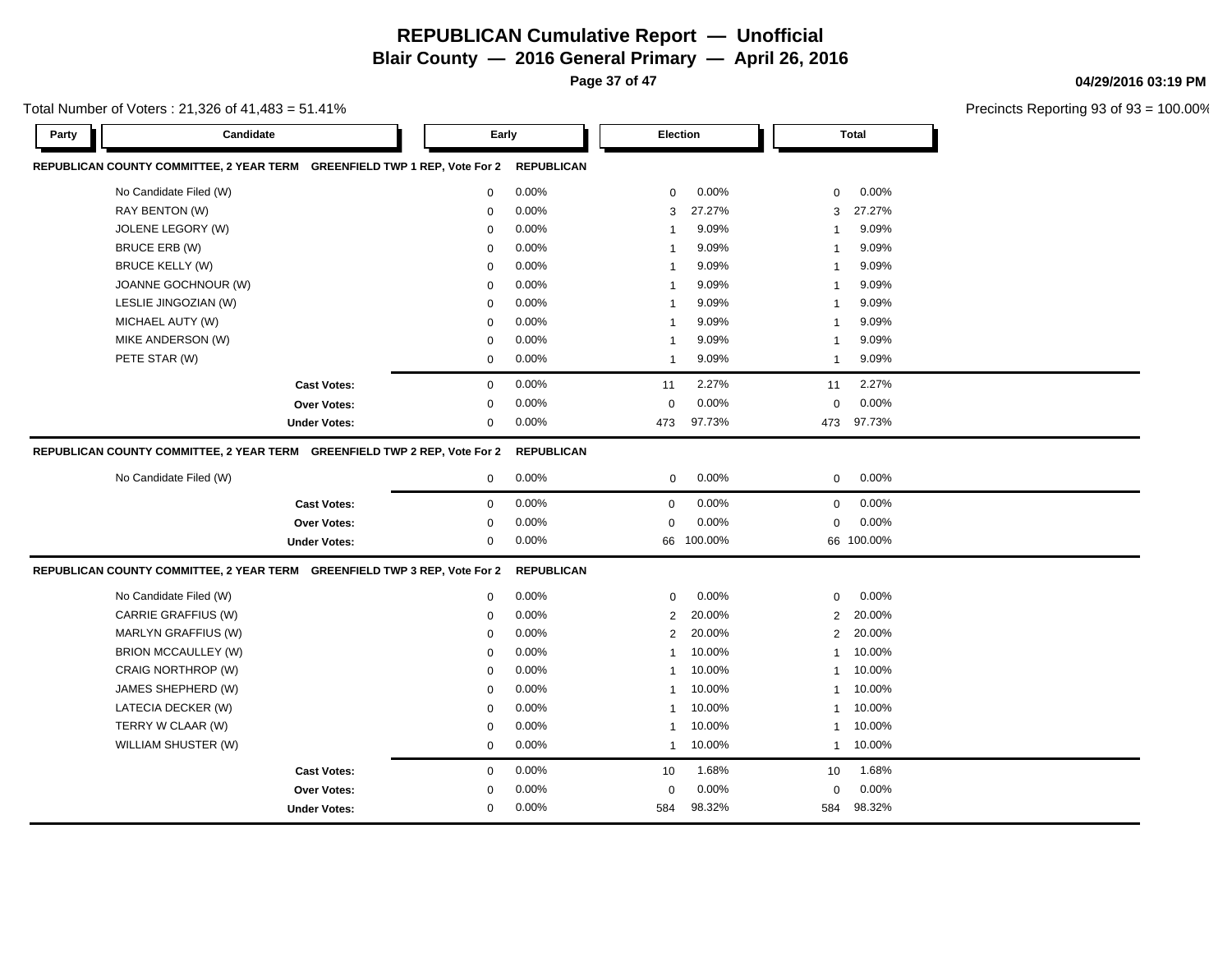# REPUBLICAN Cumulative Report — Unofficial

**Blair County — 2016 General Primary — April 26, 2016**

**04/29/2016 03:19 PM**

Total Number of Voters : 21,326 of 41,483 = 51.41%

Precincts Reporting 93 of 93 = 100.00%

| Party | Candidate | Early | | Election | | Total | |
|---|---|---|---|---|---|---|---|
| **REPUBLICAN COUNTY COMMITTEE, 2 YEAR TERM GREENFIELD TWP 1 REP, Vote For 2** | | **REPUBLICAN** | | | | | |
| | No Candidate Filed (W) | 0 | 0.00% | 0 | 0.00% | 0 | 0.00% |
| | RAY BENTON (W) | 0 | 0.00% | 3 | 27.27% | 3 | 27.27% |
| | JOLENE LEGORY (W) | 0 | 0.00% | 1 | 9.09% | 1 | 9.09% |
| | BRUCE ERB (W) | 0 | 0.00% | 1 | 9.09% | 1 | 9.09% |
| | BRUCE KELLY (W) | 0 | 0.00% | 1 | 9.09% | 1 | 9.09% |
| | JOANNE GOCHNOUR (W) | 0 | 0.00% | 1 | 9.09% | 1 | 9.09% |
| | LESLIE JINGOZIAN (W) | 0 | 0.00% | 1 | 9.09% | 1 | 9.09% |
| | MICHAEL AUTY (W) | 0 | 0.00% | 1 | 9.09% | 1 | 9.09% |
| | MIKE ANDERSON (W) | 0 | 0.00% | 1 | 9.09% | 1 | 9.09% |
| | PETE STAR (W) | 0 | 0.00% | 1 | 9.09% | 1 | 9.09% |
| | **Cast Votes:** | 0 | 0.00% | 11 | 2.27% | 11 | 2.27% |
| | **Over Votes:** | 0 | 0.00% | 0 | 0.00% | 0 | 0.00% |
| | **Under Votes:** | 0 | 0.00% | 473 | 97.73% | 473 | 97.73% |
| **REPUBLICAN COUNTY COMMITTEE, 2 YEAR TERM GREENFIELD TWP 2 REP, Vote For 2** | | **REPUBLICAN** | | | | | |
| | No Candidate Filed (W) | 0 | 0.00% | 0 | 0.00% | 0 | 0.00% |
| | **Cast Votes:** | 0 | 0.00% | 0 | 0.00% | 0 | 0.00% |
| | **Over Votes:** | 0 | 0.00% | 0 | 0.00% | 0 | 0.00% |
| | **Under Votes:** | 0 | 0.00% | 66 | 100.00% | 66 | 100.00% |
| **REPUBLICAN COUNTY COMMITTEE, 2 YEAR TERM GREENFIELD TWP 3 REP, Vote For 2** | | **REPUBLICAN** | | | | | |
| | No Candidate Filed (W) | 0 | 0.00% | 0 | 0.00% | 0 | 0.00% |
| | CARRIE GRAFFIUS (W) | 0 | 0.00% | 2 | 20.00% | 2 | 20.00% |
| | MARLYN GRAFFIUS (W) | 0 | 0.00% | 2 | 20.00% | 2 | 20.00% |
| | BRION MCCAULLEY (W) | 0 | 0.00% | 1 | 10.00% | 1 | 10.00% |
| | CRAIG NORTHROP (W) | 0 | 0.00% | 1 | 10.00% | 1 | 10.00% |
| | JAMES SHEPHERD (W) | 0 | 0.00% | 1 | 10.00% | 1 | 10.00% |
| | LATECIA DECKER (W) | 0 | 0.00% | 1 | 10.00% | 1 | 10.00% |
| | TERRY W CLAAR (W) | 0 | 0.00% | 1 | 10.00% | 1 | 10.00% |
| | WILLIAM SHUSTER (W) | 0 | 0.00% | 1 | 10.00% | 1 | 10.00% |
| | **Cast Votes:** | 0 | 0.00% | 10 | 1.68% | 10 | 1.68% |
| | **Over Votes:** | 0 | 0.00% | 0 | 0.00% | 0 | 0.00% |
| | **Under Votes:** | 0 | 0.00% | 584 | 98.32% | 584 | 98.32% |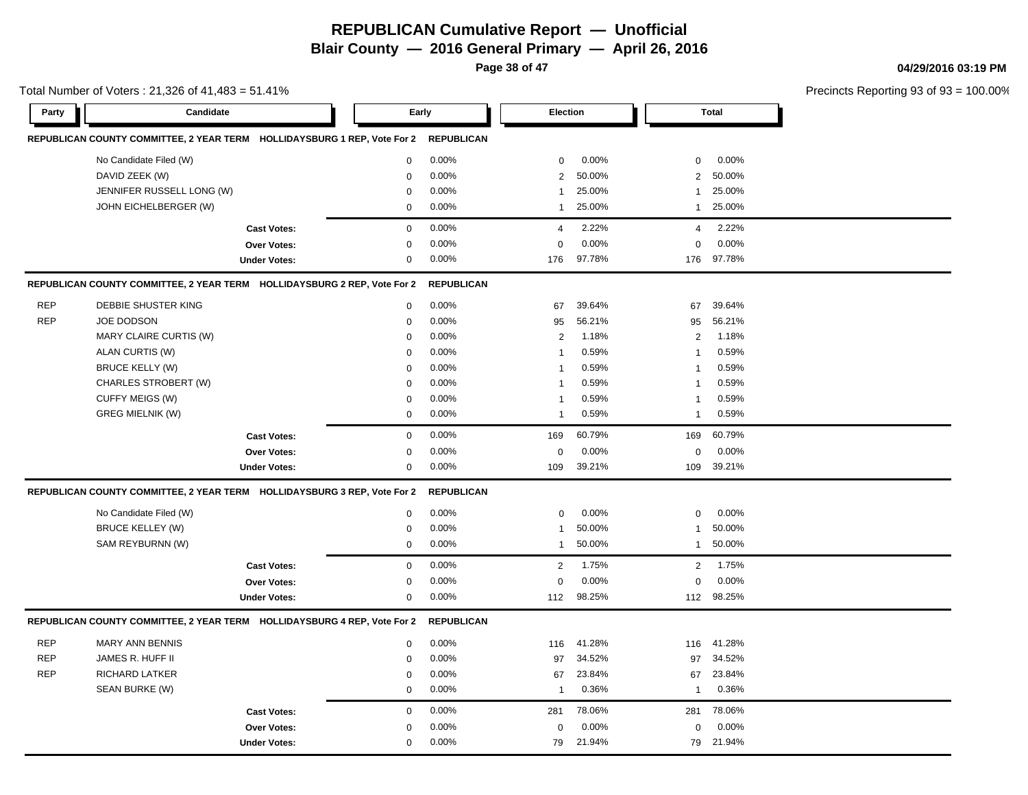# REPUBLICAN Cumulative Report — Unofficial

## Blair County — 2016 General Primary — April 26, 2016

04/29/2016 03:19 PM

Total Number of Voters : 21,326 of 41,483 = 51.41%

Precincts Reporting 93 of 93 = 100.00%

| Party | Candidate | Early | | Election | | Total | |
|---|---|---|---|---|---|---|---|
| **REPUBLICAN COUNTY COMMITTEE, 2 YEAR TERM HOLLIDAYSBURG 1 REP, Vote For 2** | | **REPUBLICAN** | | | | | |
| | No Candidate Filed (W) | 0 | 0.00% | 0 | 0.00% | 0 | 0.00% |
| | DAVID ZEEK (W) | 0 | 0.00% | 2 | 50.00% | 2 | 50.00% |
| | JENNIFER RUSSELL LONG (W) | 0 | 0.00% | 1 | 25.00% | 1 | 25.00% |
| | JOHN EICHELBERGER (W) | 0 | 0.00% | 1 | 25.00% | 1 | 25.00% |
| | **Cast Votes:** | 0 | 0.00% | 4 | 2.22% | 4 | 2.22% |
| | **Over Votes:** | 0 | 0.00% | 0 | 0.00% | 0 | 0.00% |
| | **Under Votes:** | 0 | 0.00% | 176 | 97.78% | 176 | 97.78% |
| **REPUBLICAN COUNTY COMMITTEE, 2 YEAR TERM HOLLIDAYSBURG 2 REP, Vote For 2** | | **REPUBLICAN** | | | | | |
| REP | DEBBIE SHUSTER KING | 0 | 0.00% | 67 | 39.64% | 67 | 39.64% |
| REP | JOE DODSON | 0 | 0.00% | 95 | 56.21% | 95 | 56.21% |
| | MARY CLAIRE CURTIS (W) | 0 | 0.00% | 2 | 1.18% | 2 | 1.18% |
| | ALAN CURTIS (W) | 0 | 0.00% | 1 | 0.59% | 1 | 0.59% |
| | BRUCE KELLY (W) | 0 | 0.00% | 1 | 0.59% | 1 | 0.59% |
| | CHARLES STROBERT (W) | 0 | 0.00% | 1 | 0.59% | 1 | 0.59% |
| | CUFFY MEIGS (W) | 0 | 0.00% | 1 | 0.59% | 1 | 0.59% |
| | GREG MIELNIK (W) | 0 | 0.00% | 1 | 0.59% | 1 | 0.59% |
| | **Cast Votes:** | 0 | 0.00% | 169 | 60.79% | 169 | 60.79% |
| | **Over Votes:** | 0 | 0.00% | 0 | 0.00% | 0 | 0.00% |
| | **Under Votes:** | 0 | 0.00% | 109 | 39.21% | 109 | 39.21% |
| **REPUBLICAN COUNTY COMMITTEE, 2 YEAR TERM HOLLIDAYSBURG 3 REP, Vote For 2** | | **REPUBLICAN** | | | | | |
| | No Candidate Filed (W) | 0 | 0.00% | 0 | 0.00% | 0 | 0.00% |
| | BRUCE KELLEY (W) | 0 | 0.00% | 1 | 50.00% | 1 | 50.00% |
| | SAM REYBURNN (W) | 0 | 0.00% | 1 | 50.00% | 1 | 50.00% |
| | **Cast Votes:** | 0 | 0.00% | 2 | 1.75% | 2 | 1.75% |
| | **Over Votes:** | 0 | 0.00% | 0 | 0.00% | 0 | 0.00% |
| | **Under Votes:** | 0 | 0.00% | 112 | 98.25% | 112 | 98.25% |
| **REPUBLICAN COUNTY COMMITTEE, 2 YEAR TERM HOLLIDAYSBURG 4 REP, Vote For 2** | | **REPUBLICAN** | | | | | |
| REP | MARY ANN BENNIS | 0 | 0.00% | 116 | 41.28% | 116 | 41.28% |
| REP | JAMES R. HUFF II | 0 | 0.00% | 97 | 34.52% | 97 | 34.52% |
| REP | RICHARD LATKER | 0 | 0.00% | 67 | 23.84% | 67 | 23.84% |
| | SEAN BURKE (W) | 0 | 0.00% | 1 | 0.36% | 1 | 0.36% |
| | **Cast Votes:** | 0 | 0.00% | 281 | 78.06% | 281 | 78.06% |
| | **Over Votes:** | 0 | 0.00% | 0 | 0.00% | 0 | 0.00% |
| | **Under Votes:** | 0 | 0.00% | 79 | 21.94% | 79 | 21.94% |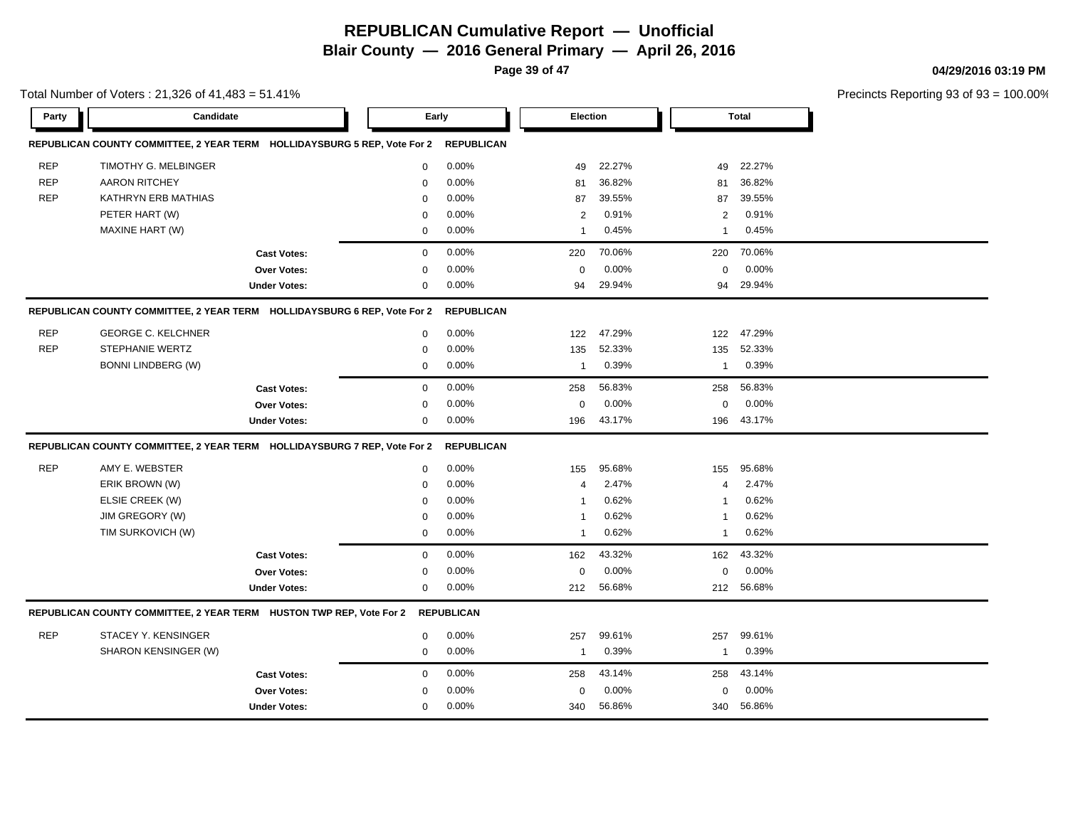# REPUBLICAN Cumulative Report — Unofficial

## Blair County — 2016 General Primary — April 26, 2016

04/29/2016 03:19 PM

Total Number of Voters : 21,326 of 41,483 = 51.41%

Precincts Reporting 93 of 93 = 100.00%

### REPUBLICAN COUNTY COMMITTEE, 2 YEAR TERM HOLLIDAYSBURG 5 REP, Vote For 2 REPUBLICAN

| Party | Candidate | Early | | Election | | Total | |
|---|---|---|---|---|---|---|---|
| REP | TIMOTHY G. MELBINGER | 0 | 0.00% | 49 | 22.27% | 49 | 22.27% |
| REP | AARON RITCHEY | 0 | 0.00% | 81 | 36.82% | 81 | 36.82% |
| REP | KATHRYN ERB MATHIAS | 0 | 0.00% | 87 | 39.55% | 87 | 39.55% |
| | PETER HART (W) | 0 | 0.00% | 2 | 0.91% | 2 | 0.91% |
| | MAXINE HART (W) | 0 | 0.00% | 1 | 0.45% | 1 | 0.45% |
| | **Cast Votes:** | 0 | 0.00% | 220 | 70.06% | 220 | 70.06% |
| | **Over Votes:** | 0 | 0.00% | 0 | 0.00% | 0 | 0.00% |
| | **Under Votes:** | 0 | 0.00% | 94 | 29.94% | 94 | 29.94% |

### REPUBLICAN COUNTY COMMITTEE, 2 YEAR TERM HOLLIDAYSBURG 6 REP, Vote For 2 REPUBLICAN

| Party | Candidate | Early | | Election | | Total | |
|---|---|---|---|---|---|---|---|
| REP | GEORGE C. KELCHNER | 0 | 0.00% | 122 | 47.29% | 122 | 47.29% |
| REP | STEPHANIE WERTZ | 0 | 0.00% | 135 | 52.33% | 135 | 52.33% |
| | BONNI LINDBERG (W) | 0 | 0.00% | 1 | 0.39% | 1 | 0.39% |
| | **Cast Votes:** | 0 | 0.00% | 258 | 56.83% | 258 | 56.83% |
| | **Over Votes:** | 0 | 0.00% | 0 | 0.00% | 0 | 0.00% |
| | **Under Votes:** | 0 | 0.00% | 196 | 43.17% | 196 | 43.17% |

### REPUBLICAN COUNTY COMMITTEE, 2 YEAR TERM HOLLIDAYSBURG 7 REP, Vote For 2 REPUBLICAN

| Party | Candidate | Early | | Election | | Total | |
|---|---|---|---|---|---|---|---|
| REP | AMY E. WEBSTER | 0 | 0.00% | 155 | 95.68% | 155 | 95.68% |
| | ERIK BROWN (W) | 0 | 0.00% | 4 | 2.47% | 4 | 2.47% |
| | ELSIE CREEK (W) | 0 | 0.00% | 1 | 0.62% | 1 | 0.62% |
| | JIM GREGORY (W) | 0 | 0.00% | 1 | 0.62% | 1 | 0.62% |
| | TIM SURKOVICH (W) | 0 | 0.00% | 1 | 0.62% | 1 | 0.62% |
| | **Cast Votes:** | 0 | 0.00% | 162 | 43.32% | 162 | 43.32% |
| | **Over Votes:** | 0 | 0.00% | 0 | 0.00% | 0 | 0.00% |
| | **Under Votes:** | 0 | 0.00% | 212 | 56.68% | 212 | 56.68% |

### REPUBLICAN COUNTY COMMITTEE, 2 YEAR TERM HUSTON TWP REP, Vote For 2 REPUBLICAN

| Party | Candidate | Early | | Election | | Total | |
|---|---|---|---|---|---|---|---|
| REP | STACEY Y. KENSINGER | 0 | 0.00% | 257 | 99.61% | 257 | 99.61% |
| | SHARON KENSINGER (W) | 0 | 0.00% | 1 | 0.39% | 1 | 0.39% |
| | **Cast Votes:** | 0 | 0.00% | 258 | 43.14% | 258 | 43.14% |
| | **Over Votes:** | 0 | 0.00% | 0 | 0.00% | 0 | 0.00% |
| | **Under Votes:** | 0 | 0.00% | 340 | 56.86% | 340 | 56.86% |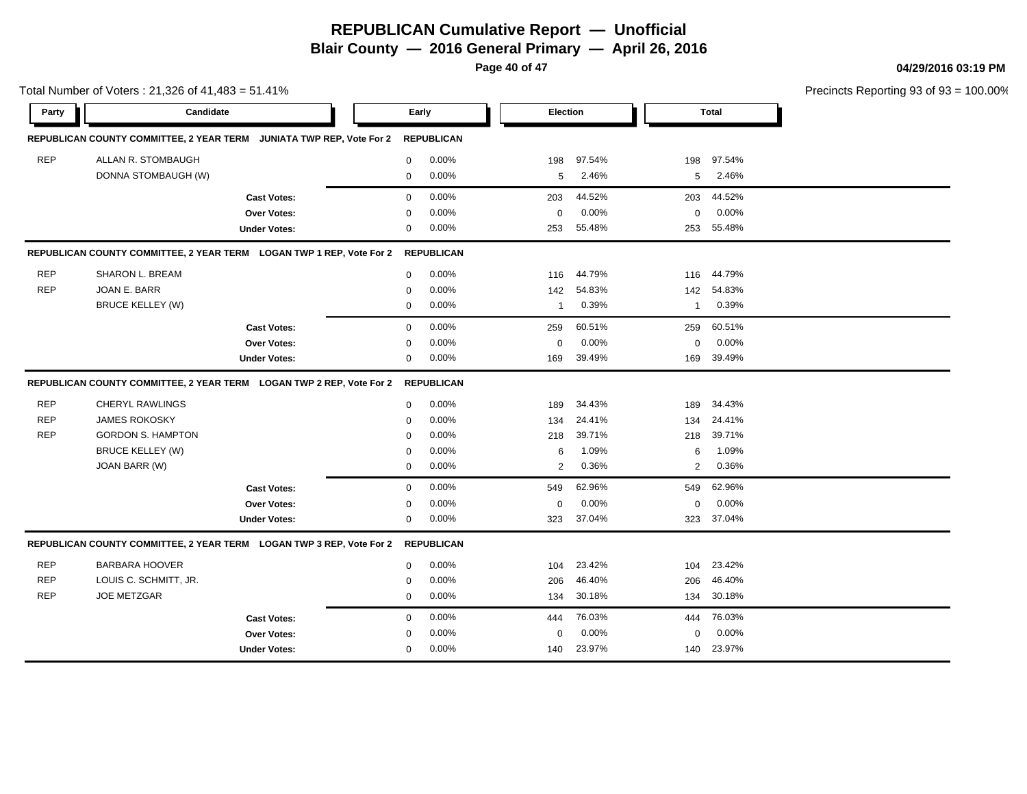# REPUBLICAN Cumulative Report — Unofficial

## Blair County — 2016 General Primary — April 26, 2016

04/29/2016 03:19 PM

Total Number of Voters : 21,326 of 41,483 = 51.41%

Precincts Reporting 93 of 93 = 100.00%

| Party | Candidate | Early | | Election | | Total | |
|---|---|---|---|---|---|---|---|
| **REPUBLICAN COUNTY COMMITTEE, 2 YEAR TERM JUNIATA TWP REP, Vote For 2** | | **REPUBLICAN** | | | | | |
| REP | ALLAN R. STOMBAUGH | 0 | 0.00% | 198 | 97.54% | 198 | 97.54% |
| | DONNA STOMBAUGH (W) | 0 | 0.00% | 5 | 2.46% | 5 | 2.46% |
| | **Cast Votes:** | 0 | 0.00% | 203 | 44.52% | 203 | 44.52% |
| | **Over Votes:** | 0 | 0.00% | 0 | 0.00% | 0 | 0.00% |
| | **Under Votes:** | 0 | 0.00% | 253 | 55.48% | 253 | 55.48% |
| **REPUBLICAN COUNTY COMMITTEE, 2 YEAR TERM LOGAN TWP 1 REP, Vote For 2** | | **REPUBLICAN** | | | | | |
| REP | SHARON L. BREAM | 0 | 0.00% | 116 | 44.79% | 116 | 44.79% |
| REP | JOAN E. BARR | 0 | 0.00% | 142 | 54.83% | 142 | 54.83% |
| | BRUCE KELLEY (W) | 0 | 0.00% | 1 | 0.39% | 1 | 0.39% |
| | **Cast Votes:** | 0 | 0.00% | 259 | 60.51% | 259 | 60.51% |
| | **Over Votes:** | 0 | 0.00% | 0 | 0.00% | 0 | 0.00% |
| | **Under Votes:** | 0 | 0.00% | 169 | 39.49% | 169 | 39.49% |
| **REPUBLICAN COUNTY COMMITTEE, 2 YEAR TERM LOGAN TWP 2 REP, Vote For 2** | | **REPUBLICAN** | | | | | |
| REP | CHERYL RAWLINGS | 0 | 0.00% | 189 | 34.43% | 189 | 34.43% |
| REP | JAMES ROKOSKY | 0 | 0.00% | 134 | 24.41% | 134 | 24.41% |
| REP | GORDON S. HAMPTON | 0 | 0.00% | 218 | 39.71% | 218 | 39.71% |
| | BRUCE KELLEY (W) | 0 | 0.00% | 6 | 1.09% | 6 | 1.09% |
| | JOAN BARR (W) | 0 | 0.00% | 2 | 0.36% | 2 | 0.36% |
| | **Cast Votes:** | 0 | 0.00% | 549 | 62.96% | 549 | 62.96% |
| | **Over Votes:** | 0 | 0.00% | 0 | 0.00% | 0 | 0.00% |
| | **Under Votes:** | 0 | 0.00% | 323 | 37.04% | 323 | 37.04% |
| **REPUBLICAN COUNTY COMMITTEE, 2 YEAR TERM LOGAN TWP 3 REP, Vote For 2** | | **REPUBLICAN** | | | | | |
| REP | BARBARA HOOVER | 0 | 0.00% | 104 | 23.42% | 104 | 23.42% |
| REP | LOUIS C. SCHMITT, JR. | 0 | 0.00% | 206 | 46.40% | 206 | 46.40% |
| REP | JOE METZGAR | 0 | 0.00% | 134 | 30.18% | 134 | 30.18% |
| | **Cast Votes:** | 0 | 0.00% | 444 | 76.03% | 444 | 76.03% |
| | **Over Votes:** | 0 | 0.00% | 0 | 0.00% | 0 | 0.00% |
| | **Under Votes:** | 0 | 0.00% | 140 | 23.97% | 140 | 23.97% |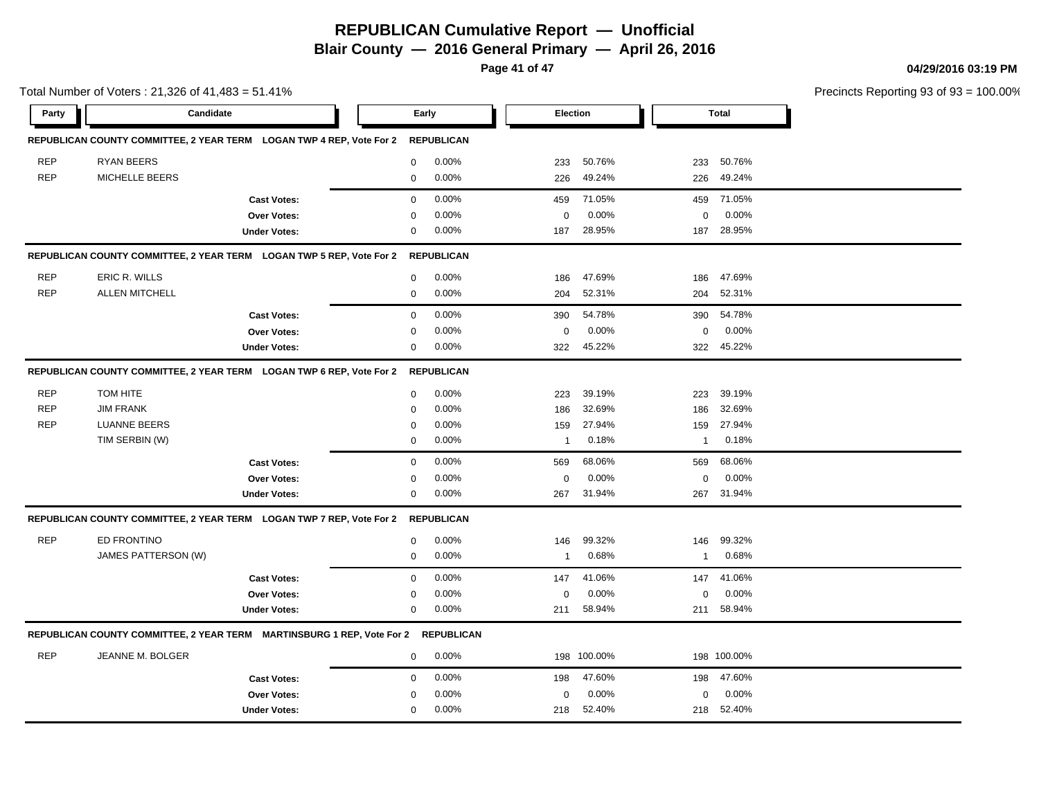# REPUBLICAN Cumulative Report — Unofficial

## Blair County — 2016 General Primary — April 26, 2016

04/29/2016 03:19 PM

Total Number of Voters : 21,326 of 41,483 = 51.41%

Precincts Reporting 93 of 93 = 100.00%

| Party | Candidate | Early | | Election | | Total | |
|---|---|---|---|---|---|---|---|
| **REPUBLICAN COUNTY COMMITTEE, 2 YEAR TERM LOGAN TWP 4 REP, Vote For 2** | | **REPUBLICAN** | | | | | |
| REP | RYAN BEERS | 0 | 0.00% | 233 | 50.76% | 233 | 50.76% |
| REP | MICHELLE BEERS | 0 | 0.00% | 226 | 49.24% | 226 | 49.24% |
| | **Cast Votes:** | 0 | 0.00% | 459 | 71.05% | 459 | 71.05% |
| | **Over Votes:** | 0 | 0.00% | 0 | 0.00% | 0 | 0.00% |
| | **Under Votes:** | 0 | 0.00% | 187 | 28.95% | 187 | 28.95% |
| **REPUBLICAN COUNTY COMMITTEE, 2 YEAR TERM LOGAN TWP 5 REP, Vote For 2** | | **REPUBLICAN** | | | | | |
| REP | ERIC R. WILLS | 0 | 0.00% | 186 | 47.69% | 186 | 47.69% |
| REP | ALLEN MITCHELL | 0 | 0.00% | 204 | 52.31% | 204 | 52.31% |
| | **Cast Votes:** | 0 | 0.00% | 390 | 54.78% | 390 | 54.78% |
| | **Over Votes:** | 0 | 0.00% | 0 | 0.00% | 0 | 0.00% |
| | **Under Votes:** | 0 | 0.00% | 322 | 45.22% | 322 | 45.22% |
| **REPUBLICAN COUNTY COMMITTEE, 2 YEAR TERM LOGAN TWP 6 REP, Vote For 2** | | **REPUBLICAN** | | | | | |
| REP | TOM HITE | 0 | 0.00% | 223 | 39.19% | 223 | 39.19% |
| REP | JIM FRANK | 0 | 0.00% | 186 | 32.69% | 186 | 32.69% |
| REP | LUANNE BEERS | 0 | 0.00% | 159 | 27.94% | 159 | 27.94% |
| | TIM SERBIN (W) | 0 | 0.00% | 1 | 0.18% | 1 | 0.18% |
| | **Cast Votes:** | 0 | 0.00% | 569 | 68.06% | 569 | 68.06% |
| | **Over Votes:** | 0 | 0.00% | 0 | 0.00% | 0 | 0.00% |
| | **Under Votes:** | 0 | 0.00% | 267 | 31.94% | 267 | 31.94% |
| **REPUBLICAN COUNTY COMMITTEE, 2 YEAR TERM LOGAN TWP 7 REP, Vote For 2** | | **REPUBLICAN** | | | | | |
| REP | ED FRONTINO | 0 | 0.00% | 146 | 99.32% | 146 | 99.32% |
| | JAMES PATTERSON (W) | 0 | 0.00% | 1 | 0.68% | 1 | 0.68% |
| | **Cast Votes:** | 0 | 0.00% | 147 | 41.06% | 147 | 41.06% |
| | **Over Votes:** | 0 | 0.00% | 0 | 0.00% | 0 | 0.00% |
| | **Under Votes:** | 0 | 0.00% | 211 | 58.94% | 211 | 58.94% |
| **REPUBLICAN COUNTY COMMITTEE, 2 YEAR TERM MARTINSBURG 1 REP, Vote For 2** | | **REPUBLICAN** | | | | | |
| REP | JEANNE M. BOLGER | 0 | 0.00% | 198 | 100.00% | 198 | 100.00% |
| | **Cast Votes:** | 0 | 0.00% | 198 | 47.60% | 198 | 47.60% |
| | **Over Votes:** | 0 | 0.00% | 0 | 0.00% | 0 | 0.00% |
| | **Under Votes:** | 0 | 0.00% | 218 | 52.40% | 218 | 52.40% |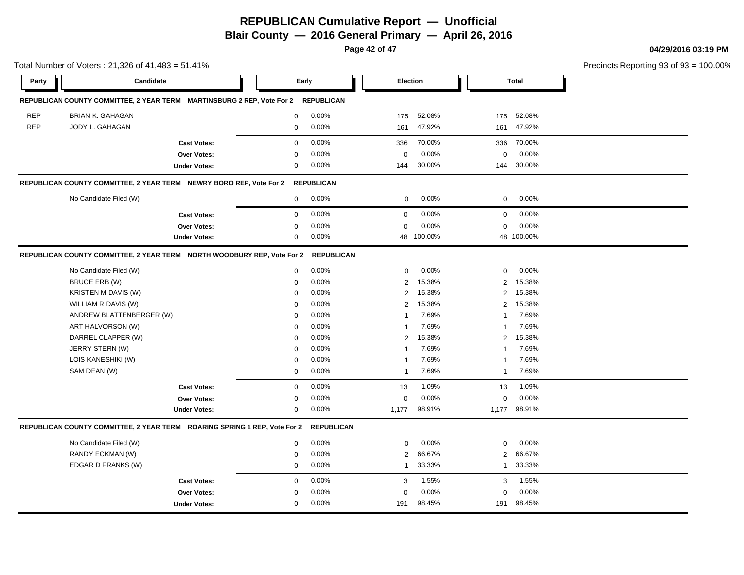# REPUBLICAN Cumulative Report — Unofficial

## Blair County — 2016 General Primary — April 26, 2016

04/29/2016 03:19 PM

Total Number of Voters : 21,326 of 41,483 = 51.41%

Precincts Reporting 93 of 93 = 100.00%

### REPUBLICAN COUNTY COMMITTEE, 2 YEAR TERM MARTINSBURG 2 REP, Vote For 2 REPUBLICAN

| Party | Candidate | Early | | Election | | Total | |
|---|---|---|---|---|---|---|---|
| REP | BRIAN K. GAHAGAN | 0 | 0.00% | 175 | 52.08% | 175 | 52.08% |
| REP | JODY L. GAHAGAN | 0 | 0.00% | 161 | 47.92% | 161 | 47.92% |
| | **Cast Votes:** | 0 | 0.00% | 336 | 70.00% | 336 | 70.00% |
| | **Over Votes:** | 0 | 0.00% | 0 | 0.00% | 0 | 0.00% |
| | **Under Votes:** | 0 | 0.00% | 144 | 30.00% | 144 | 30.00% |

### REPUBLICAN COUNTY COMMITTEE, 2 YEAR TERM NEWRY BORO REP, Vote For 2 REPUBLICAN

| Party | Candidate | Early | | Election | | Total | |
|---|---|---|---|---|---|---|---|
| | No Candidate Filed (W) | 0 | 0.00% | 0 | 0.00% | 0 | 0.00% |
| | **Cast Votes:** | 0 | 0.00% | 0 | 0.00% | 0 | 0.00% |
| | **Over Votes:** | 0 | 0.00% | 0 | 0.00% | 0 | 0.00% |
| | **Under Votes:** | 0 | 0.00% | 48 | 100.00% | 48 | 100.00% |

### REPUBLICAN COUNTY COMMITTEE, 2 YEAR TERM NORTH WOODBURY REP, Vote For 2 REPUBLICAN

| Party | Candidate | Early | | Election | | Total | |
|---|---|---|---|---|---|---|---|
| | No Candidate Filed (W) | 0 | 0.00% | 0 | 0.00% | 0 | 0.00% |
| | BRUCE ERB (W) | 0 | 0.00% | 2 | 15.38% | 2 | 15.38% |
| | KRISTEN M DAVIS (W) | 0 | 0.00% | 2 | 15.38% | 2 | 15.38% |
| | WILLIAM R DAVIS (W) | 0 | 0.00% | 2 | 15.38% | 2 | 15.38% |
| | ANDREW BLATTENBERGER (W) | 0 | 0.00% | 1 | 7.69% | 1 | 7.69% |
| | ART HALVORSON (W) | 0 | 0.00% | 1 | 7.69% | 1 | 7.69% |
| | DARREL CLAPPER (W) | 0 | 0.00% | 2 | 15.38% | 2 | 15.38% |
| | JERRY STERN (W) | 0 | 0.00% | 1 | 7.69% | 1 | 7.69% |
| | LOIS KANESHIKI (W) | 0 | 0.00% | 1 | 7.69% | 1 | 7.69% |
| | SAM DEAN (W) | 0 | 0.00% | 1 | 7.69% | 1 | 7.69% |
| | **Cast Votes:** | 0 | 0.00% | 13 | 1.09% | 13 | 1.09% |
| | **Over Votes:** | 0 | 0.00% | 0 | 0.00% | 0 | 0.00% |
| | **Under Votes:** | 0 | 0.00% | 1,177 | 98.91% | 1,177 | 98.91% |

### REPUBLICAN COUNTY COMMITTEE, 2 YEAR TERM ROARING SPRING 1 REP, Vote For 2 REPUBLICAN

| Party | Candidate | Early | | Election | | Total | |
|---|---|---|---|---|---|---|---|
| | No Candidate Filed (W) | 0 | 0.00% | 0 | 0.00% | 0 | 0.00% |
| | RANDY ECKMAN (W) | 0 | 0.00% | 2 | 66.67% | 2 | 66.67% |
| | EDGAR D FRANKS (W) | 0 | 0.00% | 1 | 33.33% | 1 | 33.33% |
| | **Cast Votes:** | 0 | 0.00% | 3 | 1.55% | 3 | 1.55% |
| | **Over Votes:** | 0 | 0.00% | 0 | 0.00% | 0 | 0.00% |
| | **Under Votes:** | 0 | 0.00% | 191 | 98.45% | 191 | 98.45% |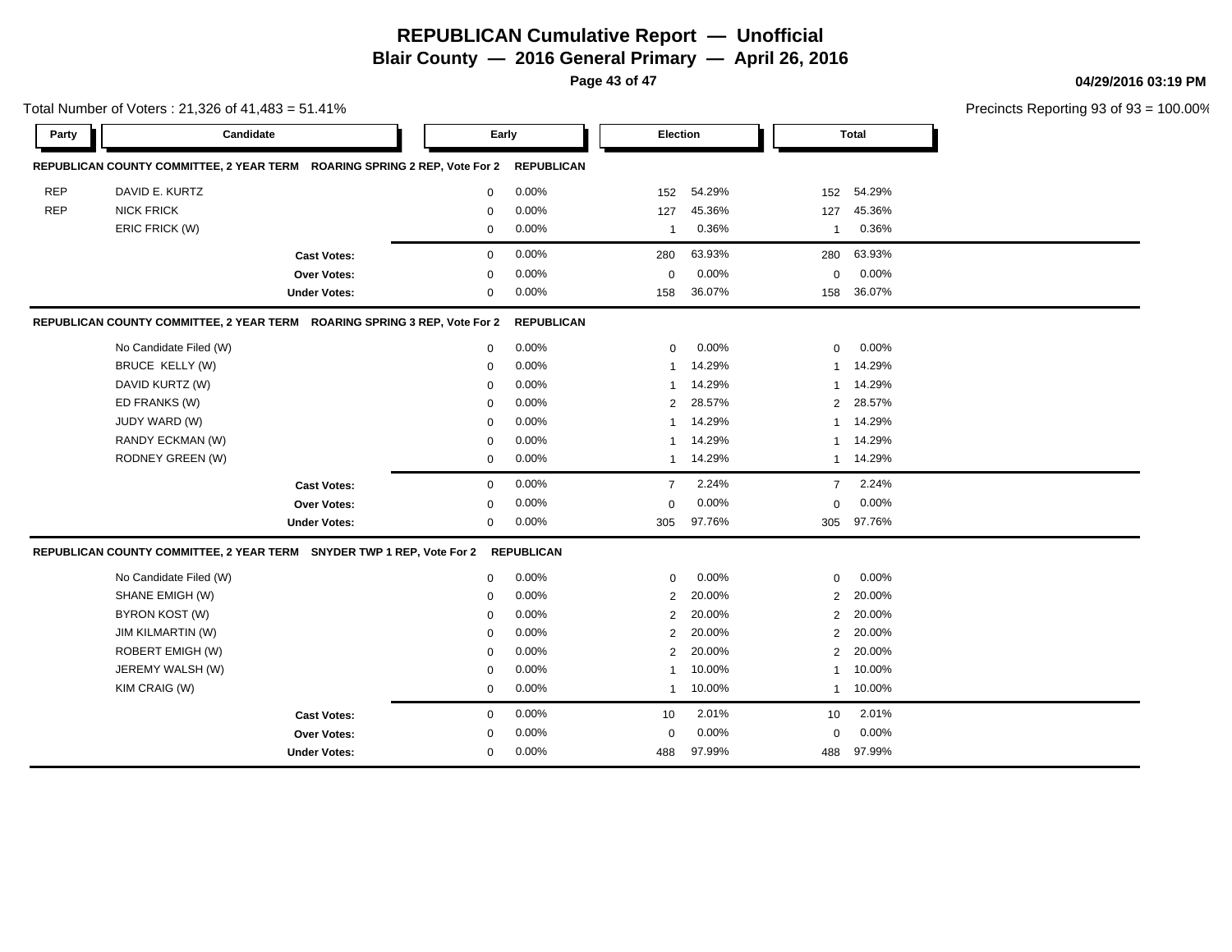# REPUBLICAN Cumulative Report — Unofficial

**Blair County — 2016 General Primary — April 26, 2016**

Total Number of Voters : 21,326 of 41,483 = 51.41%

Precincts Reporting 93 of 93 = 100.00%

| Party | Candidate | Early | | Election | | Total | |
|---|---|---|---|---|---|---|---|
| **REPUBLICAN COUNTY COMMITTEE, 2 YEAR TERM ROARING SPRING 2 REP, Vote For 2 REPUBLICAN** | | | | | | | |
| REP | DAVID E. KURTZ | 0 | 0.00% | 152 | 54.29% | 152 | 54.29% |
| REP | NICK FRICK | 0 | 0.00% | 127 | 45.36% | 127 | 45.36% |
| | ERIC FRICK (W) | 0 | 0.00% | 1 | 0.36% | 1 | 0.36% |
| | **Cast Votes:** | 0 | 0.00% | 280 | 63.93% | 280 | 63.93% |
| | **Over Votes:** | 0 | 0.00% | 0 | 0.00% | 0 | 0.00% |
| | **Under Votes:** | 0 | 0.00% | 158 | 36.07% | 158 | 36.07% |
| **REPUBLICAN COUNTY COMMITTEE, 2 YEAR TERM ROARING SPRING 3 REP, Vote For 2 REPUBLICAN** | | | | | | | |
| | No Candidate Filed (W) | 0 | 0.00% | 0 | 0.00% | 0 | 0.00% |
| | BRUCE KELLY (W) | 0 | 0.00% | 1 | 14.29% | 1 | 14.29% |
| | DAVID KURTZ (W) | 0 | 0.00% | 1 | 14.29% | 1 | 14.29% |
| | ED FRANKS (W) | 0 | 0.00% | 2 | 28.57% | 2 | 28.57% |
| | JUDY WARD (W) | 0 | 0.00% | 1 | 14.29% | 1 | 14.29% |
| | RANDY ECKMAN (W) | 0 | 0.00% | 1 | 14.29% | 1 | 14.29% |
| | RODNEY GREEN (W) | 0 | 0.00% | 1 | 14.29% | 1 | 14.29% |
| | **Cast Votes:** | 0 | 0.00% | 7 | 2.24% | 7 | 2.24% |
| | **Over Votes:** | 0 | 0.00% | 0 | 0.00% | 0 | 0.00% |
| | **Under Votes:** | 0 | 0.00% | 305 | 97.76% | 305 | 97.76% |
| **REPUBLICAN COUNTY COMMITTEE, 2 YEAR TERM SNYDER TWP 1 REP, Vote For 2 REPUBLICAN** | | | | | | | |
| | No Candidate Filed (W) | 0 | 0.00% | 0 | 0.00% | 0 | 0.00% |
| | SHANE EMIGH (W) | 0 | 0.00% | 2 | 20.00% | 2 | 20.00% |
| | BYRON KOST (W) | 0 | 0.00% | 2 | 20.00% | 2 | 20.00% |
| | JIM KILMARTIN (W) | 0 | 0.00% | 2 | 20.00% | 2 | 20.00% |
| | ROBERT EMIGH (W) | 0 | 0.00% | 2 | 20.00% | 2 | 20.00% |
| | JEREMY WALSH (W) | 0 | 0.00% | 1 | 10.00% | 1 | 10.00% |
| | KIM CRAIG (W) | 0 | 0.00% | 1 | 10.00% | 1 | 10.00% |
| | **Cast Votes:** | 0 | 0.00% | 10 | 2.01% | 10 | 2.01% |
| | **Over Votes:** | 0 | 0.00% | 0 | 0.00% | 0 | 0.00% |
| | **Under Votes:** | 0 | 0.00% | 488 | 97.99% | 488 | 97.99% |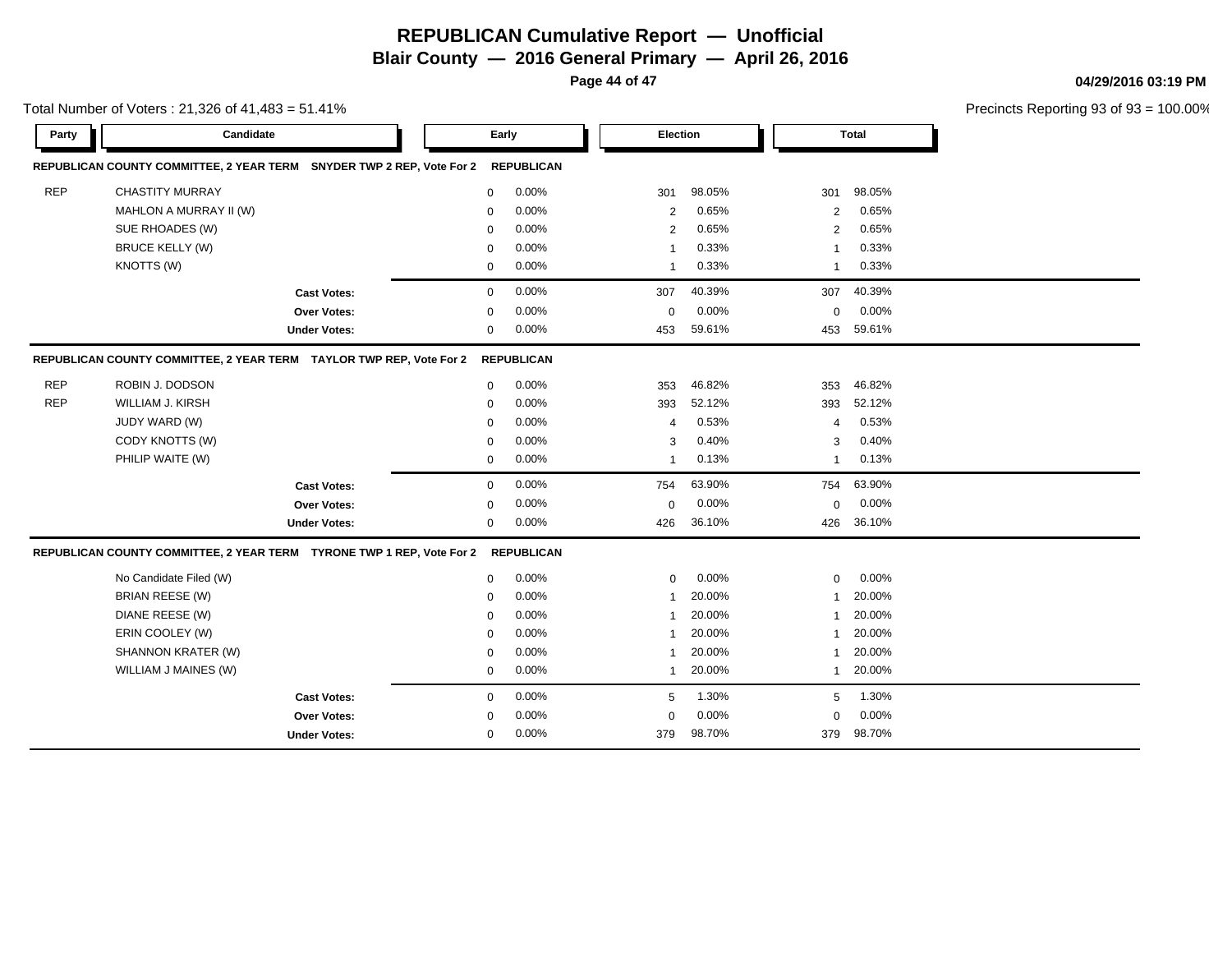# REPUBLICAN Cumulative Report — Unofficial

**Blair County — 2016 General Primary — April 26, 2016**

04/29/2016 03:19 PM

Total Number of Voters : 21,326 of 41,483 = 51.41%

Precincts Reporting 93 of 93 = 100.00%

| Party | Candidate | Early | | Election | | Total | |
|---|---|---|---|---|---|---|---|
| **REPUBLICAN COUNTY COMMITTEE, 2 YEAR TERM SNYDER TWP 2 REP, Vote For 2** | | **REPUBLICAN** | | | | | |
| REP | CHASTITY MURRAY | 0 | 0.00% | 301 | 98.05% | 301 | 98.05% |
| | MAHLON A MURRAY II (W) | 0 | 0.00% | 2 | 0.65% | 2 | 0.65% |
| | SUE RHOADES (W) | 0 | 0.00% | 2 | 0.65% | 2 | 0.65% |
| | BRUCE KELLY (W) | 0 | 0.00% | 1 | 0.33% | 1 | 0.33% |
| | KNOTTS (W) | 0 | 0.00% | 1 | 0.33% | 1 | 0.33% |
| | **Cast Votes:** | 0 | 0.00% | 307 | 40.39% | 307 | 40.39% |
| | **Over Votes:** | 0 | 0.00% | 0 | 0.00% | 0 | 0.00% |
| | **Under Votes:** | 0 | 0.00% | 453 | 59.61% | 453 | 59.61% |
| **REPUBLICAN COUNTY COMMITTEE, 2 YEAR TERM TAYLOR TWP REP, Vote For 2** | | **REPUBLICAN** | | | | | |
| REP | ROBIN J. DODSON | 0 | 0.00% | 353 | 46.82% | 353 | 46.82% |
| REP | WILLIAM J. KIRSH | 0 | 0.00% | 393 | 52.12% | 393 | 52.12% |
| | JUDY WARD (W) | 0 | 0.00% | 4 | 0.53% | 4 | 0.53% |
| | CODY KNOTTS (W) | 0 | 0.00% | 3 | 0.40% | 3 | 0.40% |
| | PHILIP WAITE (W) | 0 | 0.00% | 1 | 0.13% | 1 | 0.13% |
| | **Cast Votes:** | 0 | 0.00% | 754 | 63.90% | 754 | 63.90% |
| | **Over Votes:** | 0 | 0.00% | 0 | 0.00% | 0 | 0.00% |
| | **Under Votes:** | 0 | 0.00% | 426 | 36.10% | 426 | 36.10% |
| **REPUBLICAN COUNTY COMMITTEE, 2 YEAR TERM TYRONE TWP 1 REP, Vote For 2** | | **REPUBLICAN** | | | | | |
| | No Candidate Filed (W) | 0 | 0.00% | 0 | 0.00% | 0 | 0.00% |
| | BRIAN REESE (W) | 0 | 0.00% | 1 | 20.00% | 1 | 20.00% |
| | DIANE REESE (W) | 0 | 0.00% | 1 | 20.00% | 1 | 20.00% |
| | ERIN COOLEY (W) | 0 | 0.00% | 1 | 20.00% | 1 | 20.00% |
| | SHANNON KRATER (W) | 0 | 0.00% | 1 | 20.00% | 1 | 20.00% |
| | WILLIAM J MAINES (W) | 0 | 0.00% | 1 | 20.00% | 1 | 20.00% |
| | **Cast Votes:** | 0 | 0.00% | 5 | 1.30% | 5 | 1.30% |
| | **Over Votes:** | 0 | 0.00% | 0 | 0.00% | 0 | 0.00% |
| | **Under Votes:** | 0 | 0.00% | 379 | 98.70% | 379 | 98.70% |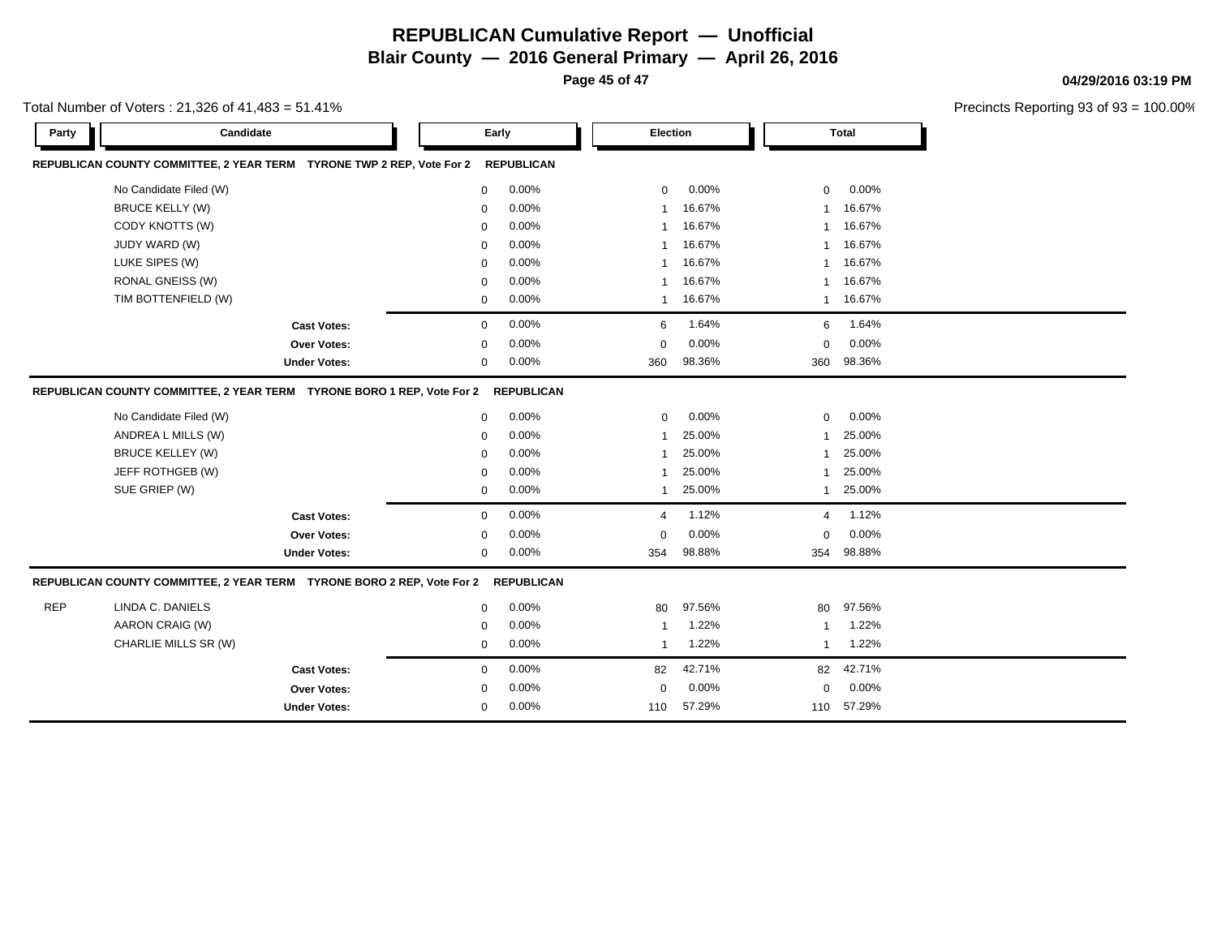# REPUBLICAN Cumulative Report — Unofficial

## Blair County — 2016 General Primary — April 26, 2016

04/29/2016 03:19 PM

Total Number of Voters : 21,326 of 41,483 = 51.41%

Precincts Reporting 93 of 93 = 100.00%

### REPUBLICAN COUNTY COMMITTEE, 2 YEAR TERM TYRONE TWP 2 REP, Vote For 2 — REPUBLICAN

| Party | Candidate | Early | | Election | | Total | |
|---|---|---|---|---|---|---|---|
| | No Candidate Filed (W) | 0 | 0.00% | 0 | 0.00% | 0 | 0.00% |
| | BRUCE KELLY (W) | 0 | 0.00% | 1 | 16.67% | 1 | 16.67% |
| | CODY KNOTTS (W) | 0 | 0.00% | 1 | 16.67% | 1 | 16.67% |
| | JUDY WARD (W) | 0 | 0.00% | 1 | 16.67% | 1 | 16.67% |
| | LUKE SIPES (W) | 0 | 0.00% | 1 | 16.67% | 1 | 16.67% |
| | RONAL GNEISS (W) | 0 | 0.00% | 1 | 16.67% | 1 | 16.67% |
| | TIM BOTTENFIELD (W) | 0 | 0.00% | 1 | 16.67% | 1 | 16.67% |
| | **Cast Votes:** | 0 | 0.00% | 6 | 1.64% | 6 | 1.64% |
| | **Over Votes:** | 0 | 0.00% | 0 | 0.00% | 0 | 0.00% |
| | **Under Votes:** | 0 | 0.00% | 360 | 98.36% | 360 | 98.36% |

### REPUBLICAN COUNTY COMMITTEE, 2 YEAR TERM TYRONE BORO 1 REP, Vote For 2 — REPUBLICAN

| Party | Candidate | Early | | Election | | Total | |
|---|---|---|---|---|---|---|---|
| | No Candidate Filed (W) | 0 | 0.00% | 0 | 0.00% | 0 | 0.00% |
| | ANDREA L MILLS (W) | 0 | 0.00% | 1 | 25.00% | 1 | 25.00% |
| | BRUCE KELLEY (W) | 0 | 0.00% | 1 | 25.00% | 1 | 25.00% |
| | JEFF ROTHGEB (W) | 0 | 0.00% | 1 | 25.00% | 1 | 25.00% |
| | SUE GRIEP (W) | 0 | 0.00% | 1 | 25.00% | 1 | 25.00% |
| | **Cast Votes:** | 0 | 0.00% | 4 | 1.12% | 4 | 1.12% |
| | **Over Votes:** | 0 | 0.00% | 0 | 0.00% | 0 | 0.00% |
| | **Under Votes:** | 0 | 0.00% | 354 | 98.88% | 354 | 98.88% |

### REPUBLICAN COUNTY COMMITTEE, 2 YEAR TERM TYRONE BORO 2 REP, Vote For 2 — REPUBLICAN

| Party | Candidate | Early | | Election | | Total | |
|---|---|---|---|---|---|---|---|
| REP | LINDA C. DANIELS | 0 | 0.00% | 80 | 97.56% | 80 | 97.56% |
| | AARON CRAIG (W) | 0 | 0.00% | 1 | 1.22% | 1 | 1.22% |
| | CHARLIE MILLS SR (W) | 0 | 0.00% | 1 | 1.22% | 1 | 1.22% |
| | **Cast Votes:** | 0 | 0.00% | 82 | 42.71% | 82 | 42.71% |
| | **Over Votes:** | 0 | 0.00% | 0 | 0.00% | 0 | 0.00% |
| | **Under Votes:** | 0 | 0.00% | 110 | 57.29% | 110 | 57.29% |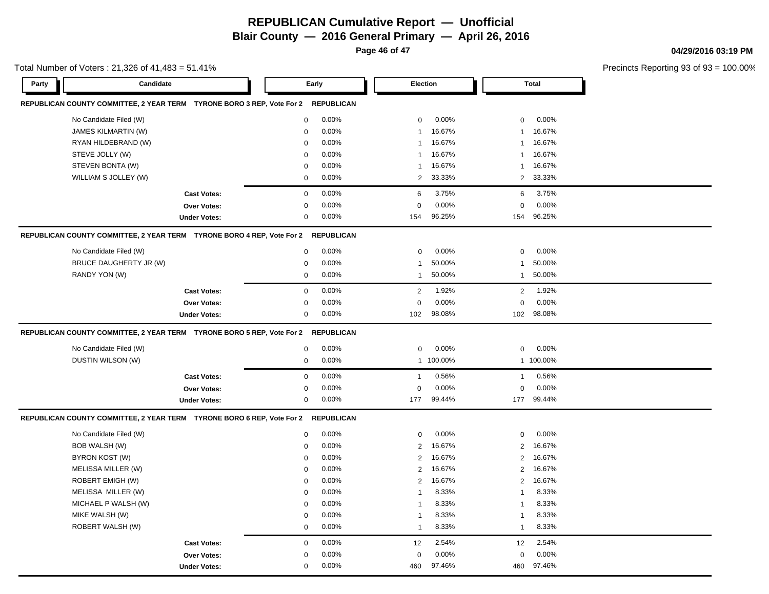# REPUBLICAN Cumulative Report — Unofficial

## Blair County — 2016 General Primary — April 26, 2016

04/29/2016 03:19 PM

Total Number of Voters : 21,326 of 41,483 = 51.41%

Precincts Reporting 93 of 93 = 100.00%

| Party | Candidate | Early | | Election | | Total | |
|---|---|---|---|---|---|---|---|

**REPUBLICAN COUNTY COMMITTEE, 2 YEAR TERM TYRONE BORO 3 REP, Vote For 2 REPUBLICAN**

| Candidate | Early | | Election | | Total | |
|---|---|---|---|---|---|---|
| No Candidate Filed (W) | 0 | 0.00% | 0 | 0.00% | 0 | 0.00% |
| JAMES KILMARTIN (W) | 0 | 0.00% | 1 | 16.67% | 1 | 16.67% |
| RYAN HILDEBRAND (W) | 0 | 0.00% | 1 | 16.67% | 1 | 16.67% |
| STEVE JOLLY (W) | 0 | 0.00% | 1 | 16.67% | 1 | 16.67% |
| STEVEN BONTA (W) | 0 | 0.00% | 1 | 16.67% | 1 | 16.67% |
| WILLIAM S JOLLEY (W) | 0 | 0.00% | 2 | 33.33% | 2 | 33.33% |
| **Cast Votes:** | 0 | 0.00% | 6 | 3.75% | 6 | 3.75% |
| **Over Votes:** | 0 | 0.00% | 0 | 0.00% | 0 | 0.00% |
| **Under Votes:** | 0 | 0.00% | 154 | 96.25% | 154 | 96.25% |

**REPUBLICAN COUNTY COMMITTEE, 2 YEAR TERM TYRONE BORO 4 REP, Vote For 2 REPUBLICAN**

| Candidate | Early | | Election | | Total | |
|---|---|---|---|---|---|---|
| No Candidate Filed (W) | 0 | 0.00% | 0 | 0.00% | 0 | 0.00% |
| BRUCE DAUGHERTY JR (W) | 0 | 0.00% | 1 | 50.00% | 1 | 50.00% |
| RANDY YON (W) | 0 | 0.00% | 1 | 50.00% | 1 | 50.00% |
| **Cast Votes:** | 0 | 0.00% | 2 | 1.92% | 2 | 1.92% |
| **Over Votes:** | 0 | 0.00% | 0 | 0.00% | 0 | 0.00% |
| **Under Votes:** | 0 | 0.00% | 102 | 98.08% | 102 | 98.08% |

**REPUBLICAN COUNTY COMMITTEE, 2 YEAR TERM TYRONE BORO 5 REP, Vote For 2 REPUBLICAN**

| Candidate | Early | | Election | | Total | |
|---|---|---|---|---|---|---|
| No Candidate Filed (W) | 0 | 0.00% | 0 | 0.00% | 0 | 0.00% |
| DUSTIN WILSON (W) | 0 | 0.00% | 1 | 100.00% | 1 | 100.00% |
| **Cast Votes:** | 0 | 0.00% | 1 | 0.56% | 1 | 0.56% |
| **Over Votes:** | 0 | 0.00% | 0 | 0.00% | 0 | 0.00% |
| **Under Votes:** | 0 | 0.00% | 177 | 99.44% | 177 | 99.44% |

**REPUBLICAN COUNTY COMMITTEE, 2 YEAR TERM TYRONE BORO 6 REP, Vote For 2 REPUBLICAN**

| Candidate | Early | | Election | | Total | |
|---|---|---|---|---|---|---|
| No Candidate Filed (W) | 0 | 0.00% | 0 | 0.00% | 0 | 0.00% |
| BOB WALSH (W) | 0 | 0.00% | 2 | 16.67% | 2 | 16.67% |
| BYRON KOST (W) | 0 | 0.00% | 2 | 16.67% | 2 | 16.67% |
| MELISSA MILLER (W) | 0 | 0.00% | 2 | 16.67% | 2 | 16.67% |
| ROBERT EMIGH (W) | 0 | 0.00% | 2 | 16.67% | 2 | 16.67% |
| MELISSA MILLER (W) | 0 | 0.00% | 1 | 8.33% | 1 | 8.33% |
| MICHAEL P WALSH (W) | 0 | 0.00% | 1 | 8.33% | 1 | 8.33% |
| MIKE WALSH (W) | 0 | 0.00% | 1 | 8.33% | 1 | 8.33% |
| ROBERT WALSH (W) | 0 | 0.00% | 1 | 8.33% | 1 | 8.33% |
| **Cast Votes:** | 0 | 0.00% | 12 | 2.54% | 12 | 2.54% |
| **Over Votes:** | 0 | 0.00% | 0 | 0.00% | 0 | 0.00% |
| **Under Votes:** | 0 | 0.00% | 460 | 97.46% | 460 | 97.46% |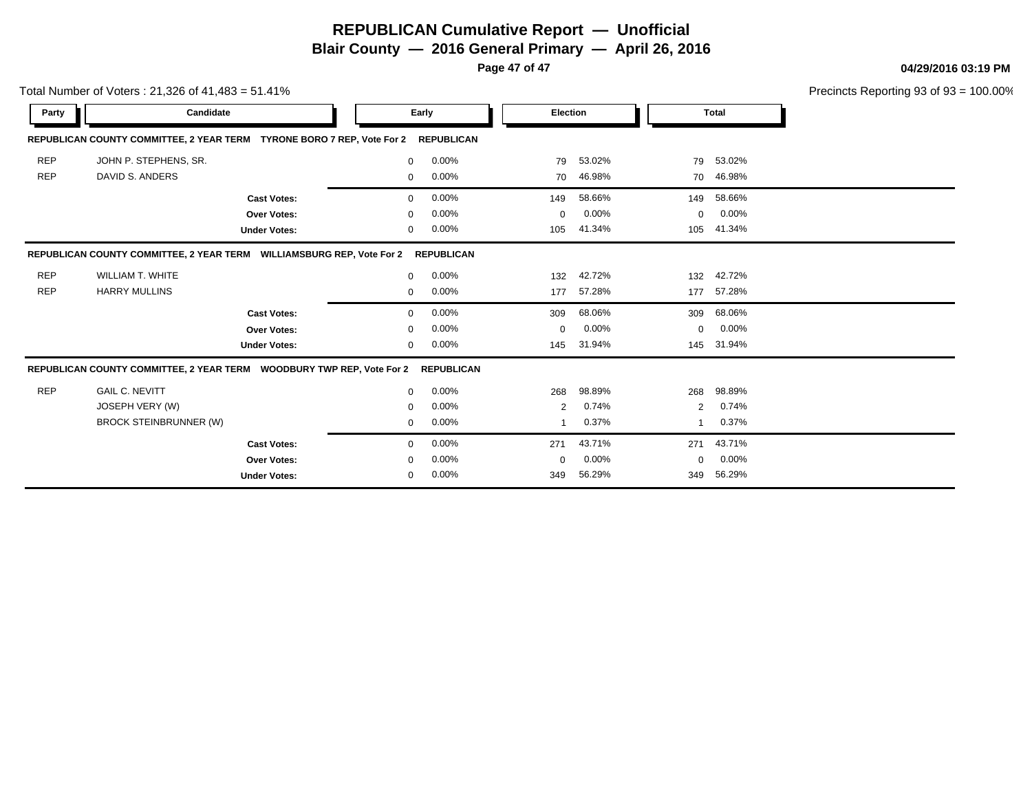# REPUBLICAN Cumulative Report — Unofficial

## Blair County — 2016 General Primary — April 26, 2016

**04/29/2016 03:19 PM**

Total Number of Voters : 21,326 of 41,483 = 51.41%

Precincts Reporting 93 of 93 = 100.00%

| Party | Candidate | Early | | Election | | Total | |
|---|---|---|---|---|---|---|---|
| **REPUBLICAN COUNTY COMMITTEE, 2 YEAR TERM TYRONE BORO 7 REP, Vote For 2** | **REPUBLICAN** | | | | | | |
| REP | JOHN P. STEPHENS, SR. | 0 | 0.00% | 79 | 53.02% | 79 | 53.02% |
| REP | DAVID S. ANDERS | 0 | 0.00% | 70 | 46.98% | 70 | 46.98% |
| | **Cast Votes:** | 0 | 0.00% | 149 | 58.66% | 149 | 58.66% |
| | **Over Votes:** | 0 | 0.00% | 0 | 0.00% | 0 | 0.00% |
| | **Under Votes:** | 0 | 0.00% | 105 | 41.34% | 105 | 41.34% |
| **REPUBLICAN COUNTY COMMITTEE, 2 YEAR TERM WILLIAMSBURG REP, Vote For 2** | **REPUBLICAN** | | | | | | |
| REP | WILLIAM T. WHITE | 0 | 0.00% | 132 | 42.72% | 132 | 42.72% |
| REP | HARRY MULLINS | 0 | 0.00% | 177 | 57.28% | 177 | 57.28% |
| | **Cast Votes:** | 0 | 0.00% | 309 | 68.06% | 309 | 68.06% |
| | **Over Votes:** | 0 | 0.00% | 0 | 0.00% | 0 | 0.00% |
| | **Under Votes:** | 0 | 0.00% | 145 | 31.94% | 145 | 31.94% |
| **REPUBLICAN COUNTY COMMITTEE, 2 YEAR TERM WOODBURY TWP REP, Vote For 2** | **REPUBLICAN** | | | | | | |
| REP | GAIL C. NEVITT | 0 | 0.00% | 268 | 98.89% | 268 | 98.89% |
| | JOSEPH VERY (W) | 0 | 0.00% | 2 | 0.74% | 2 | 0.74% |
| | BROCK STEINBRUNNER (W) | 0 | 0.00% | 1 | 0.37% | 1 | 0.37% |
| | **Cast Votes:** | 0 | 0.00% | 271 | 43.71% | 271 | 43.71% |
| | **Over Votes:** | 0 | 0.00% | 0 | 0.00% | 0 | 0.00% |
| | **Under Votes:** | 0 | 0.00% | 349 | 56.29% | 349 | 56.29% |